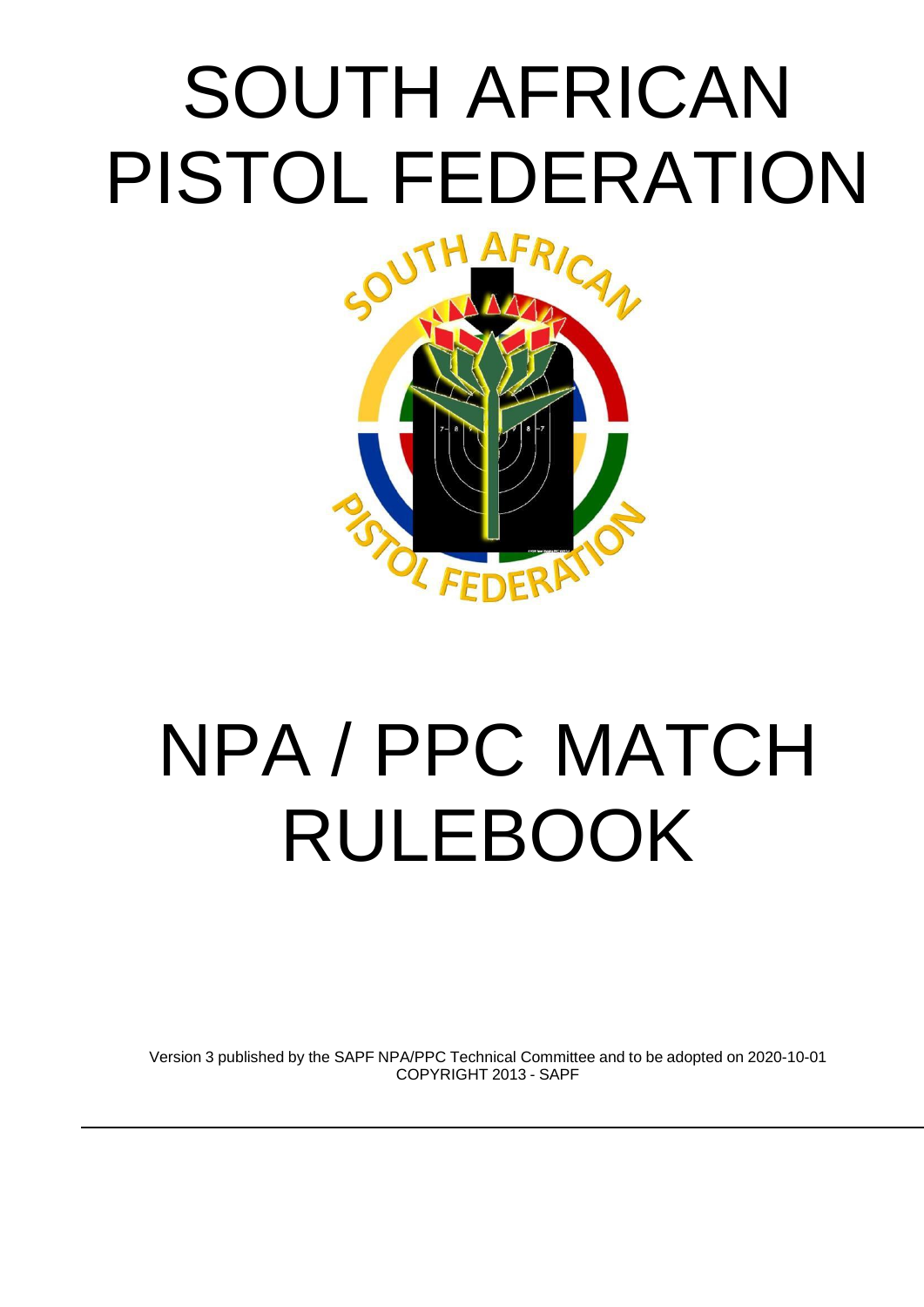# SOUTH AFRICAN PISTOL FEDERATION

# NPA / PPC MATCH RULEBOOK

Version 3 published by the SAPF NPA/PPC Technical Committee and to be adopted on 2020-10-01
COPYRIGHT 2013 - SAPF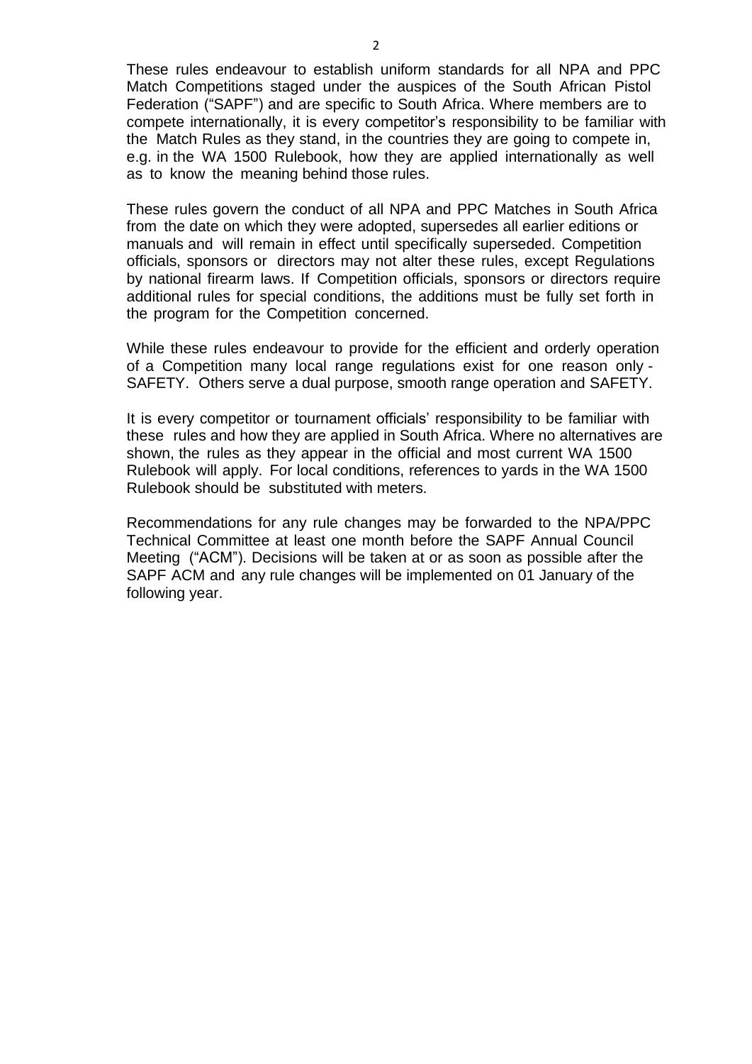These rules endeavour to establish uniform standards for all NPA and PPC Match Competitions staged under the auspices of the South African Pistol Federation ("SAPF") and are specific to South Africa. Where members are to compete internationally, it is every competitor's responsibility to be familiar with the Match Rules as they stand, in the countries they are going to compete in, e.g. in the WA 1500 Rulebook, how they are applied internationally as well as to know the meaning behind those rules.

These rules govern the conduct of all NPA and PPC Matches in South Africa from the date on which they were adopted, supersedes all earlier editions or manuals and will remain in effect until specifically superseded. Competition officials, sponsors or directors may not alter these rules, except Regulations by national firearm laws. If Competition officials, sponsors or directors require additional rules for special conditions, the additions must be fully set forth in the program for the Competition concerned.

While these rules endeavour to provide for the efficient and orderly operation of a Competition many local range regulations exist for one reason only - SAFETY. Others serve a dual purpose, smooth range operation and SAFETY.

It is every competitor or tournament officials' responsibility to be familiar with these rules and how they are applied in South Africa. Where no alternatives are shown, the rules as they appear in the official and most current WA 1500 Rulebook will apply. For local conditions, references to yards in the WA 1500 Rulebook should be substituted with meters.

Recommendations for any rule changes may be forwarded to the NPA/PPC Technical Committee at least one month before the SAPF Annual Council Meeting ("ACM"). Decisions will be taken at or as soon as possible after the SAPF ACM and any rule changes will be implemented on 01 January of the following year.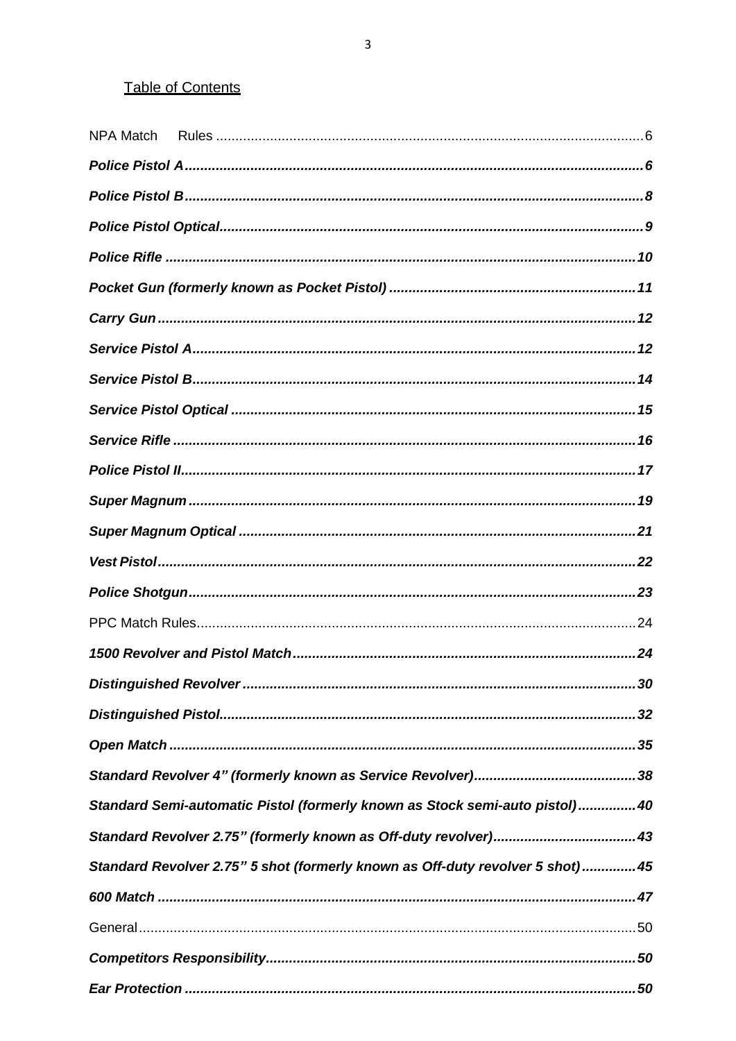## Table of Contents

NPA Match Rules ............................................................................................................ 6

***Police Pistol A*** ........................................................................................................ ***6***

***Police Pistol B*** ........................................................................................................ ***8***

***Police Pistol Optical*** ............................................................................................... ***9***

***Police Rifle*** ............................................................................................................ ***10***

***Pocket Gun (formerly known as Pocket Pistol)*** ..................................................... ***11***

***Carry Gun*** ............................................................................................................. ***12***

***Service Pistol A*** ..................................................................................................... ***12***

***Service Pistol B*** ..................................................................................................... ***14***

***Service Pistol Optical*** ........................................................................................... ***15***

***Service Rifle*** .......................................................................................................... ***16***

***Police Pistol II*** ....................................................................................................... ***17***

***Super Magnum*** ...................................................................................................... ***19***

***Super Magnum Optical*** ......................................................................................... ***21***

***Vest Pistol*** ............................................................................................................. ***22***

***Police Shotgun*** ...................................................................................................... ***23***

PPC Match Rules ........................................................................................................... 24

***1500 Revolver and Pistol Match*** ............................................................................ ***24***

***Distinguished Revolver*** ......................................................................................... ***30***

***Distinguished Pistol*** ............................................................................................... ***32***

***Open Match*** ........................................................................................................... ***35***

***Standard Revolver 4" (formerly known as Service Revolver)*** ............................... ***38***

***Standard Semi-automatic Pistol (formerly known as Stock semi-auto pistol)*** ...... ***40***

***Standard Revolver 2.75" (formerly known as Off-duty revolver)*** .......................... ***43***

***Standard Revolver 2.75" 5 shot (formerly known as Off-duty revolver 5 shot)*** ..... ***45***

***600 Match*** ............................................................................................................. ***47***

General .......................................................................................................................... 50

***Competitors Responsibility*** ................................................................................... ***50***

***Ear Protection*** ....................................................................................................... ***50***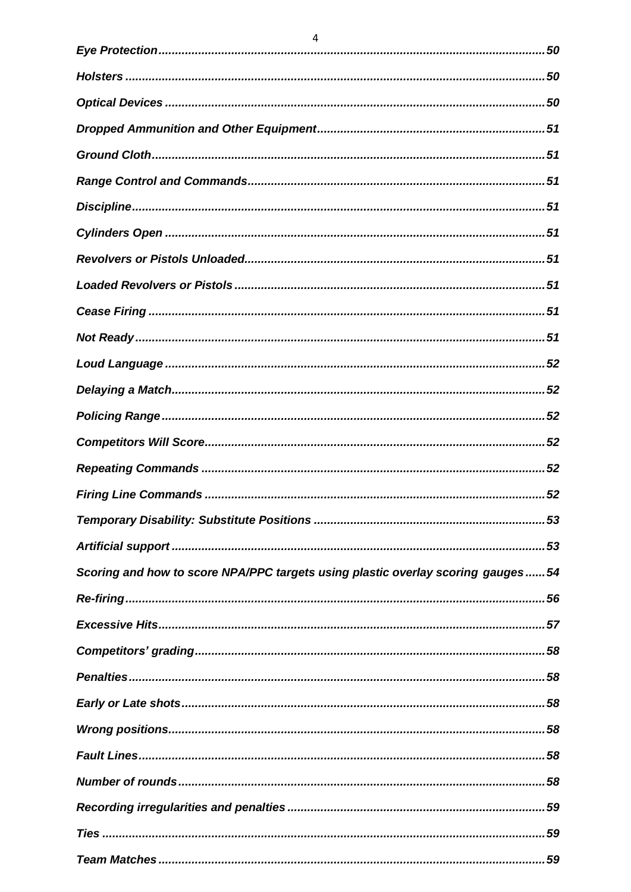*Eye Protection* .......................................................................................................... *50*

*Holsters* ..................................................................................................................... *50*

*Optical Devices* ........................................................................................................... *50*

*Dropped Ammunition and Other Equipment* ............................................................. *51*

*Ground Cloth* ............................................................................................................... *51*

*Range Control and Commands* ................................................................................. *51*

*Discipline* .................................................................................................................... *51*

*Cylinders Open* ........................................................................................................... *51*

*Revolvers or Pistols Unloaded* ................................................................................... *51*

*Loaded Revolvers or Pistols* ...................................................................................... *51*

*Cease Firing* ............................................................................................................... *51*

*Not Ready* ................................................................................................................... *51*

*Loud Language* .......................................................................................................... *52*

*Delaying a Match* ........................................................................................................ *52*

*Policing Range* ........................................................................................................... *52*

*Competitors Will Score* ............................................................................................... *52*

*Repeating Commands* ................................................................................................ *52*

*Firing Line Commands* ............................................................................................... *52*

*Temporary Disability: Substitute Positions* ............................................................... *53*

*Artificial support* ......................................................................................................... *53*

*Scoring and how to score NPA/PPC targets using plastic overlay scoring gauges* ...... *54*

*Re-firing* ...................................................................................................................... *56*

*Excessive Hits* ............................................................................................................ *57*

*Competitors' grading* .................................................................................................. *58*

*Penalties* ..................................................................................................................... *58*

*Early or Late shots* ...................................................................................................... *58*

*Wrong positions* .......................................................................................................... *58*

*Fault Lines* .................................................................................................................. *58*

*Number of rounds* ....................................................................................................... *58*

*Recording irregularities and penalties* ....................................................................... *59*

*Ties* ............................................................................................................................. *59*

*Team Matches* ............................................................................................................. *59*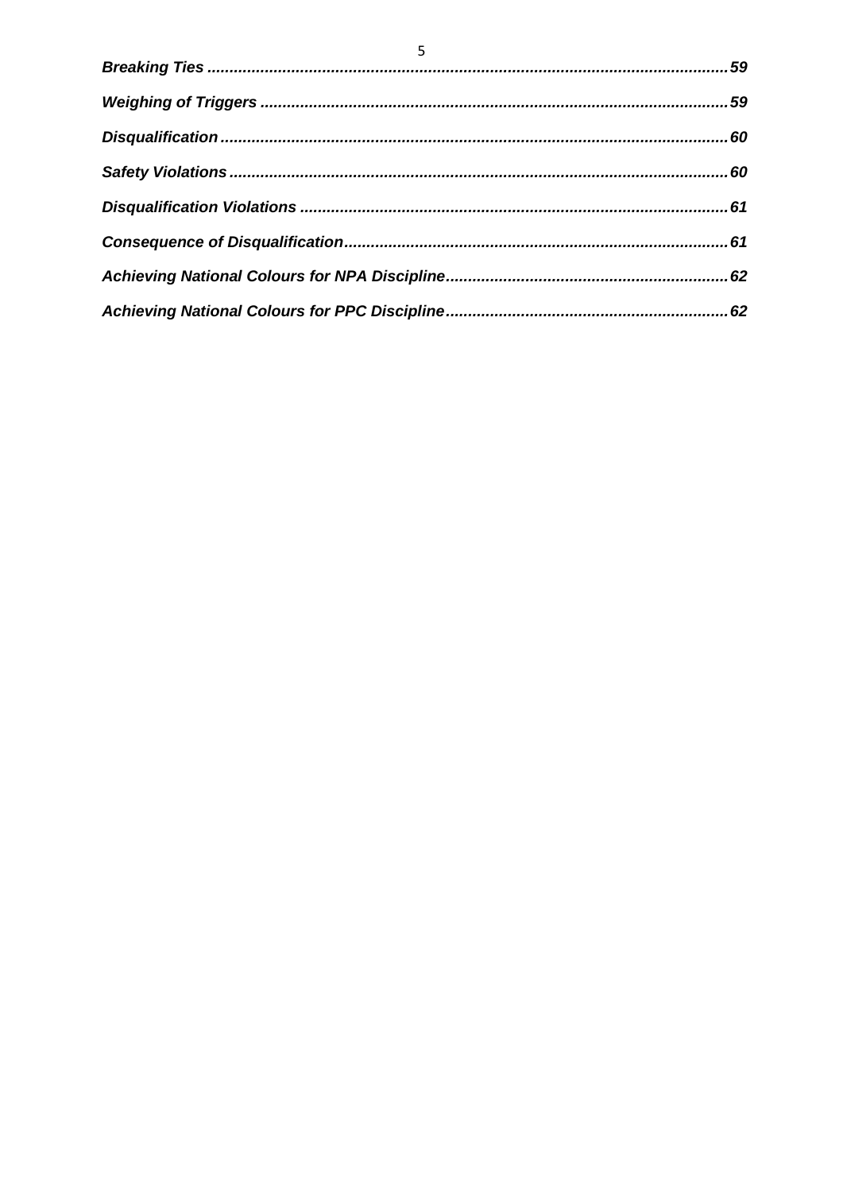*Breaking Ties* ........................................................................................................................ 59

*Weighing of Triggers* .............................................................................................................. 59

*Disqualification* ...................................................................................................................... 60

*Safety Violations* ..................................................................................................................... 60

*Disqualification Violations* ..................................................................................................... 61

*Consequence of Disqualification* ............................................................................................ 61

*Achieving National Colours for NPA Discipline* ..................................................................... 62

*Achieving National Colours for PPC Discipline* ..................................................................... 62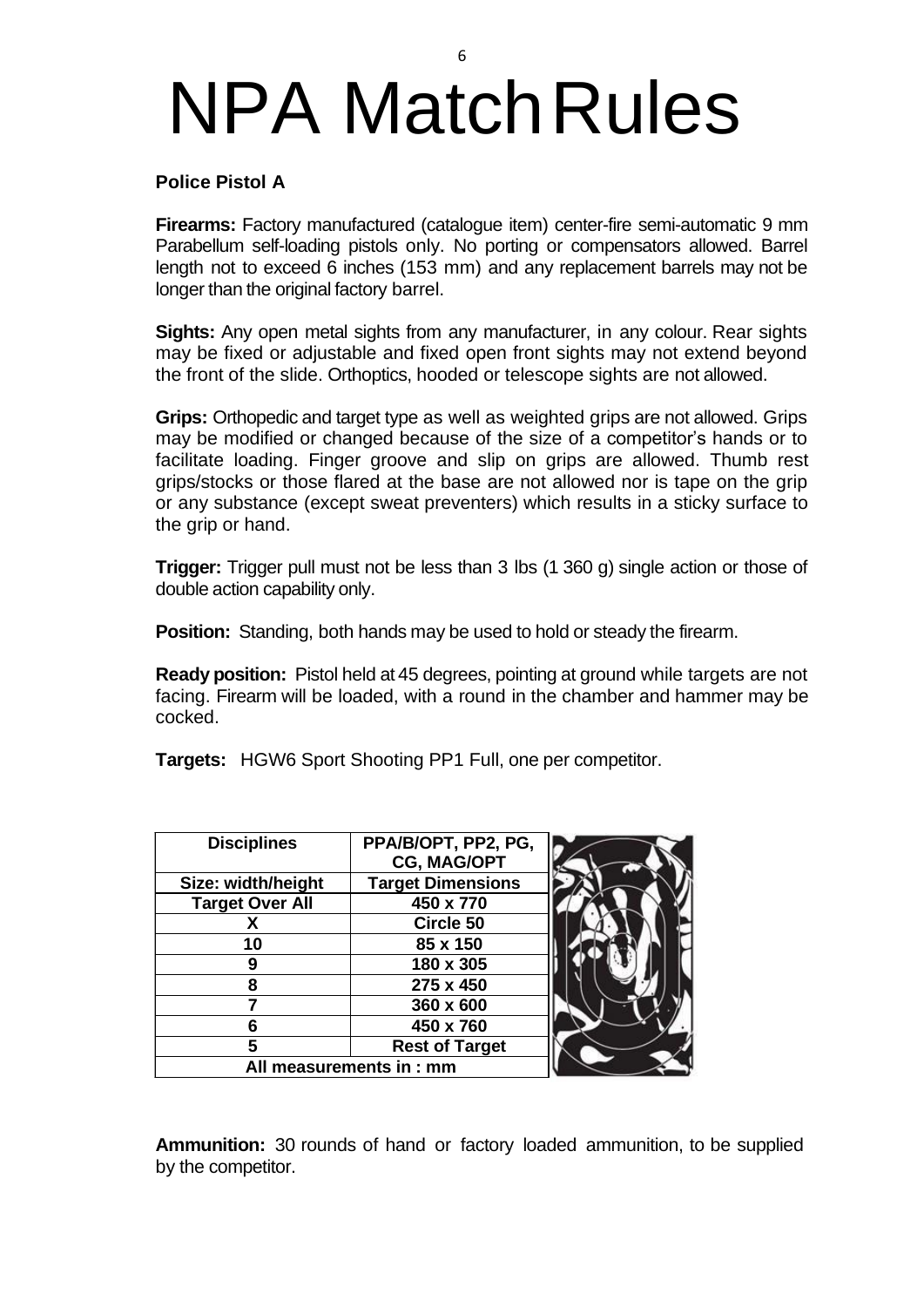# NPA Match Rules

**Police Pistol A**

**Firearms:** Factory manufactured (catalogue item) center-fire semi-automatic 9 mm Parabellum self-loading pistols only. No porting or compensators allowed. Barrel length not to exceed 6 inches (153 mm) and any replacement barrels may not be longer than the original factory barrel.

**Sights:** Any open metal sights from any manufacturer, in any colour. Rear sights may be fixed or adjustable and fixed open front sights may not extend beyond the front of the slide. Orthoptics, hooded or telescope sights are not allowed.

**Grips:** Orthopedic and target type as well as weighted grips are not allowed. Grips may be modified or changed because of the size of a competitor's hands or to facilitate loading. Finger groove and slip on grips are allowed. Thumb rest grips/stocks or those flared at the base are not allowed nor is tape on the grip or any substance (except sweat preventers) which results in a sticky surface to the grip or hand.

**Trigger:** Trigger pull must not be less than 3 lbs (1 360 g) single action or those of double action capability only.

**Position:** Standing, both hands may be used to hold or steady the firearm.

**Ready position:** Pistol held at 45 degrees, pointing at ground while targets are not facing. Firearm will be loaded, with a round in the chamber and hammer may be cocked.

**Targets:** HGW6 Sport Shooting PP1 Full, one per competitor.

| Disciplines | PPA/B/OPT, PP2, PG, CG, MAG/OPT |
|---|---|
| Size: width/height | Target Dimensions |
| Target Over All | 450 x 770 |
| X | Circle 50 |
| 10 | 85 x 150 |
| 9 | 180 x 305 |
| 8 | 275 x 450 |
| 7 | 360 x 600 |
| 6 | 450 x 760 |
| 5 | Rest of Target |
| All measurements in : mm | |

**Ammunition:** 30 rounds of hand or factory loaded ammunition, to be supplied by the competitor.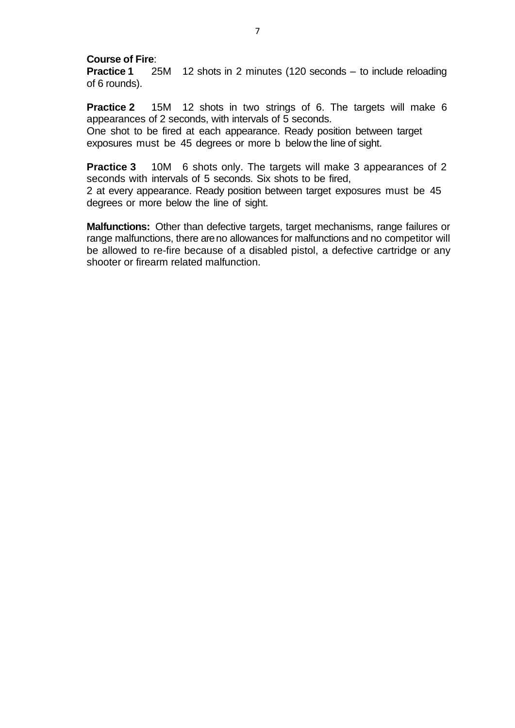**Course of Fire**:

**Practice 1** 25M 12 shots in 2 minutes (120 seconds – to include reloading of 6 rounds).

**Practice 2** 15M 12 shots in two strings of 6. The targets will make 6 appearances of 2 seconds, with intervals of 5 seconds.
One shot to be fired at each appearance. Ready position between target exposures must be 45 degrees or more b below the line of sight.

**Practice 3** 10M 6 shots only. The targets will make 3 appearances of 2 seconds with intervals of 5 seconds. Six shots to be fired,
2 at every appearance. Ready position between target exposures must be 45 degrees or more below the line of sight.

**Malfunctions:** Other than defective targets, target mechanisms, range failures or range malfunctions, there are no allowances for malfunctions and no competitor will be allowed to re-fire because of a disabled pistol, a defective cartridge or any shooter or firearm related malfunction.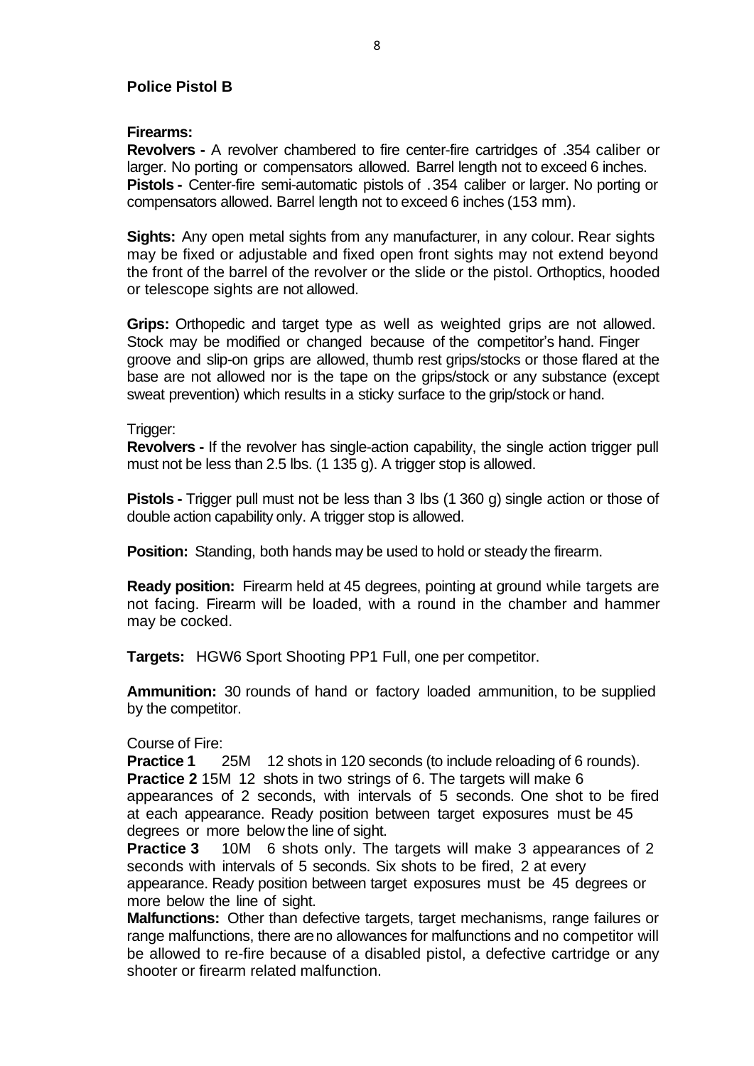## Police Pistol B

**Firearms:**

**Revolvers -** A revolver chambered to fire center-fire cartridges of .354 caliber or larger. No porting or compensators allowed. Barrel length not to exceed 6 inches.
**Pistols -** Center-fire semi-automatic pistols of .354 caliber or larger. No porting or compensators allowed. Barrel length not to exceed 6 inches (153 mm).

**Sights:** Any open metal sights from any manufacturer, in any colour. Rear sights may be fixed or adjustable and fixed open front sights may not extend beyond the front of the barrel of the revolver or the slide or the pistol. Orthoptics, hooded or telescope sights are not allowed.

**Grips:** Orthopedic and target type as well as weighted grips are not allowed. Stock may be modified or changed because of the competitor's hand. Finger groove and slip-on grips are allowed, thumb rest grips/stocks or those flared at the base are not allowed nor is the tape on the grips/stock or any substance (except sweat prevention) which results in a sticky surface to the grip/stock or hand.

Trigger:

**Revolvers -** If the revolver has single-action capability, the single action trigger pull must not be less than 2.5 lbs. (1 135 g). A trigger stop is allowed.

**Pistols -** Trigger pull must not be less than 3 lbs (1 360 g) single action or those of double action capability only. A trigger stop is allowed.

**Position:** Standing, both hands may be used to hold or steady the firearm.

**Ready position:** Firearm held at 45 degrees, pointing at ground while targets are not facing. Firearm will be loaded, with a round in the chamber and hammer may be cocked.

**Targets:** HGW6 Sport Shooting PP1 Full, one per competitor.

**Ammunition:** 30 rounds of hand or factory loaded ammunition, to be supplied by the competitor.

Course of Fire:

**Practice 1** 25M 12 shots in 120 seconds (to include reloading of 6 rounds).
**Practice 2** 15M 12 shots in two strings of 6. The targets will make 6 appearances of 2 seconds, with intervals of 5 seconds. One shot to be fired at each appearance. Ready position between target exposures must be 45 degrees or more below the line of sight.
**Practice 3** 10M 6 shots only. The targets will make 3 appearances of 2 seconds with intervals of 5 seconds. Six shots to be fired, 2 at every appearance. Ready position between target exposures must be 45 degrees or more below the line of sight.
**Malfunctions:** Other than defective targets, target mechanisms, range failures or range malfunctions, there are no allowances for malfunctions and no competitor will be allowed to re-fire because of a disabled pistol, a defective cartridge or any shooter or firearm related malfunction.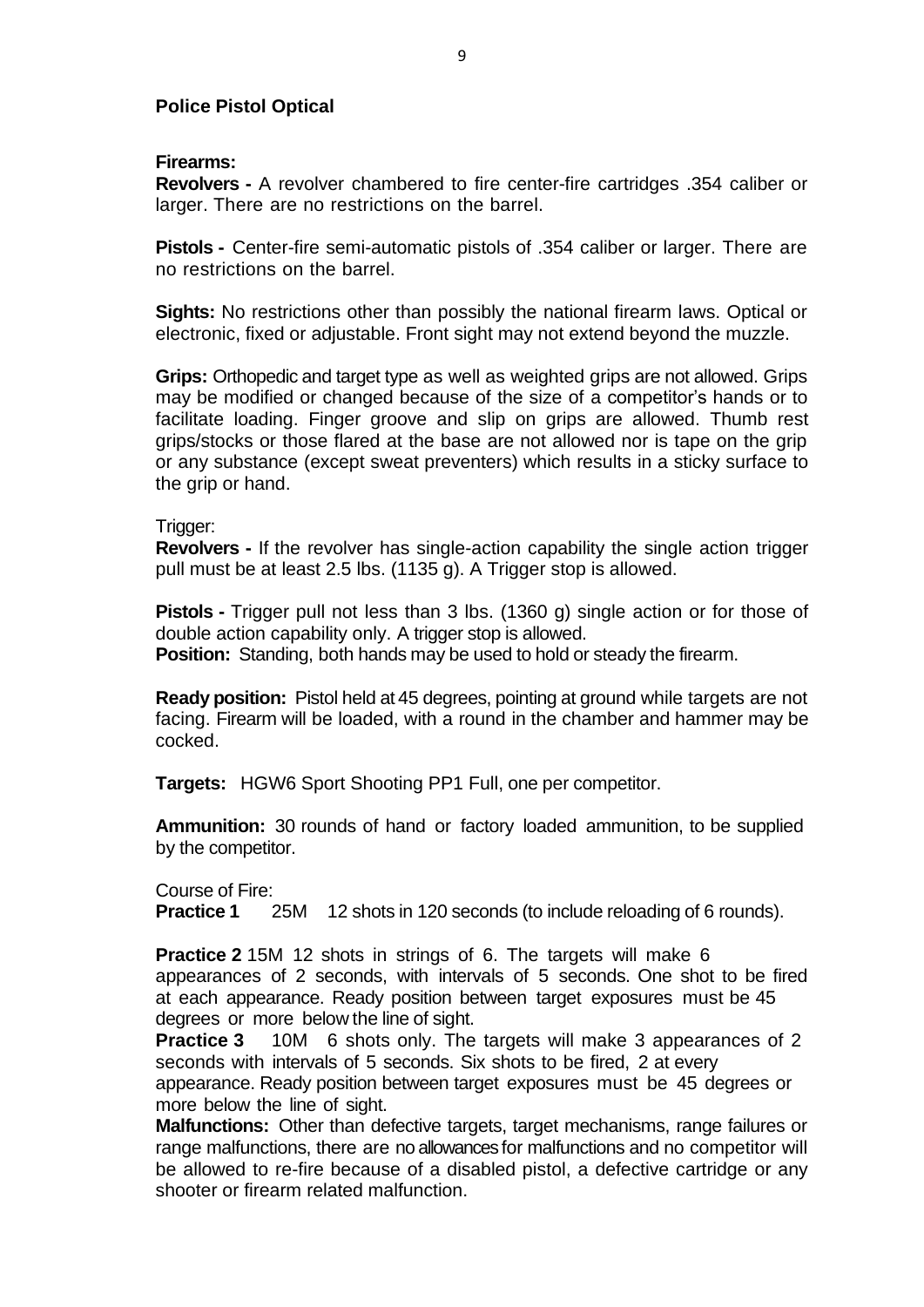**Police Pistol Optical**

**Firearms:**

**Revolvers -** A revolver chambered to fire center-fire cartridges .354 caliber or larger. There are no restrictions on the barrel.

**Pistols -** Center-fire semi-automatic pistols of .354 caliber or larger. There are no restrictions on the barrel.

**Sights:** No restrictions other than possibly the national firearm laws. Optical or electronic, fixed or adjustable. Front sight may not extend beyond the muzzle.

**Grips:** Orthopedic and target type as well as weighted grips are not allowed. Grips may be modified or changed because of the size of a competitor's hands or to facilitate loading. Finger groove and slip on grips are allowed. Thumb rest grips/stocks or those flared at the base are not allowed nor is tape on the grip or any substance (except sweat preventers) which results in a sticky surface to the grip or hand.

Trigger:

**Revolvers -** If the revolver has single-action capability the single action trigger pull must be at least 2.5 lbs. (1135 g). A Trigger stop is allowed.

**Pistols -** Trigger pull not less than 3 lbs. (1360 g) single action or for those of double action capability only. A trigger stop is allowed.

**Position:** Standing, both hands may be used to hold or steady the firearm.

**Ready position:** Pistol held at 45 degrees, pointing at ground while targets are not facing. Firearm will be loaded, with a round in the chamber and hammer may be cocked.

**Targets:** HGW6 Sport Shooting PP1 Full, one per competitor.

**Ammunition:** 30 rounds of hand or factory loaded ammunition, to be supplied by the competitor.

Course of Fire:

**Practice 1** 25M 12 shots in 120 seconds (to include reloading of 6 rounds).

**Practice 2** 15M 12 shots in strings of 6. The targets will make 6 appearances of 2 seconds, with intervals of 5 seconds. One shot to be fired at each appearance. Ready position between target exposures must be 45 degrees or more below the line of sight.

**Practice 3** 10M 6 shots only. The targets will make 3 appearances of 2 seconds with intervals of 5 seconds. Six shots to be fired, 2 at every appearance. Ready position between target exposures must be 45 degrees or more below the line of sight.

**Malfunctions:** Other than defective targets, target mechanisms, range failures or range malfunctions, there are no allowances for malfunctions and no competitor will be allowed to re-fire because of a disabled pistol, a defective cartridge or any shooter or firearm related malfunction.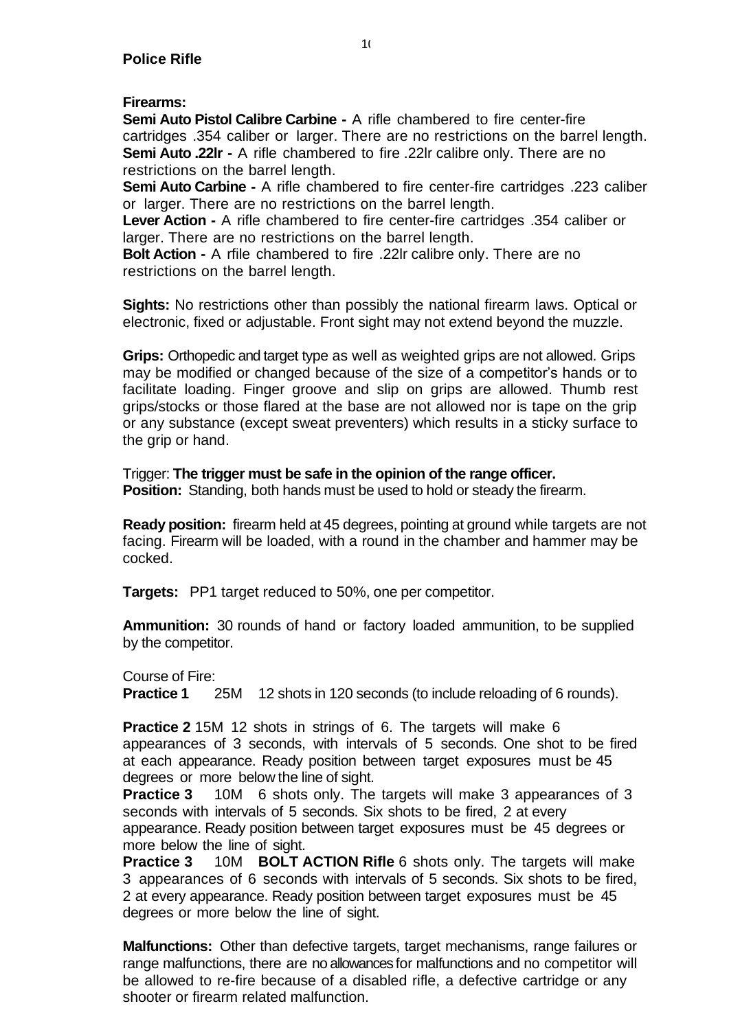## Police Rifle

**Firearms:**

**Semi Auto Pistol Calibre Carbine -** A rifle chambered to fire center-fire cartridges .354 caliber or larger. There are no restrictions on the barrel length.

**Semi Auto .22lr -** A rifle chambered to fire .22lr calibre only. There are no restrictions on the barrel length.

**Semi Auto Carbine -** A rifle chambered to fire center-fire cartridges .223 caliber or larger. There are no restrictions on the barrel length.

**Lever Action -** A rifle chambered to fire center-fire cartridges .354 caliber or larger. There are no restrictions on the barrel length.

**Bolt Action -** A rfile chambered to fire .22lr calibre only. There are no restrictions on the barrel length.

**Sights:** No restrictions other than possibly the national firearm laws. Optical or electronic, fixed or adjustable. Front sight may not extend beyond the muzzle.

**Grips:** Orthopedic and target type as well as weighted grips are not allowed. Grips may be modified or changed because of the size of a competitor's hands or to facilitate loading. Finger groove and slip on grips are allowed. Thumb rest grips/stocks or those flared at the base are not allowed nor is tape on the grip or any substance (except sweat preventers) which results in a sticky surface to the grip or hand.

Trigger: **The trigger must be safe in the opinion of the range officer.**

**Position:** Standing, both hands must be used to hold or steady the firearm.

**Ready position:** firearm held at 45 degrees, pointing at ground while targets are not facing. Firearm will be loaded, with a round in the chamber and hammer may be cocked.

**Targets:** PP1 target reduced to 50%, one per competitor.

**Ammunition:** 30 rounds of hand or factory loaded ammunition, to be supplied by the competitor.

Course of Fire:

**Practice 1** 25M 12 shots in 120 seconds (to include reloading of 6 rounds).

**Practice 2** 15M 12 shots in strings of 6. The targets will make 6 appearances of 3 seconds, with intervals of 5 seconds. One shot to be fired at each appearance. Ready position between target exposures must be 45 degrees or more below the line of sight.

**Practice 3** 10M 6 shots only. The targets will make 3 appearances of 3 seconds with intervals of 5 seconds. Six shots to be fired, 2 at every appearance. Ready position between target exposures must be 45 degrees or more below the line of sight.

**Practice 3** 10M **BOLT ACTION Rifle** 6 shots only. The targets will make 3 appearances of 6 seconds with intervals of 5 seconds. Six shots to be fired, 2 at every appearance. Ready position between target exposures must be 45 degrees or more below the line of sight.

**Malfunctions:** Other than defective targets, target mechanisms, range failures or range malfunctions, there are no allowances for malfunctions and no competitor will be allowed to re-fire because of a disabled rifle, a defective cartridge or any shooter or firearm related malfunction.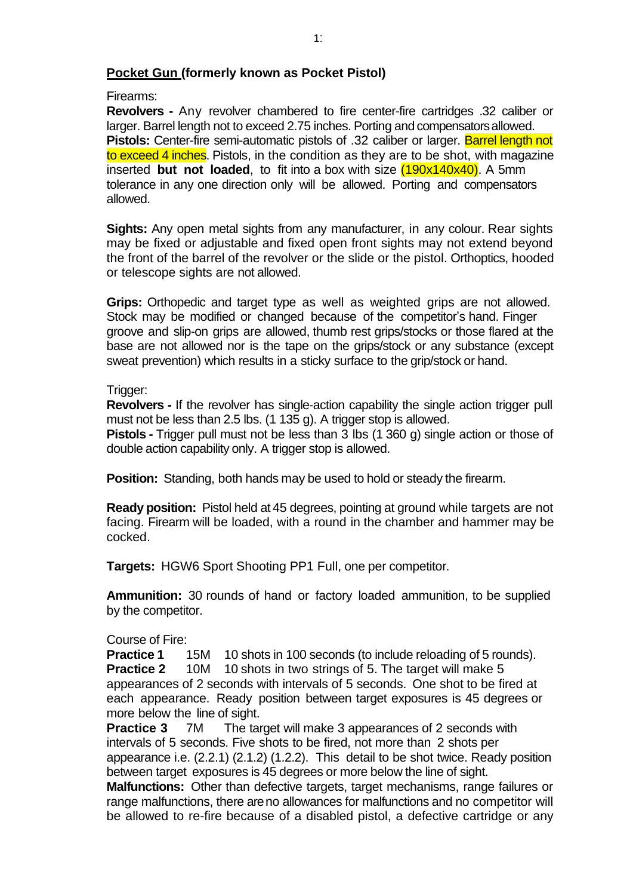## Pocket Gun (formerly known as Pocket Pistol)

Firearms:

**Revolvers -** Any revolver chambered to fire center-fire cartridges .32 caliber or larger. Barrel length not to exceed 2.75 inches. Porting and compensators allowed.
**Pistols:** Center-fire semi-automatic pistols of .32 caliber or larger. Barrel length not to exceed 4 inches. Pistols, in the condition as they are to be shot, with magazine inserted **but not loaded**, to fit into a box with size (190x140x40). A 5mm tolerance in any one direction only will be allowed. Porting and compensators allowed.

**Sights:** Any open metal sights from any manufacturer, in any colour. Rear sights may be fixed or adjustable and fixed open front sights may not extend beyond the front of the barrel of the revolver or the slide or the pistol. Orthoptics, hooded or telescope sights are not allowed.

**Grips:** Orthopedic and target type as well as weighted grips are not allowed. Stock may be modified or changed because of the competitor's hand. Finger groove and slip-on grips are allowed, thumb rest grips/stocks or those flared at the base are not allowed nor is the tape on the grips/stock or any substance (except sweat prevention) which results in a sticky surface to the grip/stock or hand.

Trigger:

**Revolvers -** If the revolver has single-action capability the single action trigger pull must not be less than 2.5 lbs. (1 135 g). A trigger stop is allowed.
**Pistols -** Trigger pull must not be less than 3 lbs (1 360 g) single action or those of double action capability only. A trigger stop is allowed.

**Position:** Standing, both hands may be used to hold or steady the firearm.

**Ready position:** Pistol held at 45 degrees, pointing at ground while targets are not facing. Firearm will be loaded, with a round in the chamber and hammer may be cocked.

**Targets:** HGW6 Sport Shooting PP1 Full, one per competitor.

**Ammunition:** 30 rounds of hand or factory loaded ammunition, to be supplied by the competitor.

Course of Fire:

**Practice 1** 15M 10 shots in 100 seconds (to include reloading of 5 rounds).
**Practice 2** 10M 10 shots in two strings of 5. The target will make 5 appearances of 2 seconds with intervals of 5 seconds. One shot to be fired at each appearance. Ready position between target exposures is 45 degrees or more below the line of sight.
**Practice 3** 7M The target will make 3 appearances of 2 seconds with intervals of 5 seconds. Five shots to be fired, not more than 2 shots per appearance i.e. (2.2.1) (2.1.2) (1.2.2). This detail to be shot twice. Ready position between target exposures is 45 degrees or more below the line of sight.
**Malfunctions:** Other than defective targets, target mechanisms, range failures or range malfunctions, there are no allowances for malfunctions and no competitor will be allowed to re-fire because of a disabled pistol, a defective cartridge or any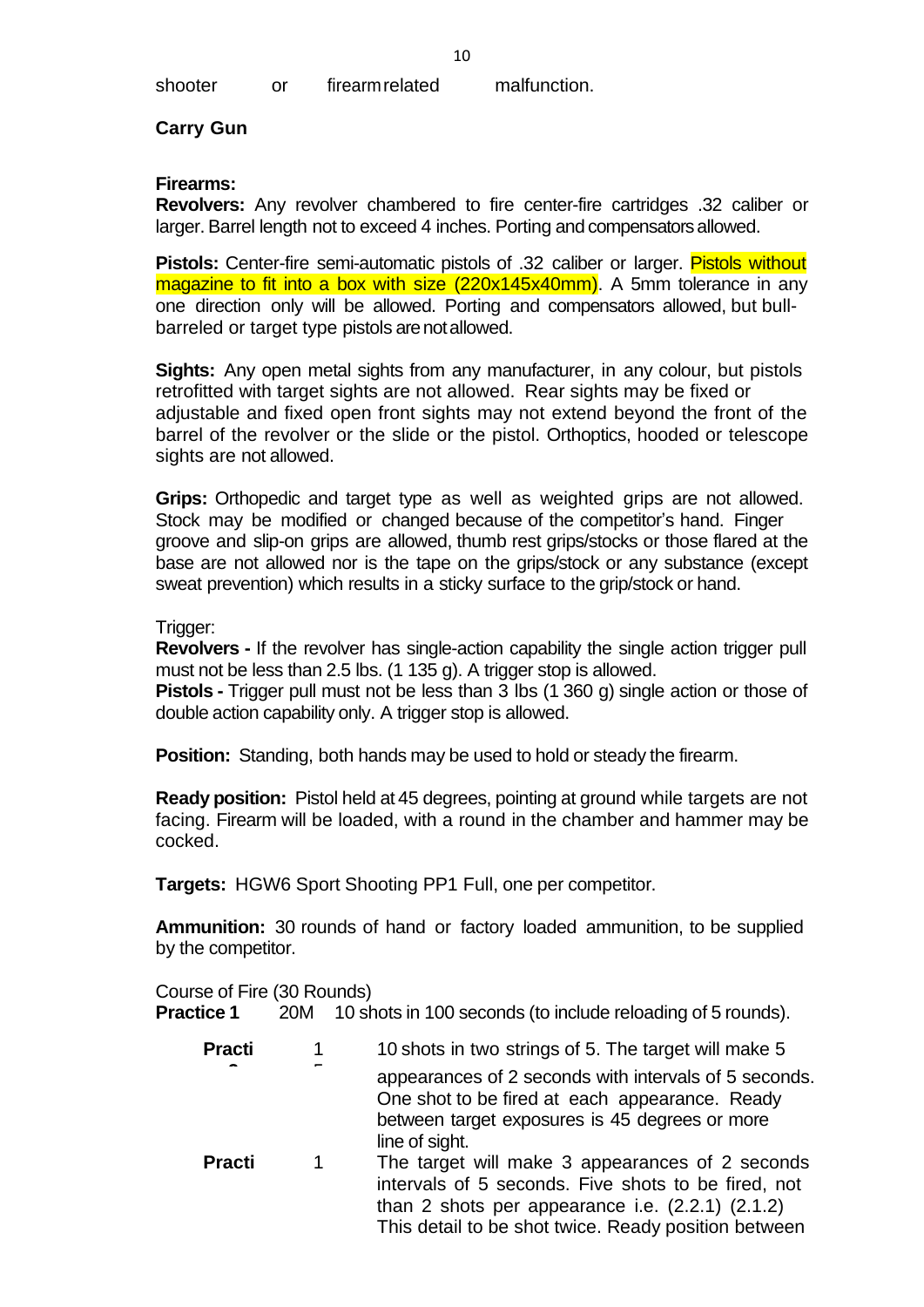shooter or firearm related malfunction.

**Carry Gun**

**Firearms:**

**Revolvers:** Any revolver chambered to fire center-fire cartridges .32 caliber or larger. Barrel length not to exceed 4 inches. Porting and compensators allowed.

**Pistols:** Center-fire semi-automatic pistols of .32 caliber or larger. Pistols without magazine to fit into a box with size (220x145x40mm). A 5mm tolerance in any one direction only will be allowed. Porting and compensators allowed, but bull-barreled or target type pistols are not allowed.

**Sights:** Any open metal sights from any manufacturer, in any colour, but pistols retrofitted with target sights are not allowed. Rear sights may be fixed or adjustable and fixed open front sights may not extend beyond the front of the barrel of the revolver or the slide or the pistol. Orthoptics, hooded or telescope sights are not allowed.

**Grips:** Orthopedic and target type as well as weighted grips are not allowed. Stock may be modified or changed because of the competitor's hand. Finger groove and slip-on grips are allowed, thumb rest grips/stocks or those flared at the base are not allowed nor is the tape on the grips/stock or any substance (except sweat prevention) which results in a sticky surface to the grip/stock or hand.

Trigger:

**Revolvers -** If the revolver has single-action capability the single action trigger pull must not be less than 2.5 lbs. (1 135 g). A trigger stop is allowed.

**Pistols -** Trigger pull must not be less than 3 lbs (1 360 g) single action or those of double action capability only. A trigger stop is allowed.

**Position:** Standing, both hands may be used to hold or steady the firearm.

**Ready position:** Pistol held at 45 degrees, pointing at ground while targets are not facing. Firearm will be loaded, with a round in the chamber and hammer may be cocked.

**Targets:** HGW6 Sport Shooting PP1 Full, one per competitor.

**Ammunition:** 30 rounds of hand or factory loaded ammunition, to be supplied by the competitor.

Course of Fire (30 Rounds)

**Practice 1** 20M 10 shots in 100 seconds (to include reloading of 5 rounds).

**Practice 2** 15 10 shots in two strings of 5. The target will make 5 appearances of 2 seconds with intervals of 5 seconds. One shot to be fired at each appearance. Ready between target exposures is 45 degrees or more line of sight.

**Practi** 1 The target will make 3 appearances of 2 seconds intervals of 5 seconds. Five shots to be fired, not than 2 shots per appearance i.e. (2.2.1) (2.1.2) This detail to be shot twice. Ready position between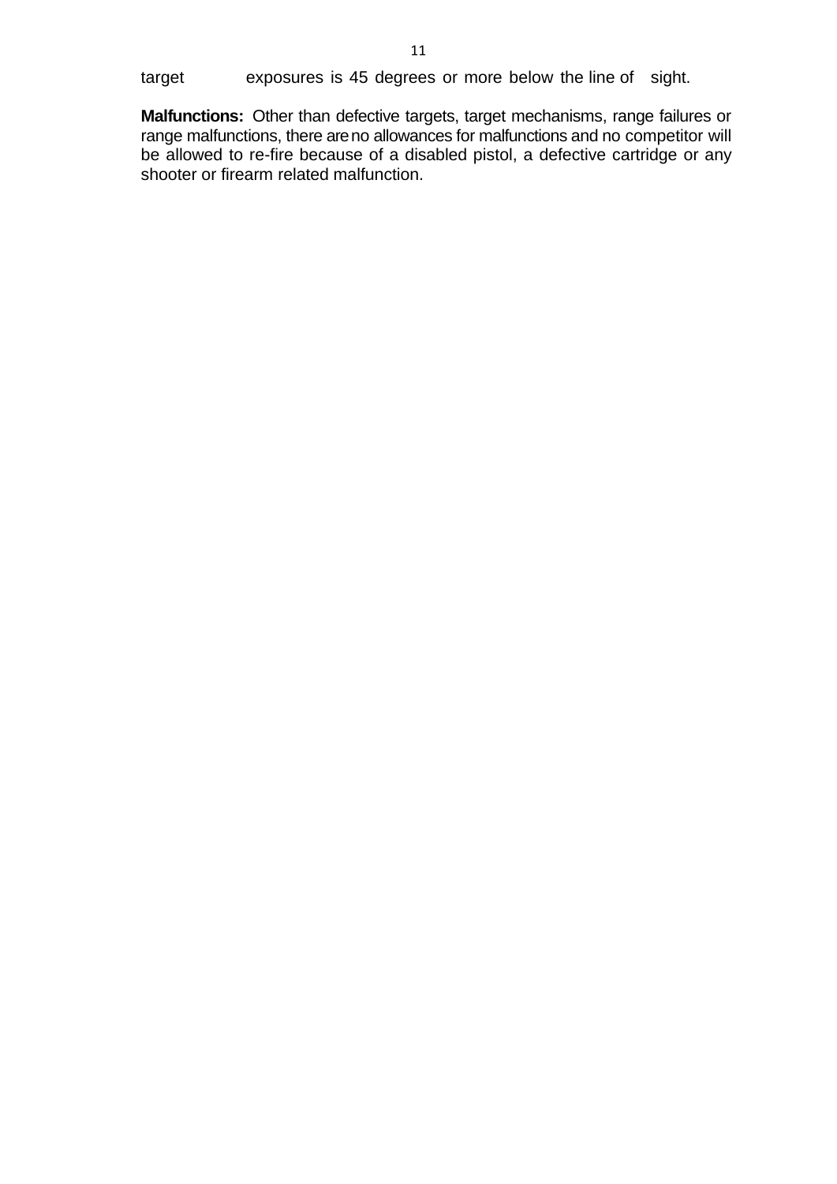target exposures is 45 degrees or more below the line of sight.

**Malfunctions:** Other than defective targets, target mechanisms, range failures or range malfunctions, there are no allowances for malfunctions and no competitor will be allowed to re-fire because of a disabled pistol, a defective cartridge or any shooter or firearm related malfunction.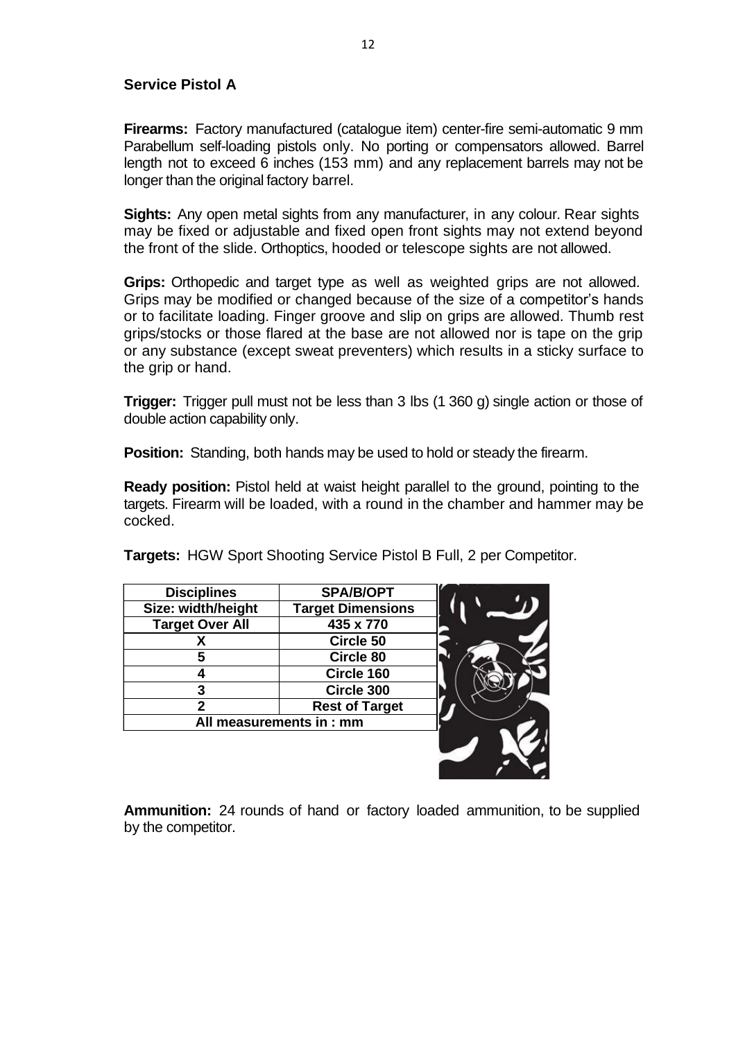### Service Pistol A

**Firearms:** Factory manufactured (catalogue item) center-fire semi-automatic 9 mm Parabellum self-loading pistols only. No porting or compensators allowed. Barrel length not to exceed 6 inches (153 mm) and any replacement barrels may not be longer than the original factory barrel.

**Sights:** Any open metal sights from any manufacturer, in any colour. Rear sights may be fixed or adjustable and fixed open front sights may not extend beyond the front of the slide. Orthoptics, hooded or telescope sights are not allowed.

**Grips:** Orthopedic and target type as well as weighted grips are not allowed. Grips may be modified or changed because of the size of a competitor's hands or to facilitate loading. Finger groove and slip on grips are allowed. Thumb rest grips/stocks or those flared at the base are not allowed nor is tape on the grip or any substance (except sweat preventers) which results in a sticky surface to the grip or hand.

**Trigger:** Trigger pull must not be less than 3 lbs (1 360 g) single action or those of double action capability only.

**Position:** Standing, both hands may be used to hold or steady the firearm.

**Ready position:** Pistol held at waist height parallel to the ground, pointing to the targets. Firearm will be loaded, with a round in the chamber and hammer may be cocked.

**Targets:** HGW Sport Shooting Service Pistol B Full, 2 per Competitor.

| Disciplines | SPA/B/OPT |
|---|---|
| Size: width/height | Target Dimensions |
| Target Over All | 435 x 770 |
| X | Circle 50 |
| 5 | Circle 80 |
| 4 | Circle 160 |
| 3 | Circle 300 |
| 2 | Rest of Target |
| All measurements in : mm | |

**Ammunition:** 24 rounds of hand or factory loaded ammunition, to be supplied by the competitor.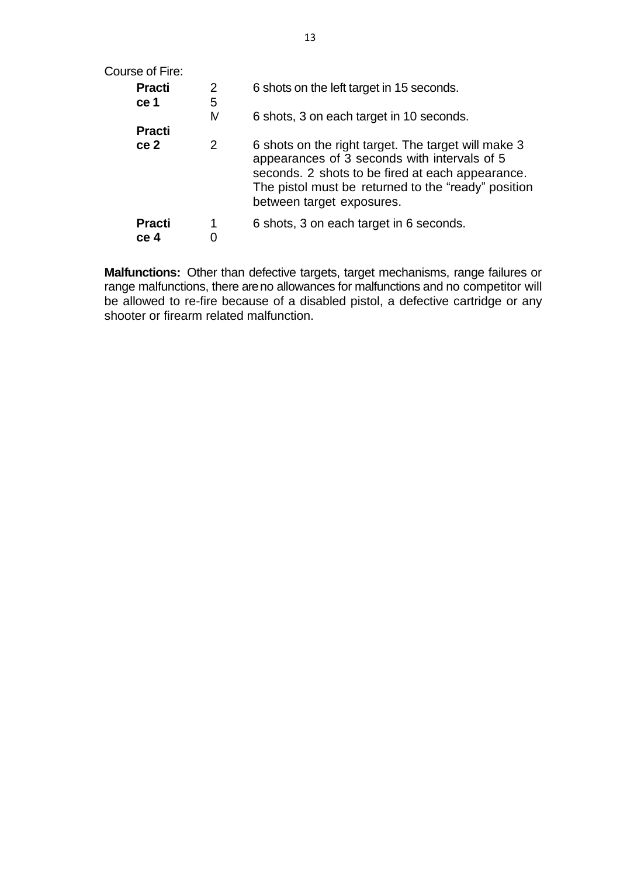Course of Fire:

| | | |
|---|---|---|
| **Practice 1** | 25 M | 6 shots on the left target in 15 seconds. |
| | | 6 shots, 3 on each target in 10 seconds. |
| **Practice 2** | 2 | 6 shots on the right target. The target will make 3 appearances of 3 seconds with intervals of 5 seconds. 2 shots to be fired at each appearance. The pistol must be returned to the "ready" position between target exposures. |
| **Practice 4** | 10 | 6 shots, 3 on each target in 6 seconds. |

**Malfunctions:** Other than defective targets, target mechanisms, range failures or range malfunctions, there are no allowances for malfunctions and no competitor will be allowed to re-fire because of a disabled pistol, a defective cartridge or any shooter or firearm related malfunction.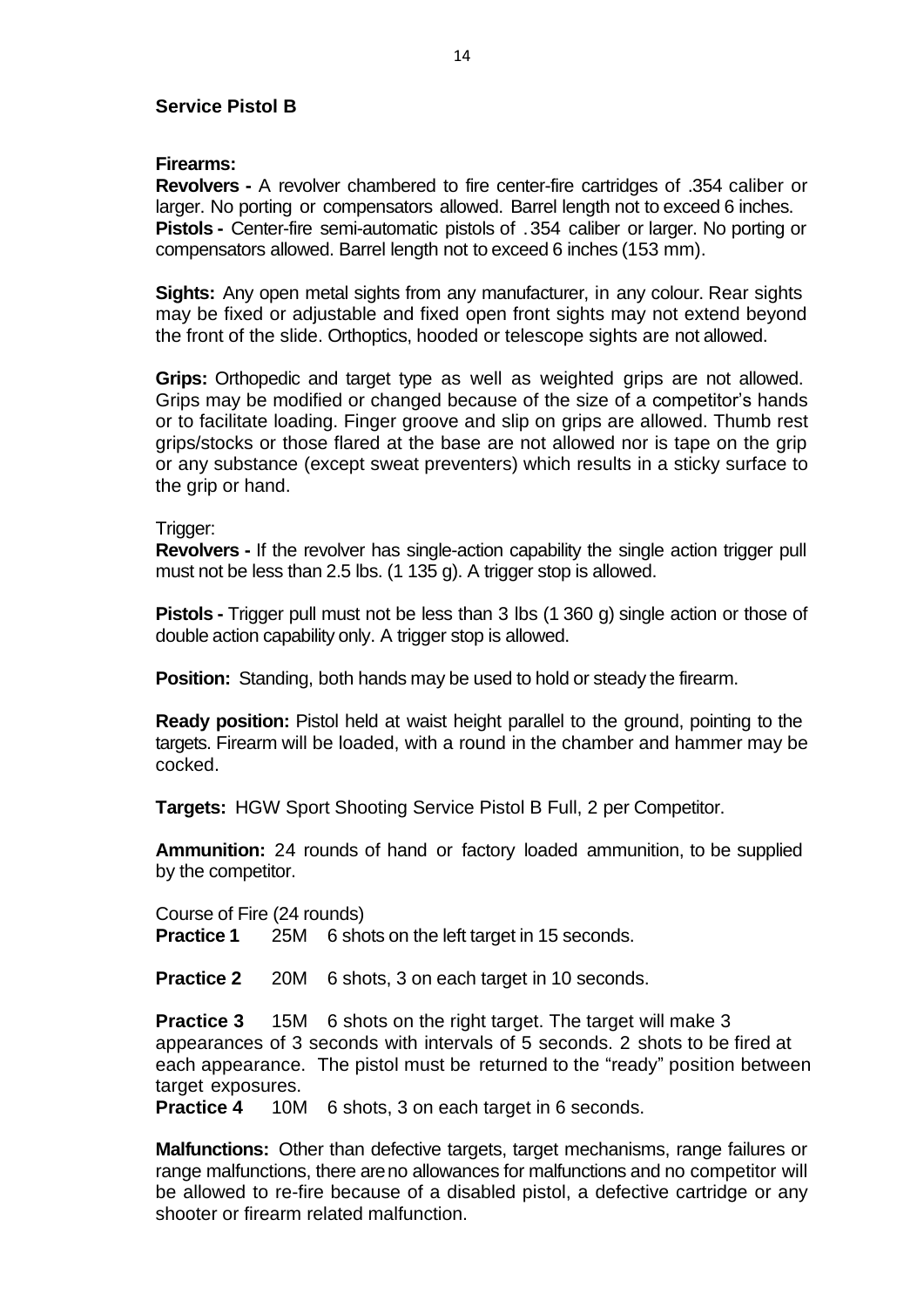## Service Pistol B

**Firearms:**
**Revolvers -** A revolver chambered to fire center-fire cartridges of .354 caliber or larger. No porting or compensators allowed. Barrel length not to exceed 6 inches.
**Pistols -** Center-fire semi-automatic pistols of .354 caliber or larger. No porting or compensators allowed. Barrel length not to exceed 6 inches (153 mm).

**Sights:** Any open metal sights from any manufacturer, in any colour. Rear sights may be fixed or adjustable and fixed open front sights may not extend beyond the front of the slide. Orthoptics, hooded or telescope sights are not allowed.

**Grips:** Orthopedic and target type as well as weighted grips are not allowed. Grips may be modified or changed because of the size of a competitor's hands or to facilitate loading. Finger groove and slip on grips are allowed. Thumb rest grips/stocks or those flared at the base are not allowed nor is tape on the grip or any substance (except sweat preventers) which results in a sticky surface to the grip or hand.

Trigger:
**Revolvers -** If the revolver has single-action capability the single action trigger pull must not be less than 2.5 lbs. (1 135 g). A trigger stop is allowed.

**Pistols -** Trigger pull must not be less than 3 lbs (1 360 g) single action or those of double action capability only. A trigger stop is allowed.

**Position:** Standing, both hands may be used to hold or steady the firearm.

**Ready position:** Pistol held at waist height parallel to the ground, pointing to the targets. Firearm will be loaded, with a round in the chamber and hammer may be cocked.

**Targets:** HGW Sport Shooting Service Pistol B Full, 2 per Competitor.

**Ammunition:** 24 rounds of hand or factory loaded ammunition, to be supplied by the competitor.

Course of Fire (24 rounds)
**Practice 1** 25M 6 shots on the left target in 15 seconds.

**Practice 2** 20M 6 shots, 3 on each target in 10 seconds.

**Practice 3** 15M 6 shots on the right target. The target will make 3 appearances of 3 seconds with intervals of 5 seconds. 2 shots to be fired at each appearance. The pistol must be returned to the "ready" position between target exposures.
**Practice 4** 10M 6 shots, 3 on each target in 6 seconds.

**Malfunctions:** Other than defective targets, target mechanisms, range failures or range malfunctions, there are no allowances for malfunctions and no competitor will be allowed to re-fire because of a disabled pistol, a defective cartridge or any shooter or firearm related malfunction.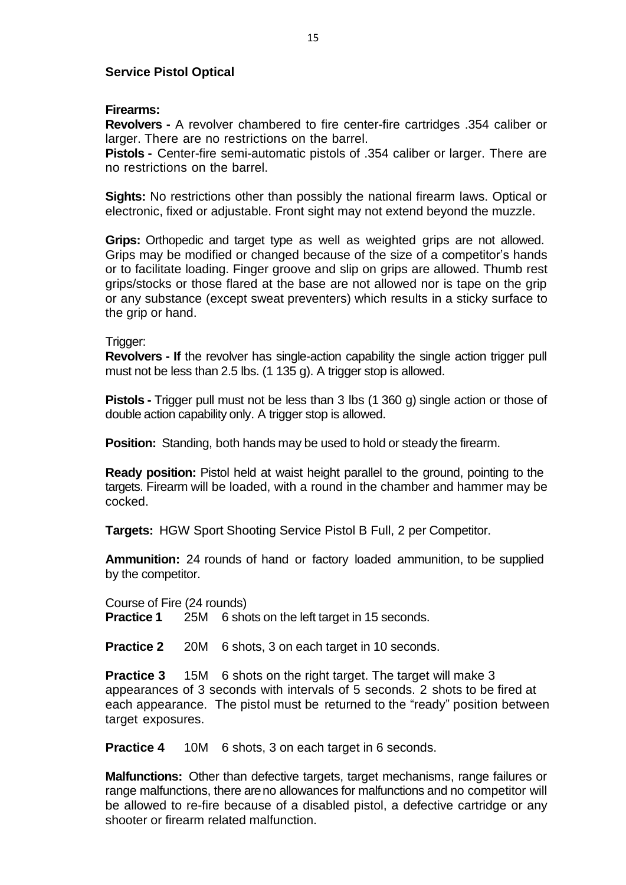## Service Pistol Optical

**Firearms:**

**Revolvers -** A revolver chambered to fire center-fire cartridges .354 caliber or larger. There are no restrictions on the barrel.

**Pistols -** Center-fire semi-automatic pistols of .354 caliber or larger. There are no restrictions on the barrel.

**Sights:** No restrictions other than possibly the national firearm laws. Optical or electronic, fixed or adjustable. Front sight may not extend beyond the muzzle.

**Grips:** Orthopedic and target type as well as weighted grips are not allowed. Grips may be modified or changed because of the size of a competitor's hands or to facilitate loading. Finger groove and slip on grips are allowed. Thumb rest grips/stocks or those flared at the base are not allowed nor is tape on the grip or any substance (except sweat preventers) which results in a sticky surface to the grip or hand.

Trigger:

**Revolvers - If** the revolver has single-action capability the single action trigger pull must not be less than 2.5 lbs. (1 135 g). A trigger stop is allowed.

**Pistols -** Trigger pull must not be less than 3 lbs (1 360 g) single action or those of double action capability only. A trigger stop is allowed.

**Position:** Standing, both hands may be used to hold or steady the firearm.

**Ready position:** Pistol held at waist height parallel to the ground, pointing to the targets. Firearm will be loaded, with a round in the chamber and hammer may be cocked.

**Targets:** HGW Sport Shooting Service Pistol B Full, 2 per Competitor.

**Ammunition:** 24 rounds of hand or factory loaded ammunition, to be supplied by the competitor.

Course of Fire (24 rounds)

**Practice 1** 25M 6 shots on the left target in 15 seconds.

**Practice 2** 20M 6 shots, 3 on each target in 10 seconds.

**Practice 3** 15M 6 shots on the right target. The target will make 3 appearances of 3 seconds with intervals of 5 seconds. 2 shots to be fired at each appearance. The pistol must be returned to the "ready" position between target exposures.

**Practice 4** 10M 6 shots, 3 on each target in 6 seconds.

**Malfunctions:** Other than defective targets, target mechanisms, range failures or range malfunctions, there are no allowances for malfunctions and no competitor will be allowed to re-fire because of a disabled pistol, a defective cartridge or any shooter or firearm related malfunction.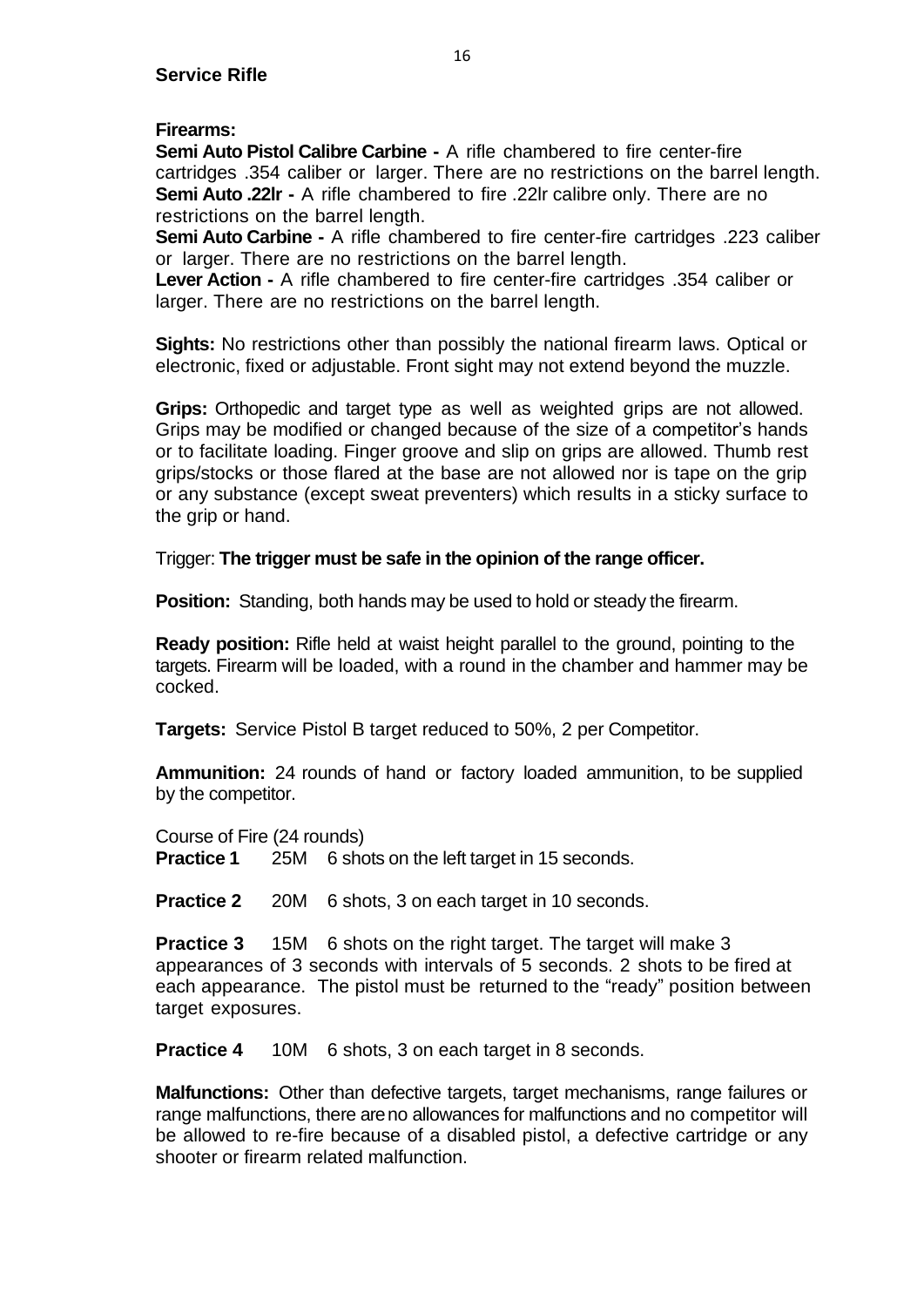## Service Rifle

**Firearms:**

**Semi Auto Pistol Calibre Carbine -** A rifle chambered to fire center-fire cartridges .354 caliber or larger. There are no restrictions on the barrel length.
**Semi Auto .22lr -** A rifle chambered to fire .22lr calibre only. There are no restrictions on the barrel length.
**Semi Auto Carbine -** A rifle chambered to fire center-fire cartridges .223 caliber or larger. There are no restrictions on the barrel length.
**Lever Action -** A rifle chambered to fire center-fire cartridges .354 caliber or larger. There are no restrictions on the barrel length.

**Sights:** No restrictions other than possibly the national firearm laws. Optical or electronic, fixed or adjustable. Front sight may not extend beyond the muzzle.

**Grips:** Orthopedic and target type as well as weighted grips are not allowed. Grips may be modified or changed because of the size of a competitor's hands or to facilitate loading. Finger groove and slip on grips are allowed. Thumb rest grips/stocks or those flared at the base are not allowed nor is tape on the grip or any substance (except sweat preventers) which results in a sticky surface to the grip or hand.

Trigger: **The trigger must be safe in the opinion of the range officer.**

**Position:** Standing, both hands may be used to hold or steady the firearm.

**Ready position:** Rifle held at waist height parallel to the ground, pointing to the targets. Firearm will be loaded, with a round in the chamber and hammer may be cocked.

**Targets:** Service Pistol B target reduced to 50%, 2 per Competitor.

**Ammunition:** 24 rounds of hand or factory loaded ammunition, to be supplied by the competitor.

Course of Fire (24 rounds)

**Practice 1** 25M 6 shots on the left target in 15 seconds.

**Practice 2** 20M 6 shots, 3 on each target in 10 seconds.

**Practice 3** 15M 6 shots on the right target. The target will make 3 appearances of 3 seconds with intervals of 5 seconds. 2 shots to be fired at each appearance. The pistol must be returned to the "ready" position between target exposures.

**Practice 4** 10M 6 shots, 3 on each target in 8 seconds.

**Malfunctions:** Other than defective targets, target mechanisms, range failures or range malfunctions, there are no allowances for malfunctions and no competitor will be allowed to re-fire because of a disabled pistol, a defective cartridge or any shooter or firearm related malfunction.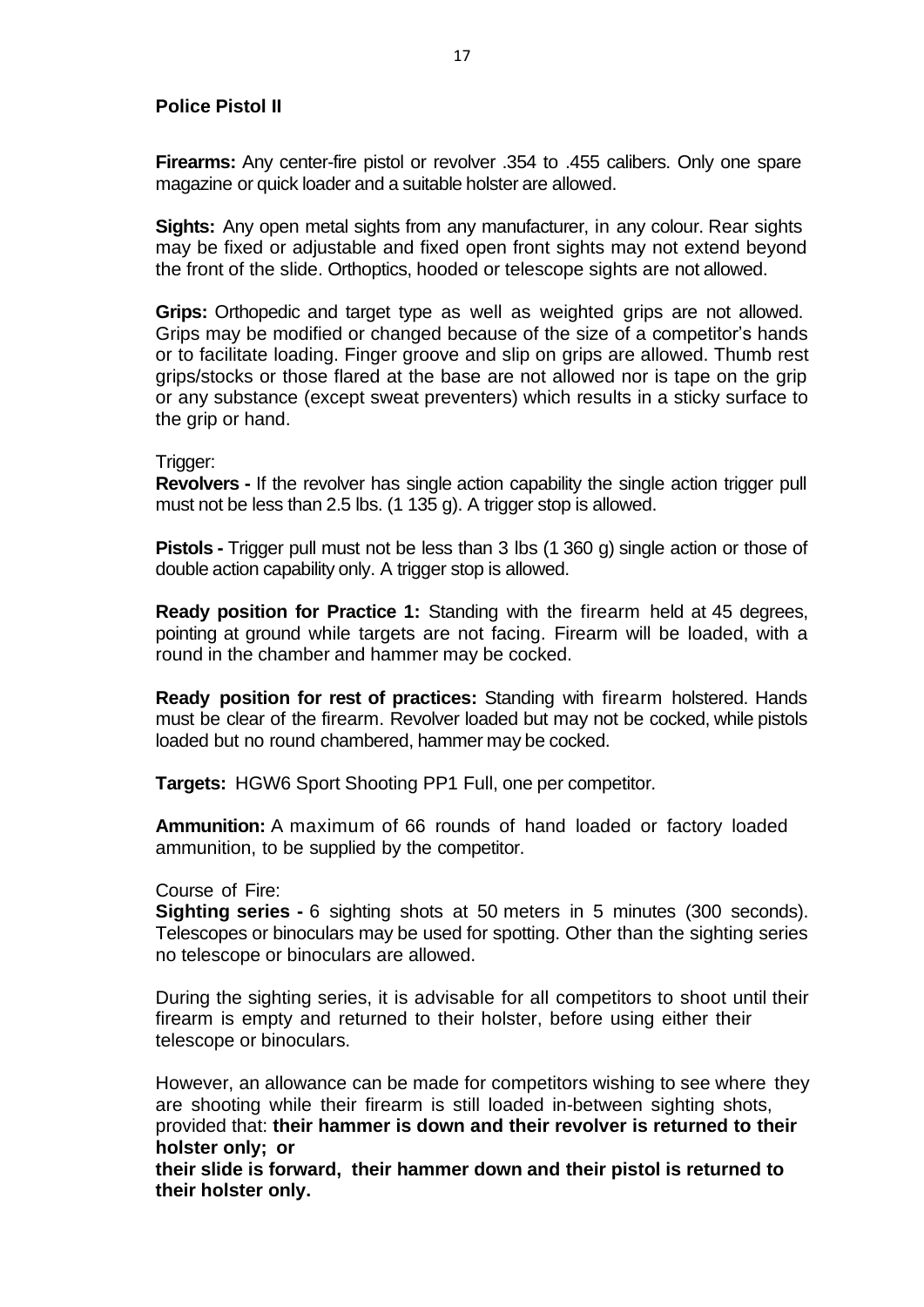## Police Pistol II

**Firearms:** Any center-fire pistol or revolver .354 to .455 calibers. Only one spare magazine or quick loader and a suitable holster are allowed.

**Sights:** Any open metal sights from any manufacturer, in any colour. Rear sights may be fixed or adjustable and fixed open front sights may not extend beyond the front of the slide. Orthoptics, hooded or telescope sights are not allowed.

**Grips:** Orthopedic and target type as well as weighted grips are not allowed. Grips may be modified or changed because of the size of a competitor's hands or to facilitate loading. Finger groove and slip on grips are allowed. Thumb rest grips/stocks or those flared at the base are not allowed nor is tape on the grip or any substance (except sweat preventers) which results in a sticky surface to the grip or hand.

Trigger:

**Revolvers -** If the revolver has single action capability the single action trigger pull must not be less than 2.5 lbs. (1 135 g). A trigger stop is allowed.

**Pistols -** Trigger pull must not be less than 3 lbs (1 360 g) single action or those of double action capability only. A trigger stop is allowed.

**Ready position for Practice 1:** Standing with the firearm held at 45 degrees, pointing at ground while targets are not facing. Firearm will be loaded, with a round in the chamber and hammer may be cocked.

**Ready position for rest of practices:** Standing with firearm holstered. Hands must be clear of the firearm. Revolver loaded but may not be cocked, while pistols loaded but no round chambered, hammer may be cocked.

**Targets:** HGW6 Sport Shooting PP1 Full, one per competitor.

**Ammunition:** A maximum of 66 rounds of hand loaded or factory loaded ammunition, to be supplied by the competitor.

Course of Fire:

**Sighting series -** 6 sighting shots at 50 meters in 5 minutes (300 seconds). Telescopes or binoculars may be used for spotting. Other than the sighting series no telescope or binoculars are allowed.

During the sighting series, it is advisable for all competitors to shoot until their firearm is empty and returned to their holster, before using either their telescope or binoculars.

However, an allowance can be made for competitors wishing to see where they are shooting while their firearm is still loaded in-between sighting shots, provided that: **their hammer is down and their revolver is returned to their holster only; or**

**their slide is forward, their hammer down and their pistol is returned to their holster only.**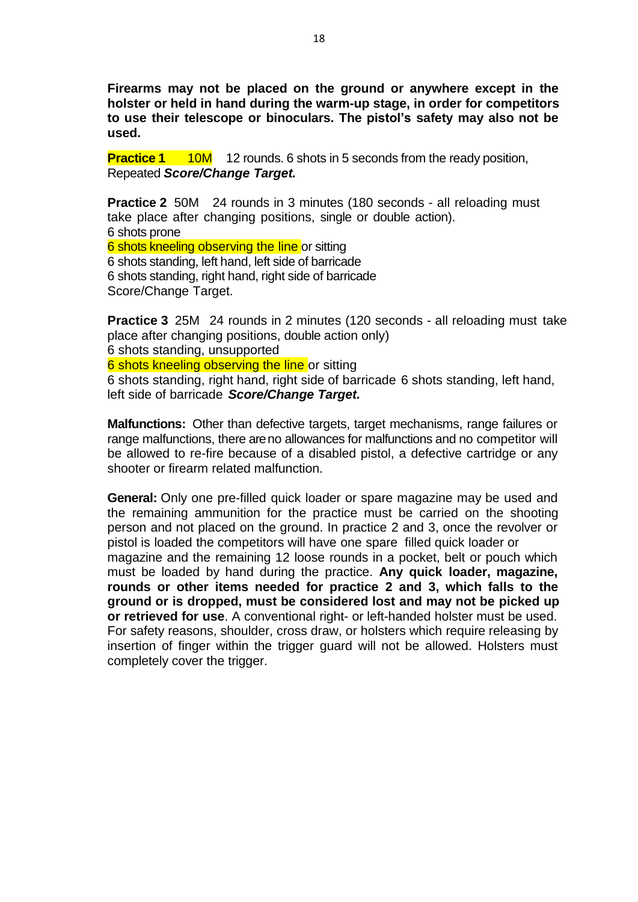**Firearms may not be placed on the ground or anywhere except in the holster or held in hand during the warm-up stage, in order for competitors to use their telescope or binoculars. The pistol's safety may also not be used.**

**Practice 1** 10M 12 rounds. 6 shots in 5 seconds from the ready position, Repeated ***Score/Change Target.***

**Practice 2** 50M 24 rounds in 3 minutes (180 seconds - all reloading must take place after changing positions, single or double action).
6 shots prone
6 shots kneeling observing the line or sitting
6 shots standing, left hand, left side of barricade
6 shots standing, right hand, right side of barricade
Score/Change Target.

**Practice 3** 25M 24 rounds in 2 minutes (120 seconds - all reloading must take place after changing positions, double action only)
6 shots standing, unsupported
6 shots kneeling observing the line or sitting
6 shots standing, right hand, right side of barricade 6 shots standing, left hand, left side of barricade ***Score/Change Target.***

**Malfunctions:** Other than defective targets, target mechanisms, range failures or range malfunctions, there are no allowances for malfunctions and no competitor will be allowed to re-fire because of a disabled pistol, a defective cartridge or any shooter or firearm related malfunction.

**General:** Only one pre-filled quick loader or spare magazine may be used and the remaining ammunition for the practice must be carried on the shooting person and not placed on the ground. In practice 2 and 3, once the revolver or pistol is loaded the competitors will have one spare filled quick loader or magazine and the remaining 12 loose rounds in a pocket, belt or pouch which must be loaded by hand during the practice. **Any quick loader, magazine, rounds or other items needed for practice 2 and 3, which falls to the ground or is dropped, must be considered lost and may not be picked up or retrieved for use**. A conventional right- or left-handed holster must be used. For safety reasons, shoulder, cross draw, or holsters which require releasing by insertion of finger within the trigger guard will not be allowed. Holsters must completely cover the trigger.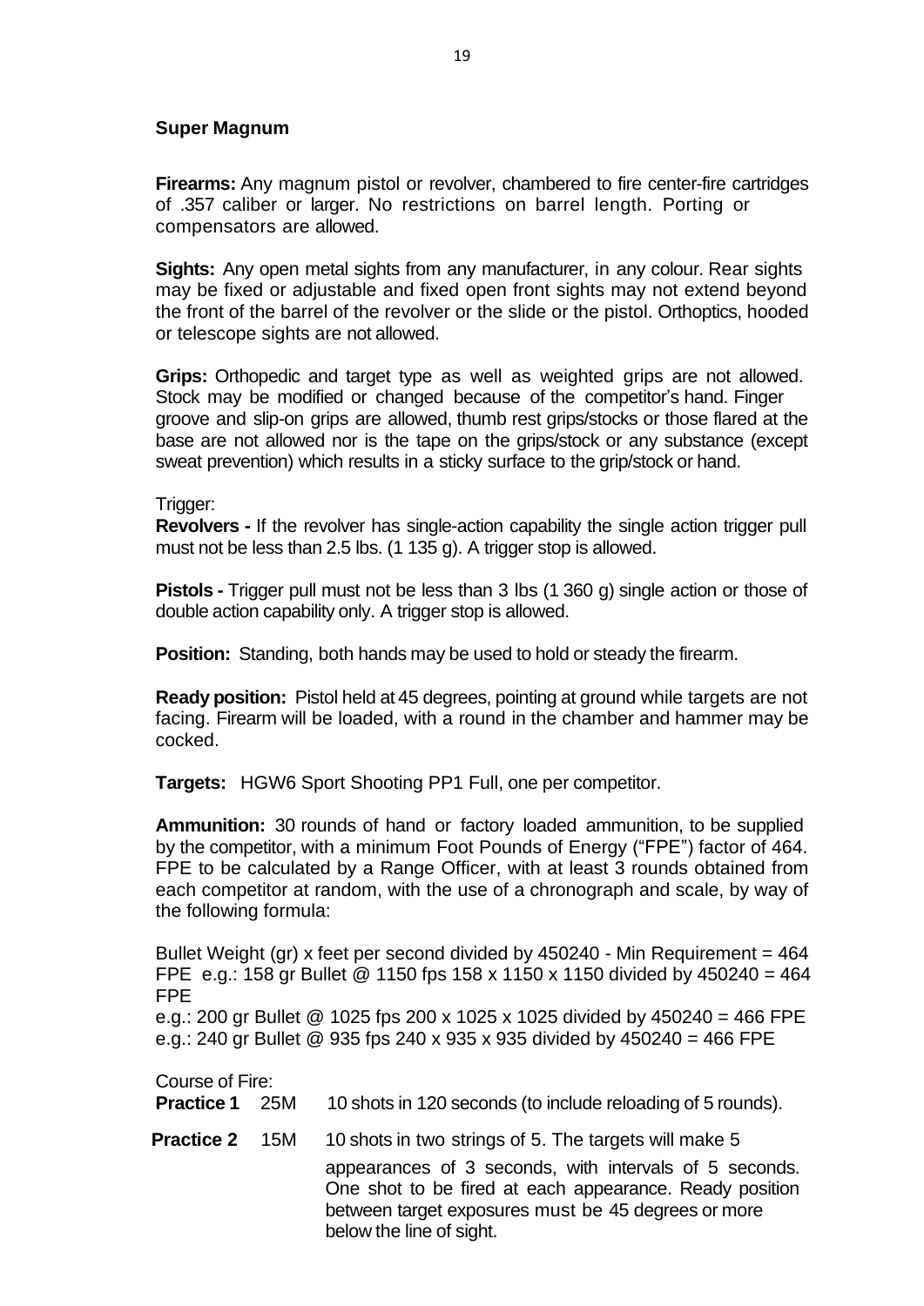**Super Magnum**

**Firearms:** Any magnum pistol or revolver, chambered to fire center-fire cartridges of .357 caliber or larger. No restrictions on barrel length. Porting or compensators are allowed.

**Sights:** Any open metal sights from any manufacturer, in any colour. Rear sights may be fixed or adjustable and fixed open front sights may not extend beyond the front of the barrel of the revolver or the slide or the pistol. Orthoptics, hooded or telescope sights are not allowed.

**Grips:** Orthopedic and target type as well as weighted grips are not allowed. Stock may be modified or changed because of the competitor's hand. Finger groove and slip-on grips are allowed, thumb rest grips/stocks or those flared at the base are not allowed nor is the tape on the grips/stock or any substance (except sweat prevention) which results in a sticky surface to the grip/stock or hand.

Trigger:

**Revolvers -** If the revolver has single-action capability the single action trigger pull must not be less than 2.5 lbs. (1 135 g). A trigger stop is allowed.

**Pistols -** Trigger pull must not be less than 3 lbs (1 360 g) single action or those of double action capability only. A trigger stop is allowed.

**Position:** Standing, both hands may be used to hold or steady the firearm.

**Ready position:** Pistol held at 45 degrees, pointing at ground while targets are not facing. Firearm will be loaded, with a round in the chamber and hammer may be cocked.

**Targets:** HGW6 Sport Shooting PP1 Full, one per competitor.

**Ammunition:** 30 rounds of hand or factory loaded ammunition, to be supplied by the competitor, with a minimum Foot Pounds of Energy ("FPE") factor of 464. FPE to be calculated by a Range Officer, with at least 3 rounds obtained from each competitor at random, with the use of a chronograph and scale, by way of the following formula:

Bullet Weight (gr) x feet per second divided by 450240 - Min Requirement = 464 FPE e.g.: 158 gr Bullet @ 1150 fps 158 x 1150 x 1150 divided by 450240 = 464 FPE

e.g.: 200 gr Bullet @ 1025 fps 200 x 1025 x 1025 divided by 450240 = 466 FPE

e.g.: 240 gr Bullet @ 935 fps 240 x 935 x 935 divided by 450240 = 466 FPE

Course of Fire:

**Practice 1** 25M 10 shots in 120 seconds (to include reloading of 5 rounds).

**Practice 2** 15M 10 shots in two strings of 5. The targets will make 5 appearances of 3 seconds, with intervals of 5 seconds. One shot to be fired at each appearance. Ready position between target exposures must be 45 degrees or more below the line of sight.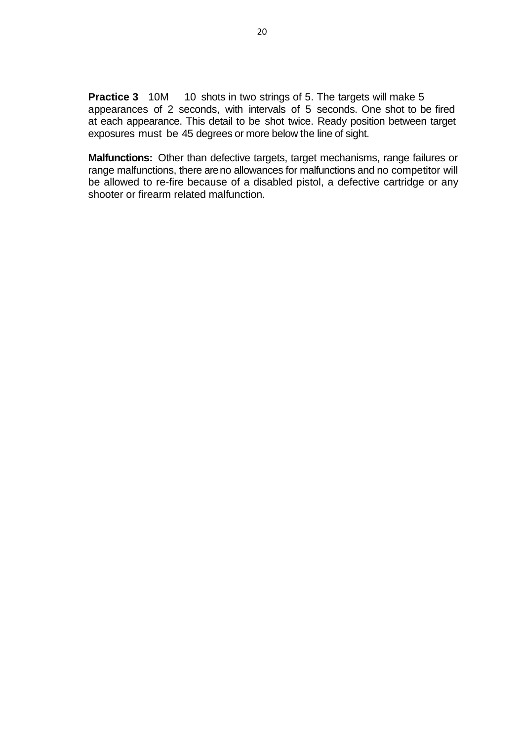**Practice 3** 10M 10 shots in two strings of 5. The targets will make 5 appearances of 2 seconds, with intervals of 5 seconds. One shot to be fired at each appearance. This detail to be shot twice. Ready position between target exposures must be 45 degrees or more below the line of sight.

**Malfunctions:** Other than defective targets, target mechanisms, range failures or range malfunctions, there are no allowances for malfunctions and no competitor will be allowed to re-fire because of a disabled pistol, a defective cartridge or any shooter or firearm related malfunction.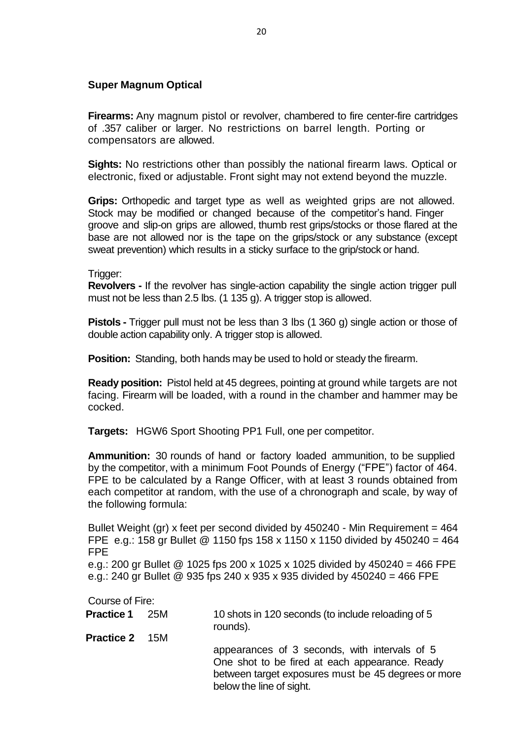**Super Magnum Optical**

**Firearms:** Any magnum pistol or revolver, chambered to fire center-fire cartridges of .357 caliber or larger. No restrictions on barrel length. Porting or compensators are allowed.

**Sights:** No restrictions other than possibly the national firearm laws. Optical or electronic, fixed or adjustable. Front sight may not extend beyond the muzzle.

**Grips:** Orthopedic and target type as well as weighted grips are not allowed. Stock may be modified or changed because of the competitor's hand. Finger groove and slip-on grips are allowed, thumb rest grips/stocks or those flared at the base are not allowed nor is the tape on the grips/stock or any substance (except sweat prevention) which results in a sticky surface to the grip/stock or hand.

Trigger:

**Revolvers -** If the revolver has single-action capability the single action trigger pull must not be less than 2.5 lbs. (1 135 g). A trigger stop is allowed.

**Pistols -** Trigger pull must not be less than 3 lbs (1 360 g) single action or those of double action capability only. A trigger stop is allowed.

**Position:** Standing, both hands may be used to hold or steady the firearm.

**Ready position:** Pistol held at 45 degrees, pointing at ground while targets are not facing. Firearm will be loaded, with a round in the chamber and hammer may be cocked.

**Targets:** HGW6 Sport Shooting PP1 Full, one per competitor.

**Ammunition:** 30 rounds of hand or factory loaded ammunition, to be supplied by the competitor, with a minimum Foot Pounds of Energy ("FPE") factor of 464. FPE to be calculated by a Range Officer, with at least 3 rounds obtained from each competitor at random, with the use of a chronograph and scale, by way of the following formula:

Bullet Weight (gr) x feet per second divided by 450240 - Min Requirement = 464 FPE e.g.: 158 gr Bullet @ 1150 fps 158 x 1150 x 1150 divided by 450240 = 464 FPE

e.g.: 200 gr Bullet @ 1025 fps 200 x 1025 x 1025 divided by 450240 = 466 FPE

e.g.: 240 gr Bullet @ 935 fps 240 x 935 x 935 divided by 450240 = 466 FPE

Course of Fire:

| | | |
|---|---|---|
| **Practice 1** | 25M | 10 shots in 120 seconds (to include reloading of 5 rounds). |
| **Practice 2** | 15M | appearances of 3 seconds, with intervals of 5 One shot to be fired at each appearance. Ready between target exposures must be 45 degrees or more below the line of sight. |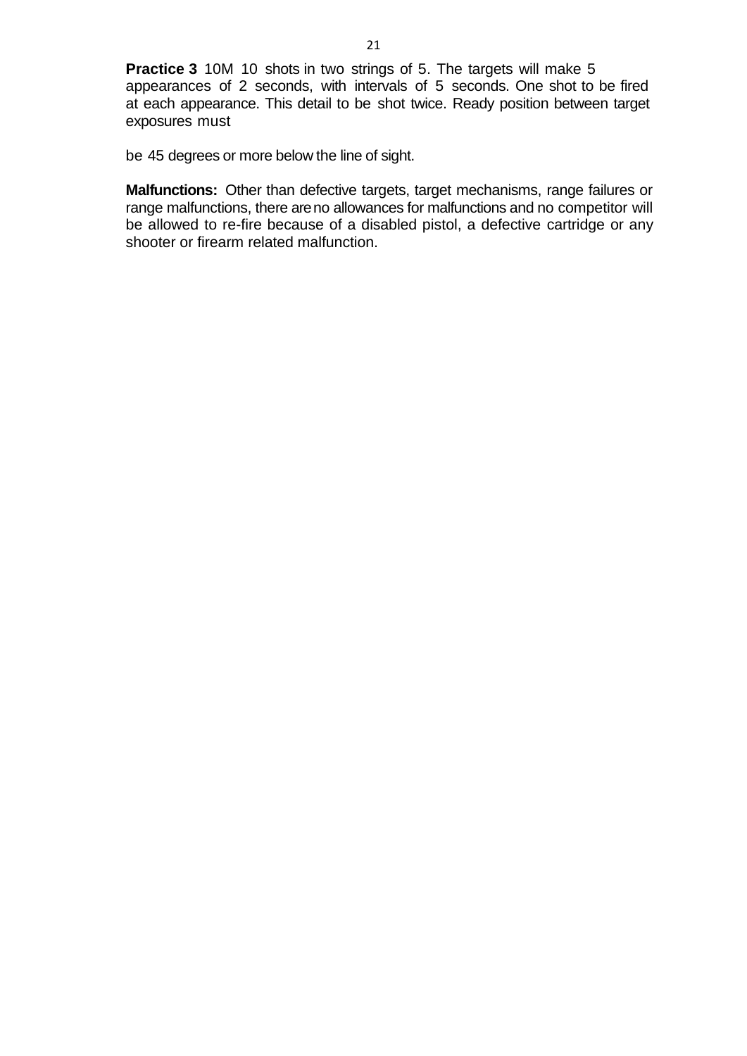**Practice 3** 10M 10 shots in two strings of 5. The targets will make 5 appearances of 2 seconds, with intervals of 5 seconds. One shot to be fired at each appearance. This detail to be shot twice. Ready position between target exposures must

be 45 degrees or more below the line of sight.

**Malfunctions:** Other than defective targets, target mechanisms, range failures or range malfunctions, there are no allowances for malfunctions and no competitor will be allowed to re-fire because of a disabled pistol, a defective cartridge or any shooter or firearm related malfunction.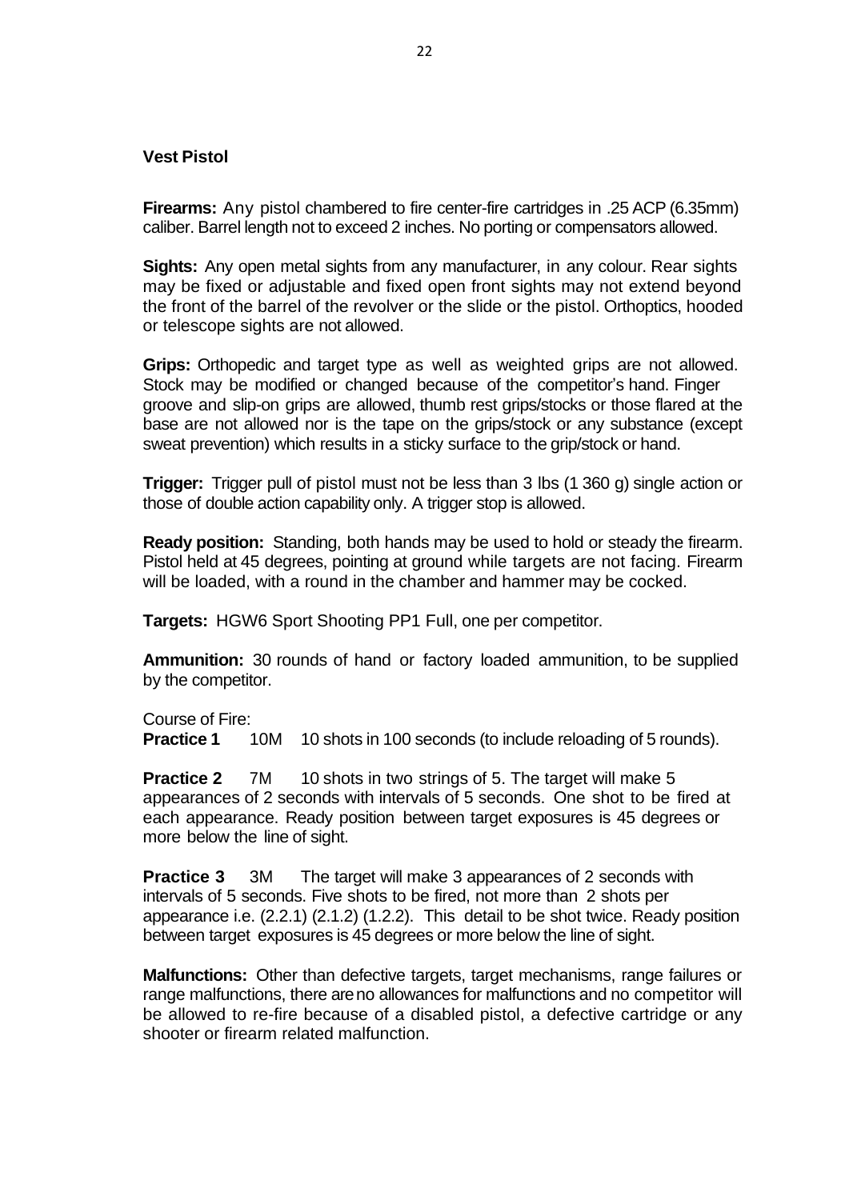## Vest Pistol

**Firearms:** Any pistol chambered to fire center-fire cartridges in .25 ACP (6.35mm) caliber. Barrel length not to exceed 2 inches. No porting or compensators allowed.

**Sights:** Any open metal sights from any manufacturer, in any colour. Rear sights may be fixed or adjustable and fixed open front sights may not extend beyond the front of the barrel of the revolver or the slide or the pistol. Orthoptics, hooded or telescope sights are not allowed.

**Grips:** Orthopedic and target type as well as weighted grips are not allowed. Stock may be modified or changed because of the competitor's hand. Finger groove and slip-on grips are allowed, thumb rest grips/stocks or those flared at the base are not allowed nor is the tape on the grips/stock or any substance (except sweat prevention) which results in a sticky surface to the grip/stock or hand.

**Trigger:** Trigger pull of pistol must not be less than 3 lbs (1 360 g) single action or those of double action capability only. A trigger stop is allowed.

**Ready position:** Standing, both hands may be used to hold or steady the firearm. Pistol held at 45 degrees, pointing at ground while targets are not facing. Firearm will be loaded, with a round in the chamber and hammer may be cocked.

**Targets:** HGW6 Sport Shooting PP1 Full, one per competitor.

**Ammunition:** 30 rounds of hand or factory loaded ammunition, to be supplied by the competitor.

Course of Fire:

**Practice 1** 10M 10 shots in 100 seconds (to include reloading of 5 rounds).

**Practice 2** 7M 10 shots in two strings of 5. The target will make 5 appearances of 2 seconds with intervals of 5 seconds. One shot to be fired at each appearance. Ready position between target exposures is 45 degrees or more below the line of sight.

**Practice 3** 3M The target will make 3 appearances of 2 seconds with intervals of 5 seconds. Five shots to be fired, not more than 2 shots per appearance i.e. (2.2.1) (2.1.2) (1.2.2). This detail to be shot twice. Ready position between target exposures is 45 degrees or more below the line of sight.

**Malfunctions:** Other than defective targets, target mechanisms, range failures or range malfunctions, there are no allowances for malfunctions and no competitor will be allowed to re-fire because of a disabled pistol, a defective cartridge or any shooter or firearm related malfunction.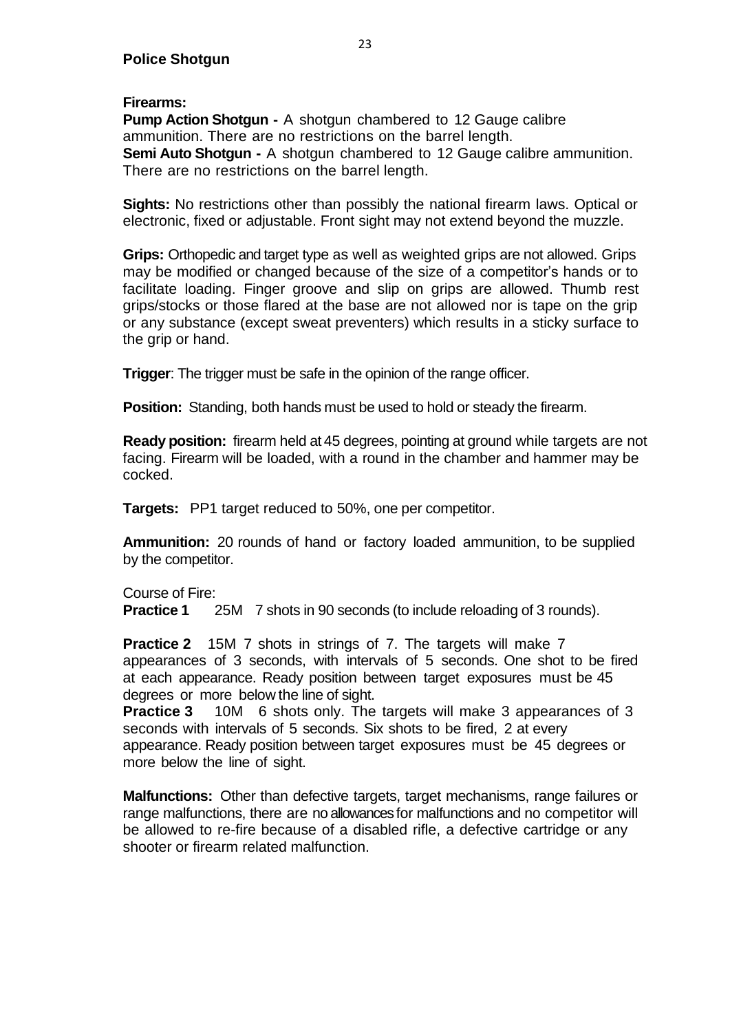## Police Shotgun

**Firearms:**
**Pump Action Shotgun -** A shotgun chambered to 12 Gauge calibre ammunition. There are no restrictions on the barrel length.
**Semi Auto Shotgun -** A shotgun chambered to 12 Gauge calibre ammunition. There are no restrictions on the barrel length.

**Sights:** No restrictions other than possibly the national firearm laws. Optical or electronic, fixed or adjustable. Front sight may not extend beyond the muzzle.

**Grips:** Orthopedic and target type as well as weighted grips are not allowed. Grips may be modified or changed because of the size of a competitor's hands or to facilitate loading. Finger groove and slip on grips are allowed. Thumb rest grips/stocks or those flared at the base are not allowed nor is tape on the grip or any substance (except sweat preventers) which results in a sticky surface to the grip or hand.

**Trigger**: The trigger must be safe in the opinion of the range officer.

**Position:** Standing, both hands must be used to hold or steady the firearm.

**Ready position:** firearm held at 45 degrees, pointing at ground while targets are not facing. Firearm will be loaded, with a round in the chamber and hammer may be cocked.

**Targets:** PP1 target reduced to 50%, one per competitor.

**Ammunition:** 20 rounds of hand or factory loaded ammunition, to be supplied by the competitor.

Course of Fire:
**Practice 1** 25M 7 shots in 90 seconds (to include reloading of 3 rounds).

**Practice 2** 15M 7 shots in strings of 7. The targets will make 7 appearances of 3 seconds, with intervals of 5 seconds. One shot to be fired at each appearance. Ready position between target exposures must be 45 degrees or more below the line of sight.
**Practice 3** 10M 6 shots only. The targets will make 3 appearances of 3 seconds with intervals of 5 seconds. Six shots to be fired, 2 at every appearance. Ready position between target exposures must be 45 degrees or more below the line of sight.

**Malfunctions:** Other than defective targets, target mechanisms, range failures or range malfunctions, there are no allowances for malfunctions and no competitor will be allowed to re-fire because of a disabled rifle, a defective cartridge or any shooter or firearm related malfunction.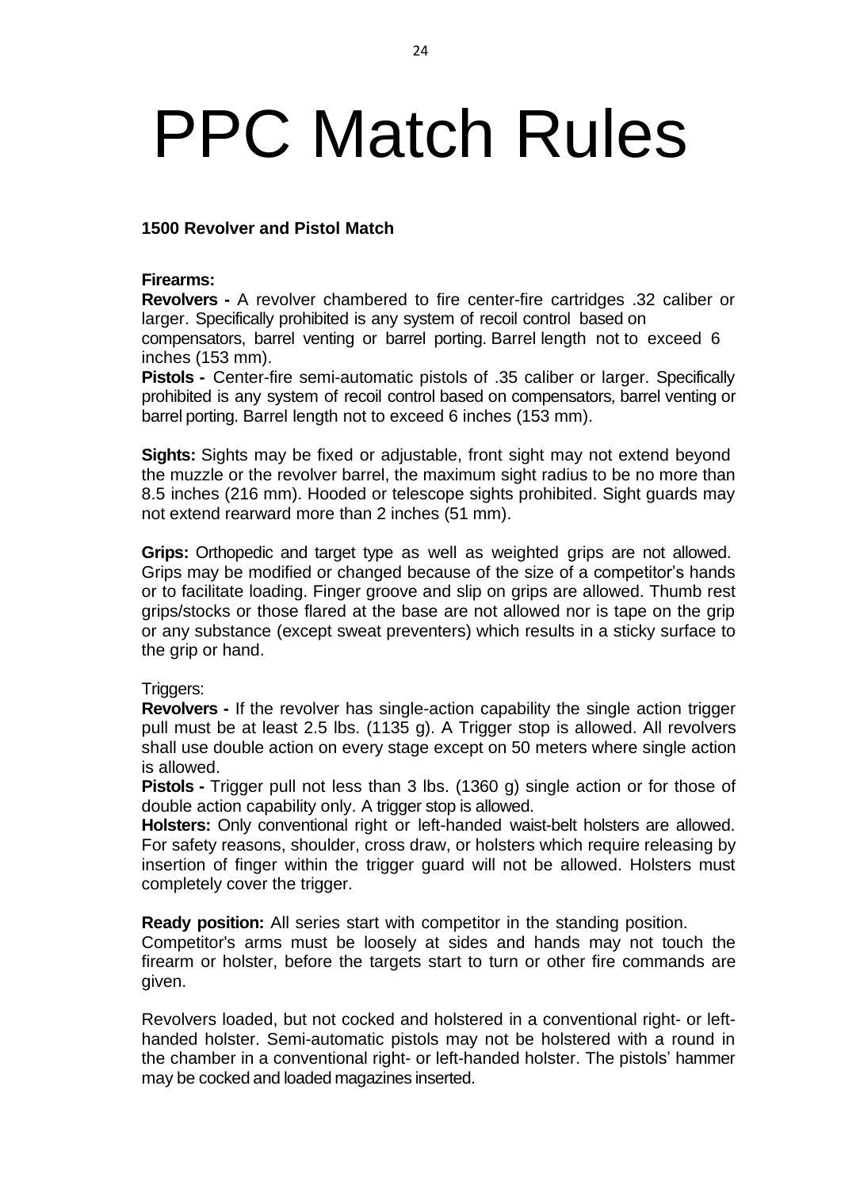# PPC Match Rules

**1500 Revolver and Pistol Match**

**Firearms:**

**Revolvers -** A revolver chambered to fire center-fire cartridges .32 caliber or larger. Specifically prohibited is any system of recoil control based on compensators, barrel venting or barrel porting. Barrel length not to exceed 6 inches (153 mm).

**Pistols -** Center-fire semi-automatic pistols of .35 caliber or larger. Specifically prohibited is any system of recoil control based on compensators, barrel venting or barrel porting. Barrel length not to exceed 6 inches (153 mm).

**Sights:** Sights may be fixed or adjustable, front sight may not extend beyond the muzzle or the revolver barrel, the maximum sight radius to be no more than 8.5 inches (216 mm). Hooded or telescope sights prohibited. Sight guards may not extend rearward more than 2 inches (51 mm).

**Grips:** Orthopedic and target type as well as weighted grips are not allowed. Grips may be modified or changed because of the size of a competitor's hands or to facilitate loading. Finger groove and slip on grips are allowed. Thumb rest grips/stocks or those flared at the base are not allowed nor is tape on the grip or any substance (except sweat preventers) which results in a sticky surface to the grip or hand.

Triggers:

**Revolvers -** If the revolver has single-action capability the single action trigger pull must be at least 2.5 lbs. (1135 g). A Trigger stop is allowed. All revolvers shall use double action on every stage except on 50 meters where single action is allowed.

**Pistols -** Trigger pull not less than 3 lbs. (1360 g) single action or for those of double action capability only. A trigger stop is allowed.

**Holsters:** Only conventional right or left-handed waist-belt holsters are allowed. For safety reasons, shoulder, cross draw, or holsters which require releasing by insertion of finger within the trigger guard will not be allowed. Holsters must completely cover the trigger.

**Ready position:** All series start with competitor in the standing position. Competitor's arms must be loosely at sides and hands may not touch the firearm or holster, before the targets start to turn or other fire commands are given.

Revolvers loaded, but not cocked and holstered in a conventional right- or left-handed holster. Semi-automatic pistols may not be holstered with a round in the chamber in a conventional right- or left-handed holster. The pistols' hammer may be cocked and loaded magazines inserted.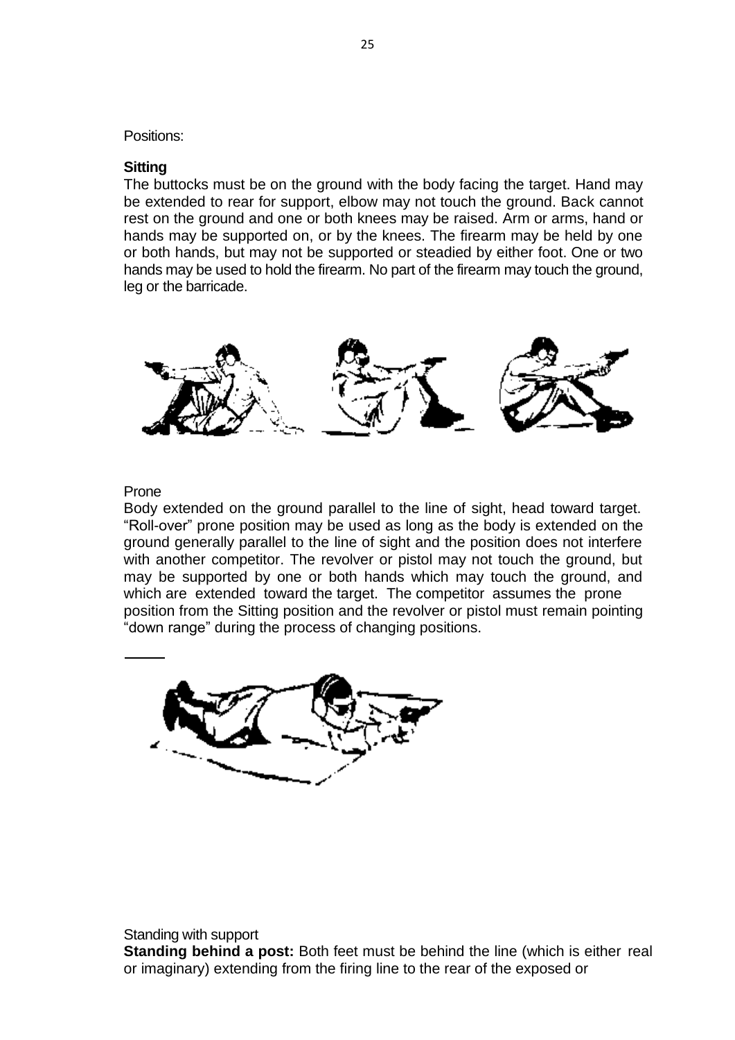Positions:

**Sitting**

The buttocks must be on the ground with the body facing the target. Hand may be extended to rear for support, elbow may not touch the ground. Back cannot rest on the ground and one or both knees may be raised. Arm or arms, hand or hands may be supported on, or by the knees. The firearm may be held by one or both hands, but may not be supported or steadied by either foot. One or two hands may be used to hold the firearm. No part of the firearm may touch the ground, leg or the barricade.

Prone

Body extended on the ground parallel to the line of sight, head toward target. "Roll-over" prone position may be used as long as the body is extended on the ground generally parallel to the line of sight and the position does not interfere with another competitor. The revolver or pistol may not touch the ground, but may be supported by one or both hands which may touch the ground, and which are extended toward the target. The competitor assumes the prone position from the Sitting position and the revolver or pistol must remain pointing "down range" during the process of changing positions.

Standing with support

**Standing behind a post:** Both feet must be behind the line (which is either real or imaginary) extending from the firing line to the rear of the exposed or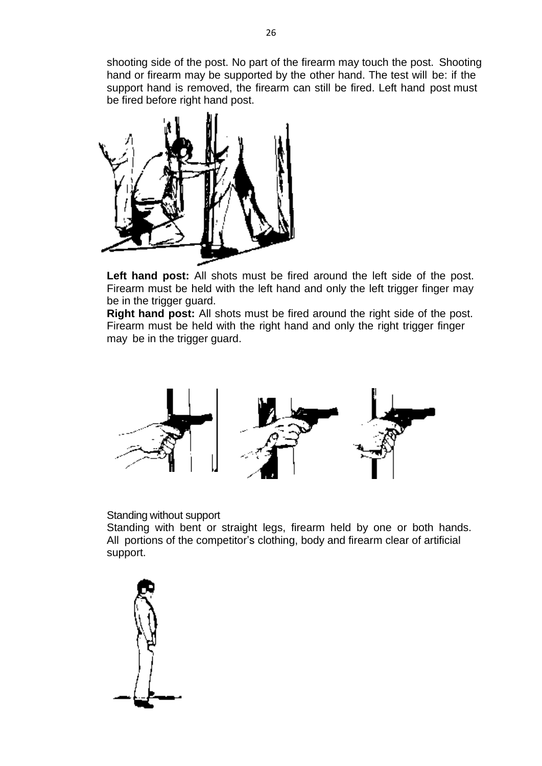shooting side of the post. No part of the firearm may touch the post. Shooting hand or firearm may be supported by the other hand. The test will be: if the support hand is removed, the firearm can still be fired. Left hand post must be fired before right hand post.

**Left hand post:** All shots must be fired around the left side of the post. Firearm must be held with the left hand and only the left trigger finger may be in the trigger guard.

**Right hand post:** All shots must be fired around the right side of the post. Firearm must be held with the right hand and only the right trigger finger may be in the trigger guard.

Standing without support

Standing with bent or straight legs, firearm held by one or both hands. All portions of the competitor's clothing, body and firearm clear of artificial support.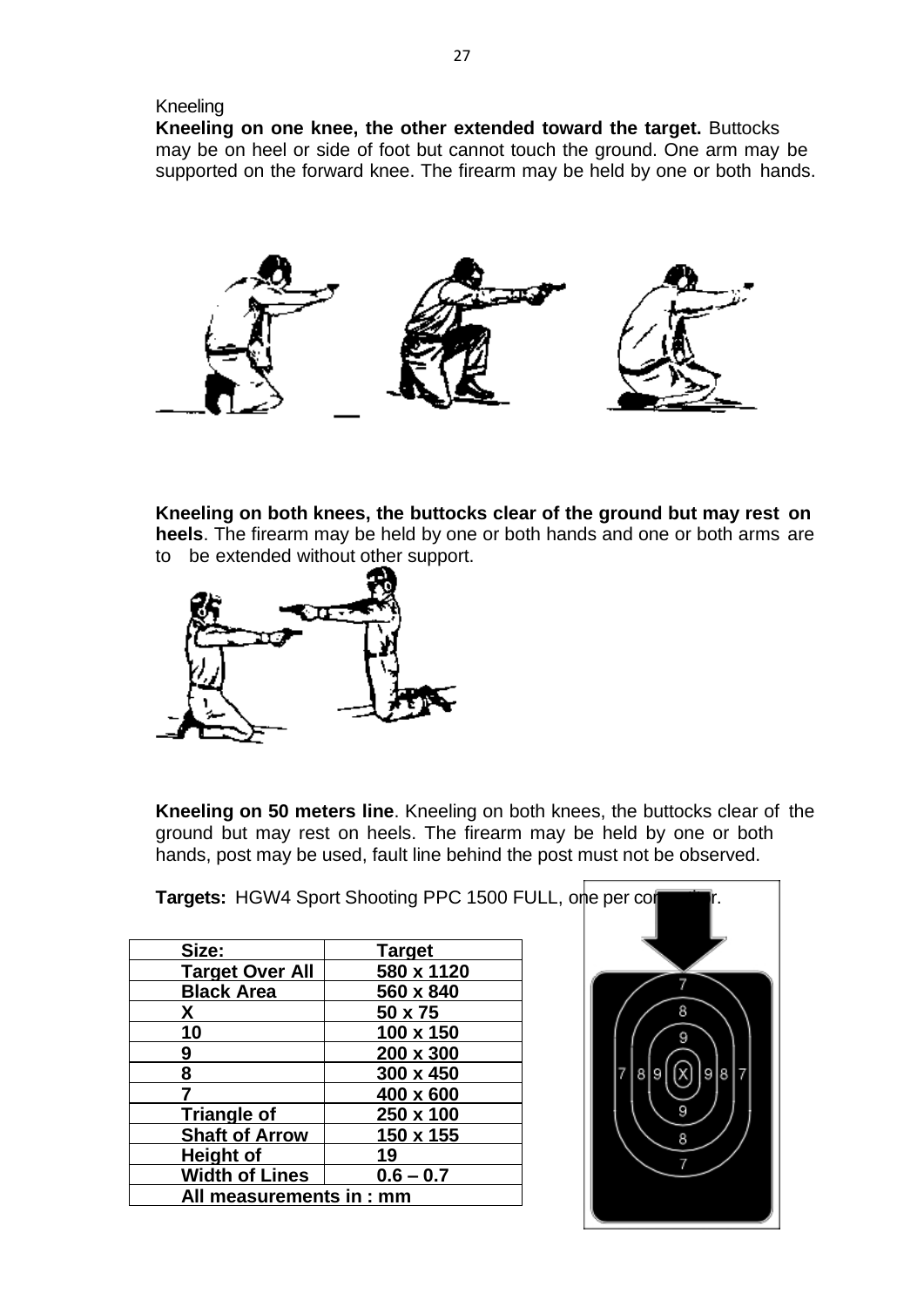Kneeling

**Kneeling on one knee, the other extended toward the target.** Buttocks may be on heel or side of foot but cannot touch the ground. One arm may be supported on the forward knee. The firearm may be held by one or both hands.

**Kneeling on both knees, the buttocks clear of the ground but may rest on heels**. The firearm may be held by one or both hands and one or both arms are to be extended without other support.

**Kneeling on 50 meters line**. Kneeling on both knees, the buttocks clear of the ground but may rest on heels. The firearm may be held by one or both hands, post may be used, fault line behind the post must not be observed.

**Targets:** HGW4 Sport Shooting PPC 1500 FULL, one per competitor.

| Size: | Target |
|---|---|
| Target Over All | 580 x 1120 |
| Black Area | 560 x 840 |
| X | 50 x 75 |
| 10 | 100 x 150 |
| 9 | 200 x 300 |
| 8 | 300 x 450 |
| 7 | 400 x 600 |
| Triangle of | 250 x 100 |
| Shaft of Arrow | 150 x 155 |
| Height of | 19 |
| Width of Lines | 0.6 – 0.7 |
| All measurements in : mm | |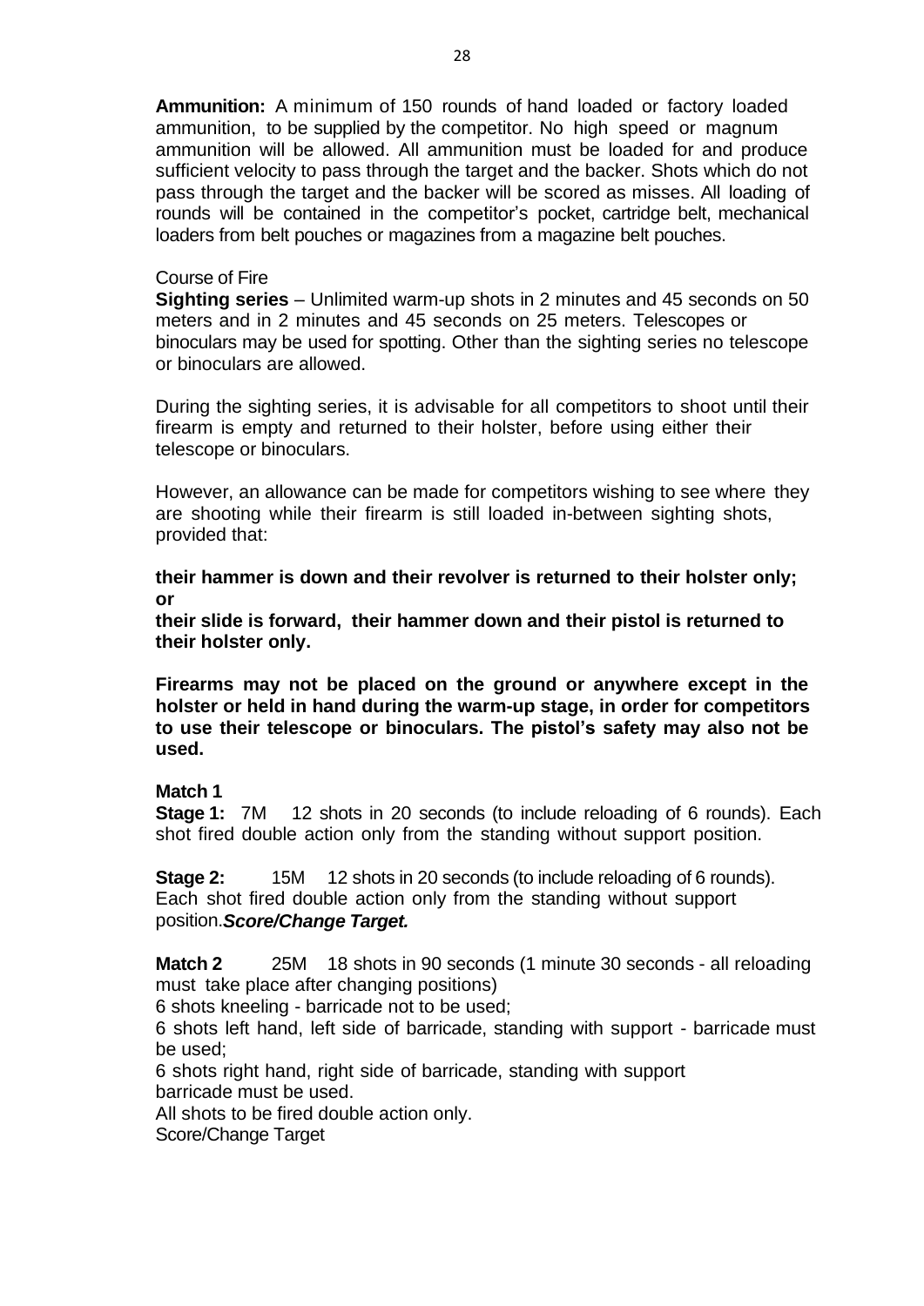**Ammunition:** A minimum of 150 rounds of hand loaded or factory loaded ammunition, to be supplied by the competitor. No high speed or magnum ammunition will be allowed. All ammunition must be loaded for and produce sufficient velocity to pass through the target and the backer. Shots which do not pass through the target and the backer will be scored as misses. All loading of rounds will be contained in the competitor's pocket, cartridge belt, mechanical loaders from belt pouches or magazines from a magazine belt pouches.

Course of Fire

**Sighting series** – Unlimited warm-up shots in 2 minutes and 45 seconds on 50 meters and in 2 minutes and 45 seconds on 25 meters. Telescopes or binoculars may be used for spotting. Other than the sighting series no telescope or binoculars are allowed.

During the sighting series, it is advisable for all competitors to shoot until their firearm is empty and returned to their holster, before using either their telescope or binoculars.

However, an allowance can be made for competitors wishing to see where they are shooting while their firearm is still loaded in-between sighting shots, provided that:

**their hammer is down and their revolver is returned to their holster only; or**

**their slide is forward, their hammer down and their pistol is returned to their holster only.**

**Firearms may not be placed on the ground or anywhere except in the holster or held in hand during the warm-up stage, in order for competitors to use their telescope or binoculars. The pistol's safety may also not be used.**

**Match 1**

**Stage 1:** 7M 12 shots in 20 seconds (to include reloading of 6 rounds). Each shot fired double action only from the standing without support position.

**Stage 2:** 15M 12 shots in 20 seconds (to include reloading of 6 rounds). Each shot fired double action only from the standing without support position.***Score/Change Target.***

**Match 2** 25M 18 shots in 90 seconds (1 minute 30 seconds - all reloading must take place after changing positions)

6 shots kneeling - barricade not to be used;

6 shots left hand, left side of barricade, standing with support - barricade must be used;

6 shots right hand, right side of barricade, standing with support barricade must be used.

All shots to be fired double action only.

Score/Change Target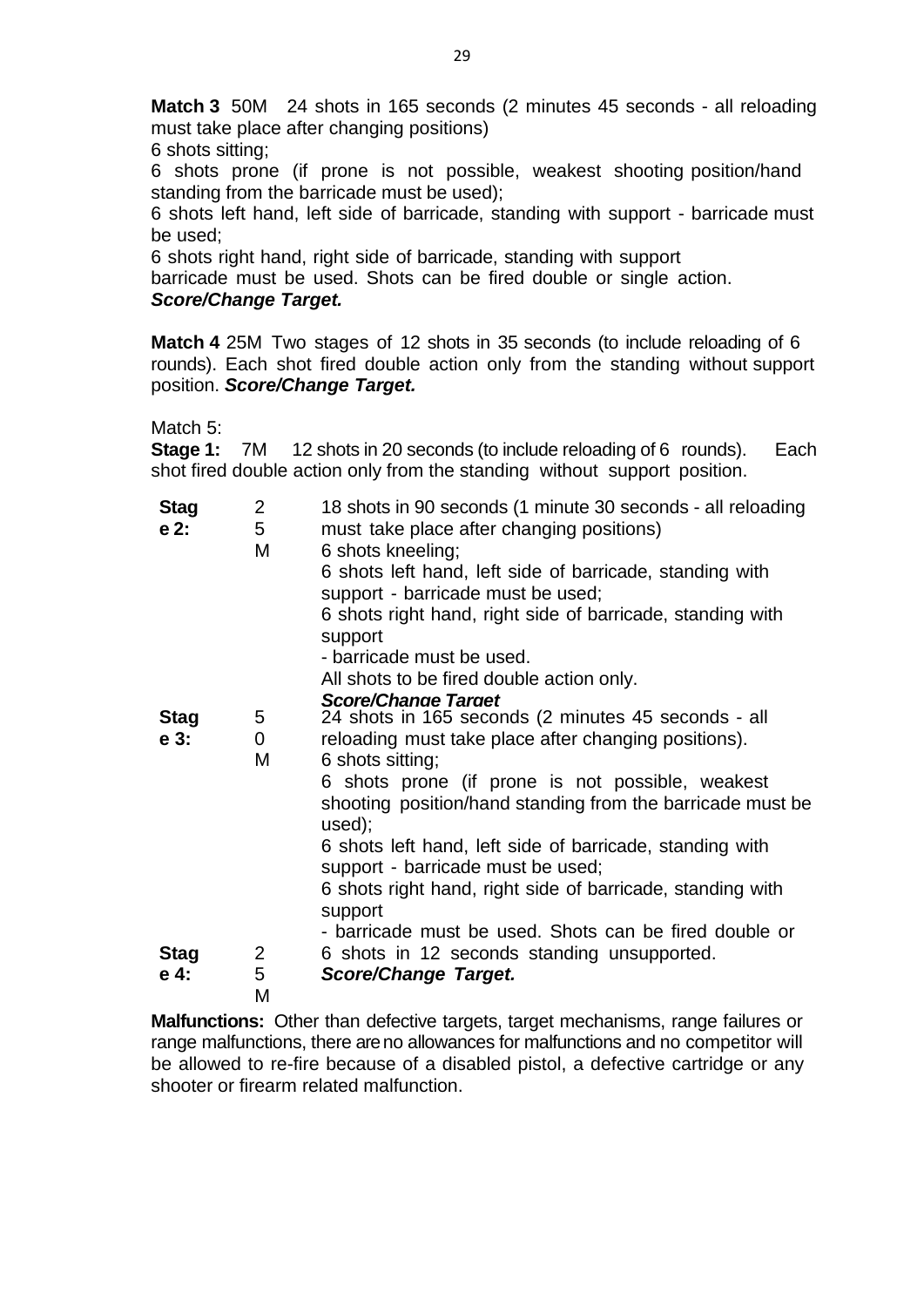**Match 3** 50M 24 shots in 165 seconds (2 minutes 45 seconds - all reloading must take place after changing positions)
6 shots sitting;
6 shots prone (if prone is not possible, weakest shooting position/hand standing from the barricade must be used);
6 shots left hand, left side of barricade, standing with support - barricade must be used;
6 shots right hand, right side of barricade, standing with support
barricade must be used. Shots can be fired double or single action.
***Score/Change Target.***

**Match 4** 25M Two stages of 12 shots in 35 seconds (to include reloading of 6 rounds). Each shot fired double action only from the standing without support position. ***Score/Change Target.***

Match 5:
**Stage 1:** 7M 12 shots in 20 seconds (to include reloading of 6 rounds). Each shot fired double action only from the standing without support position.

| | | |
|---|---|---|
| **Stage 2:** | 25M | 18 shots in 90 seconds (1 minute 30 seconds - all reloading must take place after changing positions)<br>6 shots kneeling;<br>6 shots left hand, left side of barricade, standing with support - barricade must be used;<br>6 shots right hand, right side of barricade, standing with support<br>- barricade must be used.<br>All shots to be fired double action only.<br>***Score/Change Target*** |
| **Stage 3:** | 50M | 24 shots in 165 seconds (2 minutes 45 seconds - all reloading must take place after changing positions).<br>6 shots sitting;<br>6 shots prone (if prone is not possible, weakest shooting position/hand standing from the barricade must be used);<br>6 shots left hand, left side of barricade, standing with support - barricade must be used;<br>6 shots right hand, right side of barricade, standing with support<br>- barricade must be used. Shots can be fired double or |
| **Stage 4:** | 25M | 6 shots in 12 seconds standing unsupported.<br>***Score/Change Target.*** |

**Malfunctions:** Other than defective targets, target mechanisms, range failures or range malfunctions, there are no allowances for malfunctions and no competitor will be allowed to re-fire because of a disabled pistol, a defective cartridge or any shooter or firearm related malfunction.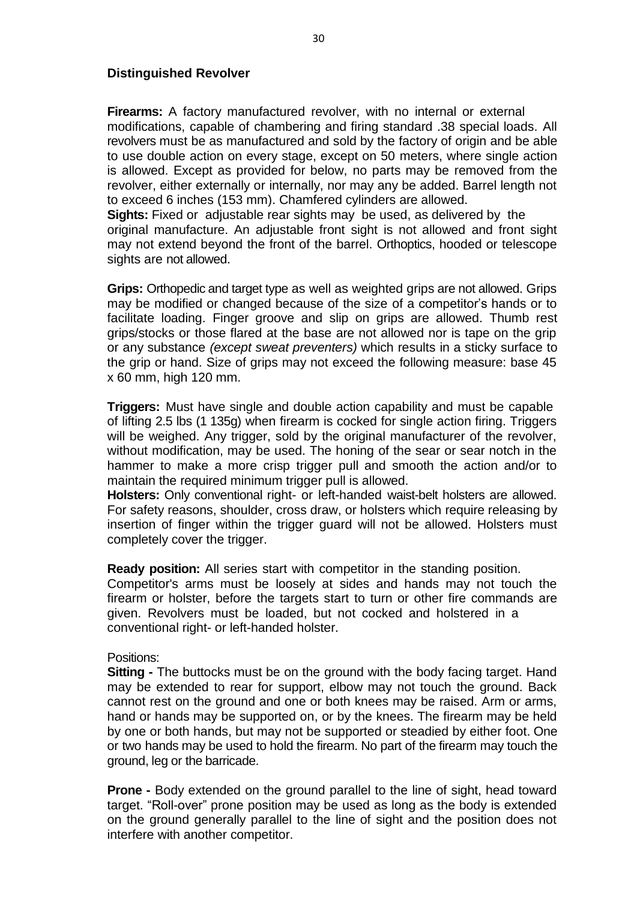## Distinguished Revolver

**Firearms:** A factory manufactured revolver, with no internal or external modifications, capable of chambering and firing standard .38 special loads. All revolvers must be as manufactured and sold by the factory of origin and be able to use double action on every stage, except on 50 meters, where single action is allowed. Except as provided for below, no parts may be removed from the revolver, either externally or internally, nor may any be added. Barrel length not to exceed 6 inches (153 mm). Chamfered cylinders are allowed.

**Sights:** Fixed or adjustable rear sights may be used, as delivered by the original manufacture. An adjustable front sight is not allowed and front sight may not extend beyond the front of the barrel. Orthoptics, hooded or telescope sights are not allowed.

**Grips:** Orthopedic and target type as well as weighted grips are not allowed. Grips may be modified or changed because of the size of a competitor's hands or to facilitate loading. Finger groove and slip on grips are allowed. Thumb rest grips/stocks or those flared at the base are not allowed nor is tape on the grip or any substance *(except sweat preventers)* which results in a sticky surface to the grip or hand. Size of grips may not exceed the following measure: base 45 x 60 mm, high 120 mm.

**Triggers:** Must have single and double action capability and must be capable of lifting 2.5 lbs (1 135g) when firearm is cocked for single action firing. Triggers will be weighed. Any trigger, sold by the original manufacturer of the revolver, without modification, may be used. The honing of the sear or sear notch in the hammer to make a more crisp trigger pull and smooth the action and/or to maintain the required minimum trigger pull is allowed.

**Holsters:** Only conventional right- or left-handed waist-belt holsters are allowed. For safety reasons, shoulder, cross draw, or holsters which require releasing by insertion of finger within the trigger guard will not be allowed. Holsters must completely cover the trigger.

**Ready position:** All series start with competitor in the standing position. Competitor's arms must be loosely at sides and hands may not touch the firearm or holster, before the targets start to turn or other fire commands are given. Revolvers must be loaded, but not cocked and holstered in a conventional right- or left-handed holster.

Positions:

**Sitting -** The buttocks must be on the ground with the body facing target. Hand may be extended to rear for support, elbow may not touch the ground. Back cannot rest on the ground and one or both knees may be raised. Arm or arms, hand or hands may be supported on, or by the knees. The firearm may be held by one or both hands, but may not be supported or steadied by either foot. One or two hands may be used to hold the firearm. No part of the firearm may touch the ground, leg or the barricade.

**Prone -** Body extended on the ground parallel to the line of sight, head toward target. "Roll-over" prone position may be used as long as the body is extended on the ground generally parallel to the line of sight and the position does not interfere with another competitor.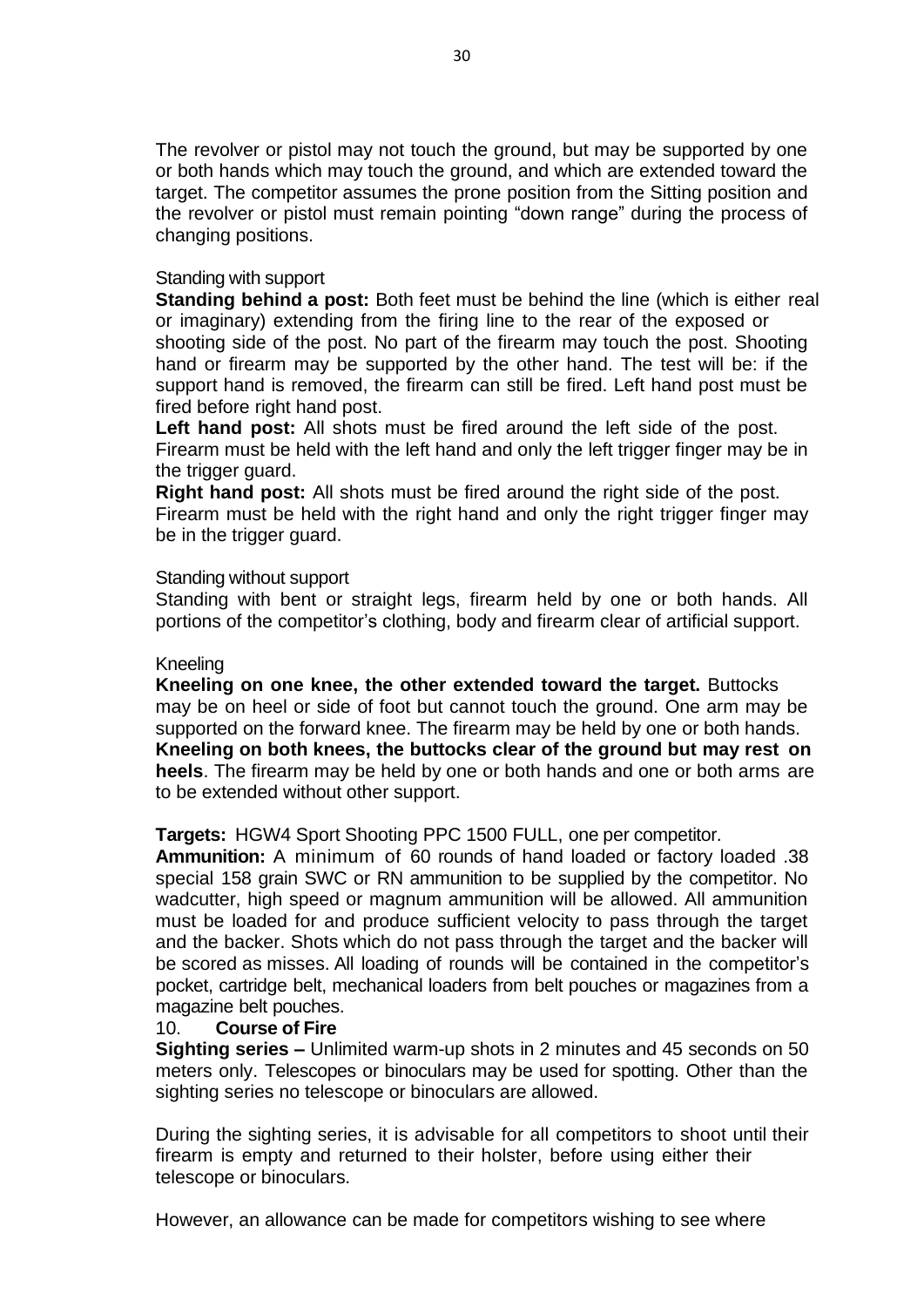The revolver or pistol may not touch the ground, but may be supported by one or both hands which may touch the ground, and which are extended toward the target. The competitor assumes the prone position from the Sitting position and the revolver or pistol must remain pointing "down range" during the process of changing positions.

Standing with support

**Standing behind a post:** Both feet must be behind the line (which is either real or imaginary) extending from the firing line to the rear of the exposed or shooting side of the post. No part of the firearm may touch the post. Shooting hand or firearm may be supported by the other hand. The test will be: if the support hand is removed, the firearm can still be fired. Left hand post must be fired before right hand post.

**Left hand post:** All shots must be fired around the left side of the post. Firearm must be held with the left hand and only the left trigger finger may be in the trigger guard.

**Right hand post:** All shots must be fired around the right side of the post. Firearm must be held with the right hand and only the right trigger finger may be in the trigger guard.

Standing without support

Standing with bent or straight legs, firearm held by one or both hands. All portions of the competitor's clothing, body and firearm clear of artificial support.

Kneeling

**Kneeling on one knee, the other extended toward the target.** Buttocks may be on heel or side of foot but cannot touch the ground. One arm may be supported on the forward knee. The firearm may be held by one or both hands.

**Kneeling on both knees, the buttocks clear of the ground but may rest on heels**. The firearm may be held by one or both hands and one or both arms are to be extended without other support.

**Targets:** HGW4 Sport Shooting PPC 1500 FULL, one per competitor.

**Ammunition:** A minimum of 60 rounds of hand loaded or factory loaded .38 special 158 grain SWC or RN ammunition to be supplied by the competitor. No wadcutter, high speed or magnum ammunition will be allowed. All ammunition must be loaded for and produce sufficient velocity to pass through the target and the backer. Shots which do not pass through the target and the backer will be scored as misses. All loading of rounds will be contained in the competitor's pocket, cartridge belt, mechanical loaders from belt pouches or magazines from a magazine belt pouches.

10. **Course of Fire**

**Sighting series –** Unlimited warm-up shots in 2 minutes and 45 seconds on 50 meters only. Telescopes or binoculars may be used for spotting. Other than the sighting series no telescope or binoculars are allowed.

During the sighting series, it is advisable for all competitors to shoot until their firearm is empty and returned to their holster, before using either their telescope or binoculars.

However, an allowance can be made for competitors wishing to see where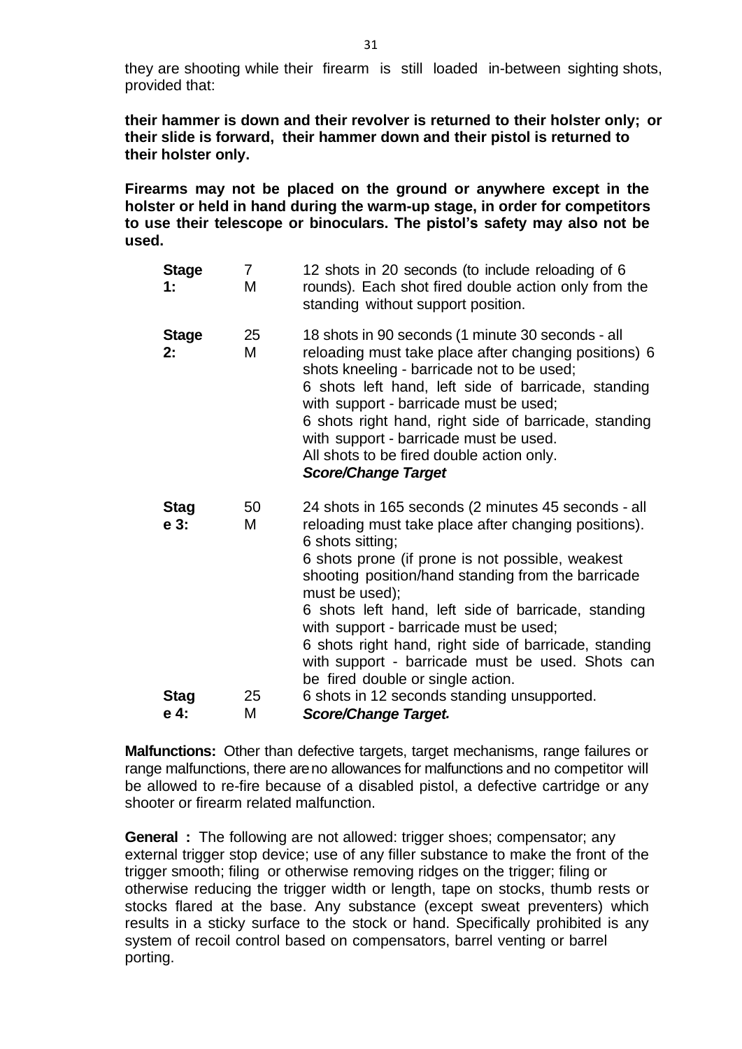they are shooting while their firearm is still loaded in-between sighting shots, provided that:

**their hammer is down and their revolver is returned to their holster only; or their slide is forward, their hammer down and their pistol is returned to their holster only.**

**Firearms may not be placed on the ground or anywhere except in the holster or held in hand during the warm-up stage, in order for competitors to use their telescope or binoculars. The pistol's safety may also not be used.**

| | | |
|---|---|---|
| **Stage 1:** | 7 M | 12 shots in 20 seconds (to include reloading of 6 rounds). Each shot fired double action only from the standing without support position. |
| **Stage 2:** | 25 M | 18 shots in 90 seconds (1 minute 30 seconds - all reloading must take place after changing positions) 6 shots kneeling - barricade not to be used;<br>6 shots left hand, left side of barricade, standing with support - barricade must be used;<br>6 shots right hand, right side of barricade, standing with support - barricade must be used.<br>All shots to be fired double action only.<br>***Score/Change Target*** |
| **Stage 3:** | 50 M | 24 shots in 165 seconds (2 minutes 45 seconds - all reloading must take place after changing positions).<br>6 shots sitting;<br>6 shots prone (if prone is not possible, weakest shooting position/hand standing from the barricade must be used);<br>6 shots left hand, left side of barricade, standing with support - barricade must be used;<br>6 shots right hand, right side of barricade, standing with support - barricade must be used. Shots can be fired double or single action. |
| **Stage 4:** | 25 M | 6 shots in 12 seconds standing unsupported.<br>***Score/Change Target.*** |

**Malfunctions:** Other than defective targets, target mechanisms, range failures or range malfunctions, there are no allowances for malfunctions and no competitor will be allowed to re-fire because of a disabled pistol, a defective cartridge or any shooter or firearm related malfunction.

**General :** The following are not allowed: trigger shoes; compensator; any external trigger stop device; use of any filler substance to make the front of the trigger smooth; filing or otherwise removing ridges on the trigger; filing or otherwise reducing the trigger width or length, tape on stocks, thumb rests or stocks flared at the base. Any substance (except sweat preventers) which results in a sticky surface to the stock or hand. Specifically prohibited is any system of recoil control based on compensators, barrel venting or barrel porting.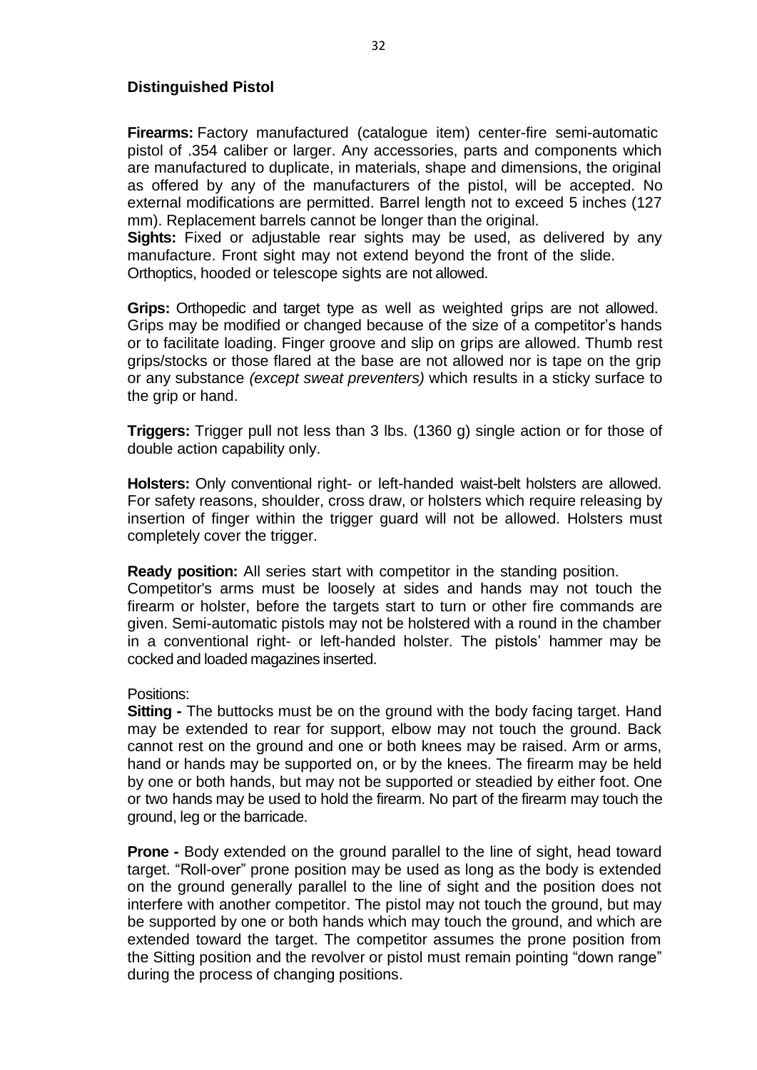### Distinguished Pistol

**Firearms:** Factory manufactured (catalogue item) center-fire semi-automatic pistol of .354 caliber or larger. Any accessories, parts and components which are manufactured to duplicate, in materials, shape and dimensions, the original as offered by any of the manufacturers of the pistol, will be accepted. No external modifications are permitted. Barrel length not to exceed 5 inches (127 mm). Replacement barrels cannot be longer than the original.

**Sights:** Fixed or adjustable rear sights may be used, as delivered by any manufacture. Front sight may not extend beyond the front of the slide. Orthoptics, hooded or telescope sights are not allowed.

**Grips:** Orthopedic and target type as well as weighted grips are not allowed. Grips may be modified or changed because of the size of a competitor's hands or to facilitate loading. Finger groove and slip on grips are allowed. Thumb rest grips/stocks or those flared at the base are not allowed nor is tape on the grip or any substance *(except sweat preventers)* which results in a sticky surface to the grip or hand.

**Triggers:** Trigger pull not less than 3 lbs. (1360 g) single action or for those of double action capability only.

**Holsters:** Only conventional right- or left-handed waist-belt holsters are allowed. For safety reasons, shoulder, cross draw, or holsters which require releasing by insertion of finger within the trigger guard will not be allowed. Holsters must completely cover the trigger.

**Ready position:** All series start with competitor in the standing position. Competitor's arms must be loosely at sides and hands may not touch the firearm or holster, before the targets start to turn or other fire commands are given. Semi-automatic pistols may not be holstered with a round in the chamber in a conventional right- or left-handed holster. The pistols' hammer may be cocked and loaded magazines inserted.

Positions:

**Sitting -** The buttocks must be on the ground with the body facing target. Hand may be extended to rear for support, elbow may not touch the ground. Back cannot rest on the ground and one or both knees may be raised. Arm or arms, hand or hands may be supported on, or by the knees. The firearm may be held by one or both hands, but may not be supported or steadied by either foot. One or two hands may be used to hold the firearm. No part of the firearm may touch the ground, leg or the barricade.

**Prone -** Body extended on the ground parallel to the line of sight, head toward target. "Roll-over" prone position may be used as long as the body is extended on the ground generally parallel to the line of sight and the position does not interfere with another competitor. The pistol may not touch the ground, but may be supported by one or both hands which may touch the ground, and which are extended toward the target. The competitor assumes the prone position from the Sitting position and the revolver or pistol must remain pointing "down range" during the process of changing positions.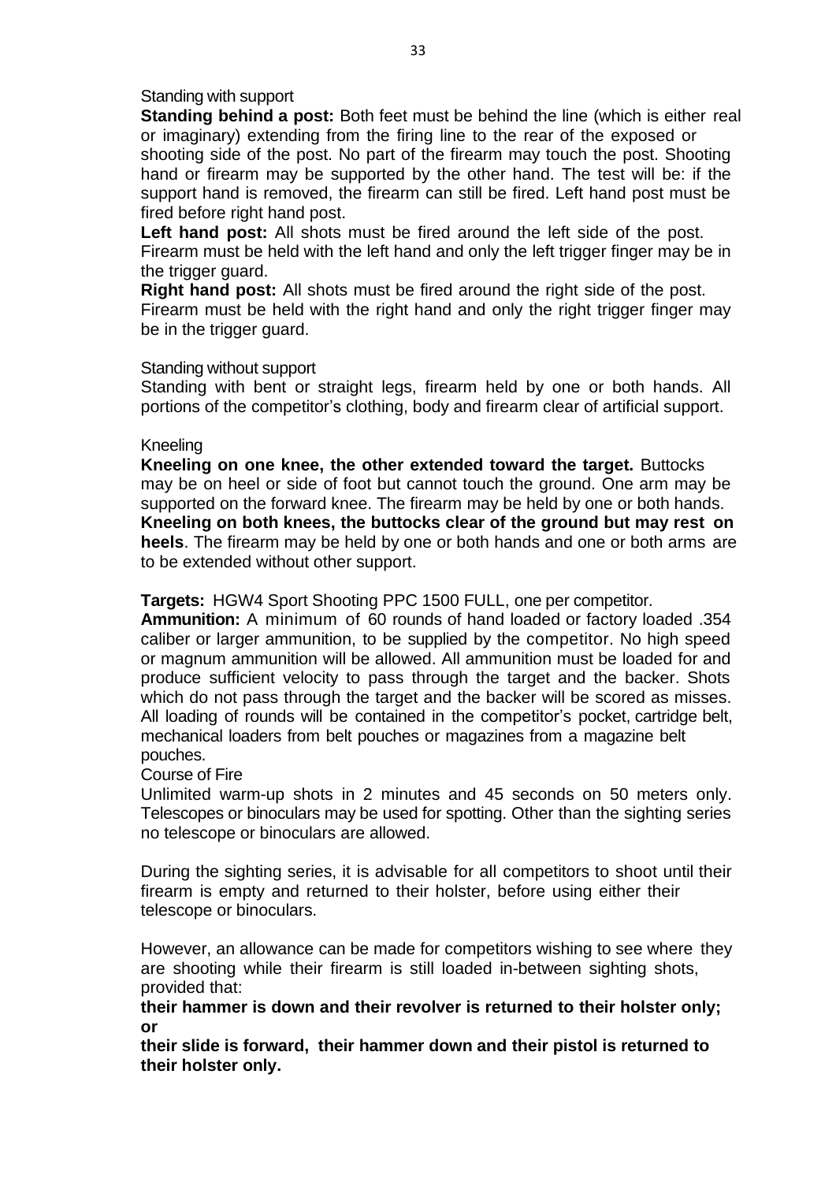Standing with support

**Standing behind a post:** Both feet must be behind the line (which is either real or imaginary) extending from the firing line to the rear of the exposed or shooting side of the post. No part of the firearm may touch the post. Shooting hand or firearm may be supported by the other hand. The test will be: if the support hand is removed, the firearm can still be fired. Left hand post must be fired before right hand post.

**Left hand post:** All shots must be fired around the left side of the post. Firearm must be held with the left hand and only the left trigger finger may be in the trigger guard.

**Right hand post:** All shots must be fired around the right side of the post. Firearm must be held with the right hand and only the right trigger finger may be in the trigger guard.

Standing without support

Standing with bent or straight legs, firearm held by one or both hands. All portions of the competitor's clothing, body and firearm clear of artificial support.

Kneeling

**Kneeling on one knee, the other extended toward the target.** Buttocks may be on heel or side of foot but cannot touch the ground. One arm may be supported on the forward knee. The firearm may be held by one or both hands.

**Kneeling on both knees, the buttocks clear of the ground but may rest on heels**. The firearm may be held by one or both hands and one or both arms are to be extended without other support.

**Targets:** HGW4 Sport Shooting PPC 1500 FULL, one per competitor.

**Ammunition:** A minimum of 60 rounds of hand loaded or factory loaded .354 caliber or larger ammunition, to be supplied by the competitor. No high speed or magnum ammunition will be allowed. All ammunition must be loaded for and produce sufficient velocity to pass through the target and the backer. Shots which do not pass through the target and the backer will be scored as misses. All loading of rounds will be contained in the competitor's pocket, cartridge belt, mechanical loaders from belt pouches or magazines from a magazine belt pouches.

Course of Fire

Unlimited warm-up shots in 2 minutes and 45 seconds on 50 meters only. Telescopes or binoculars may be used for spotting. Other than the sighting series no telescope or binoculars are allowed.

During the sighting series, it is advisable for all competitors to shoot until their firearm is empty and returned to their holster, before using either their telescope or binoculars.

However, an allowance can be made for competitors wishing to see where they are shooting while their firearm is still loaded in-between sighting shots, provided that:

**their hammer is down and their revolver is returned to their holster only; or**

**their slide is forward, their hammer down and their pistol is returned to their holster only.**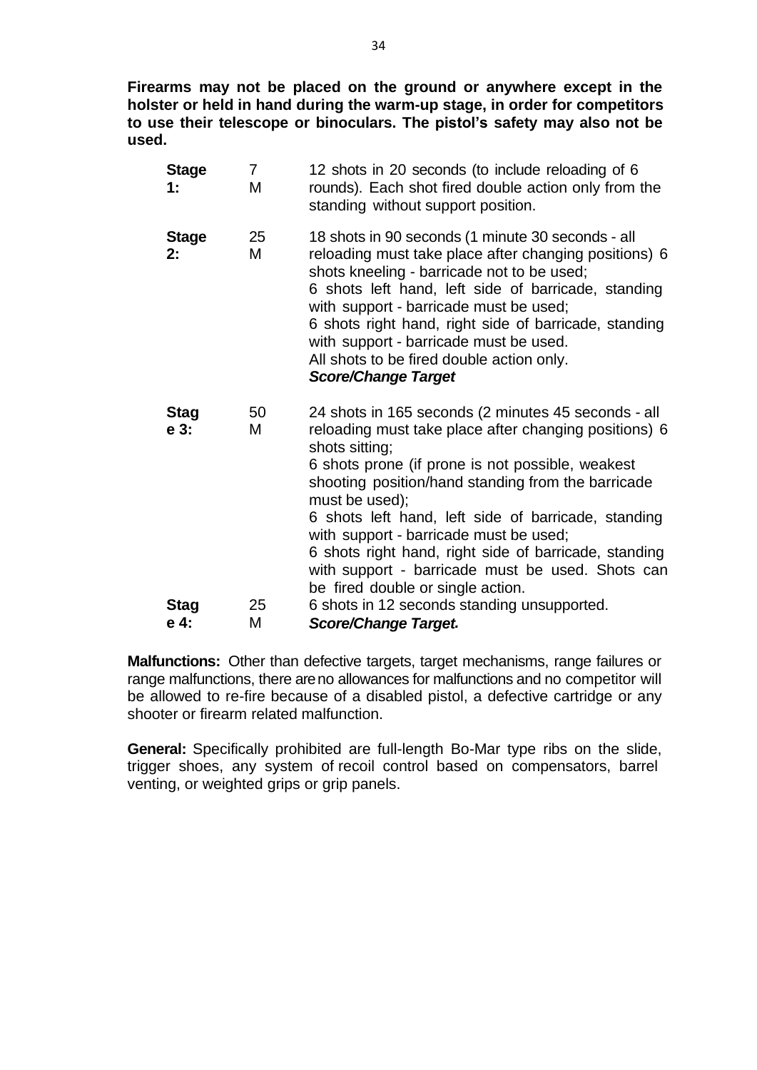**Firearms may not be placed on the ground or anywhere except in the holster or held in hand during the warm-up stage, in order for competitors to use their telescope or binoculars. The pistol's safety may also not be used.**

| | | |
|---|---|---|
| **Stage 1:** | 7 M | 12 shots in 20 seconds (to include reloading of 6 rounds). Each shot fired double action only from the standing without support position. |
| **Stage 2:** | 25 M | 18 shots in 90 seconds (1 minute 30 seconds - all reloading must take place after changing positions) 6 shots kneeling - barricade not to be used;<br>6 shots left hand, left side of barricade, standing with support - barricade must be used;<br>6 shots right hand, right side of barricade, standing with support - barricade must be used.<br>All shots to be fired double action only.<br>***Score/Change Target*** |
| **Stage 3:** | 50 M | 24 shots in 165 seconds (2 minutes 45 seconds - all reloading must take place after changing positions) 6 shots sitting;<br>6 shots prone (if prone is not possible, weakest shooting position/hand standing from the barricade must be used);<br>6 shots left hand, left side of barricade, standing with support - barricade must be used;<br>6 shots right hand, right side of barricade, standing with support - barricade must be used. Shots can be fired double or single action. |
| **Stage 4:** | 25 M | 6 shots in 12 seconds standing unsupported.<br>***Score/Change Target.*** |

**Malfunctions:** Other than defective targets, target mechanisms, range failures or range malfunctions, there are no allowances for malfunctions and no competitor will be allowed to re-fire because of a disabled pistol, a defective cartridge or any shooter or firearm related malfunction.

**General:** Specifically prohibited are full-length Bo-Mar type ribs on the slide, trigger shoes, any system of recoil control based on compensators, barrel venting, or weighted grips or grip panels.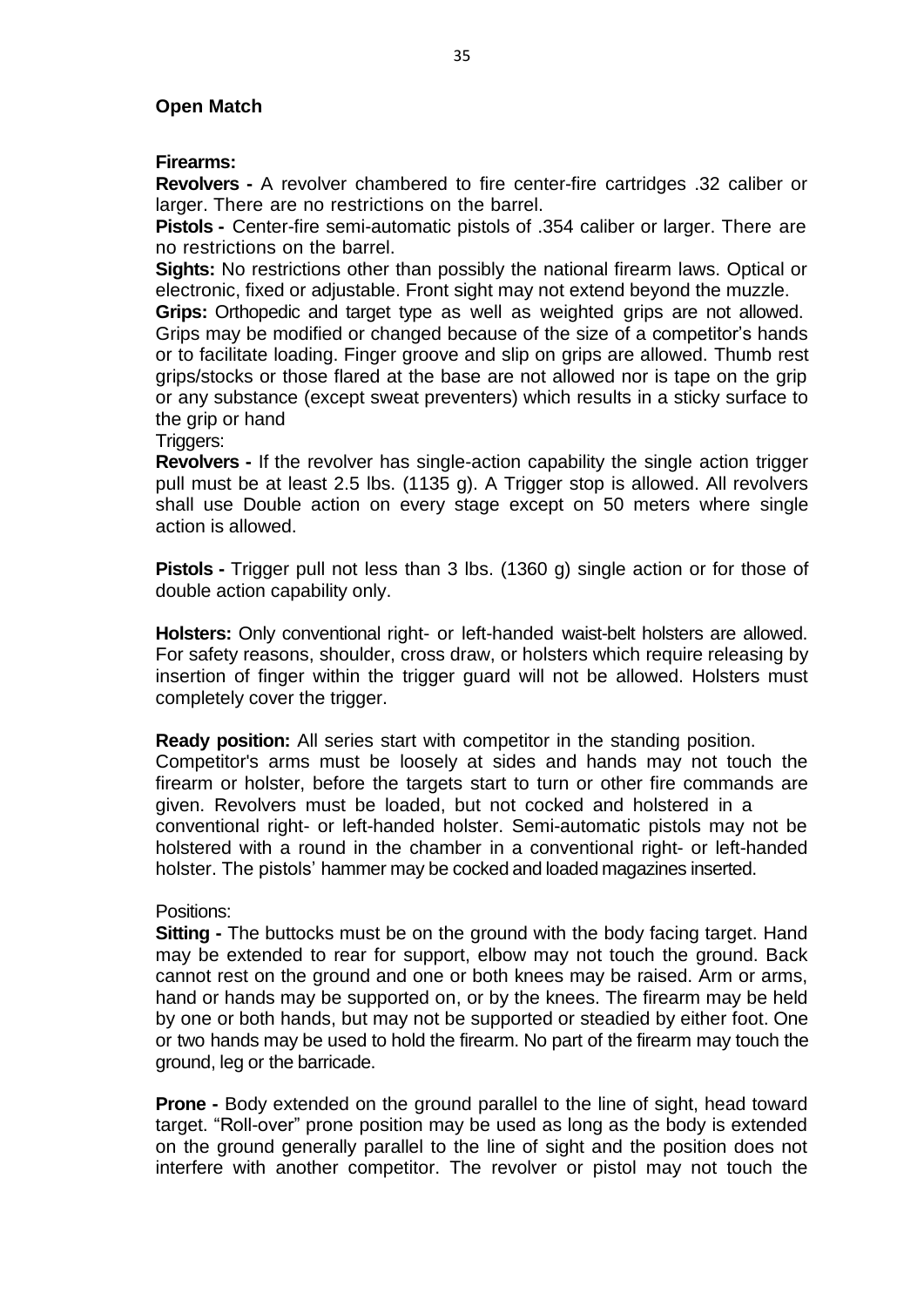**Open Match**

**Firearms:**

**Revolvers -** A revolver chambered to fire center-fire cartridges .32 caliber or larger. There are no restrictions on the barrel.

**Pistols -** Center-fire semi-automatic pistols of .354 caliber or larger. There are no restrictions on the barrel.

**Sights:** No restrictions other than possibly the national firearm laws. Optical or electronic, fixed or adjustable. Front sight may not extend beyond the muzzle.

**Grips:** Orthopedic and target type as well as weighted grips are not allowed. Grips may be modified or changed because of the size of a competitor's hands or to facilitate loading. Finger groove and slip on grips are allowed. Thumb rest grips/stocks or those flared at the base are not allowed nor is tape on the grip or any substance (except sweat preventers) which results in a sticky surface to the grip or hand

Triggers:

**Revolvers -** If the revolver has single-action capability the single action trigger pull must be at least 2.5 lbs. (1135 g). A Trigger stop is allowed. All revolvers shall use Double action on every stage except on 50 meters where single action is allowed.

**Pistols -** Trigger pull not less than 3 lbs. (1360 g) single action or for those of double action capability only.

**Holsters:** Only conventional right- or left-handed waist-belt holsters are allowed. For safety reasons, shoulder, cross draw, or holsters which require releasing by insertion of finger within the trigger guard will not be allowed. Holsters must completely cover the trigger.

**Ready position:** All series start with competitor in the standing position. Competitor's arms must be loosely at sides and hands may not touch the firearm or holster, before the targets start to turn or other fire commands are given. Revolvers must be loaded, but not cocked and holstered in a conventional right- or left-handed holster. Semi-automatic pistols may not be holstered with a round in the chamber in a conventional right- or left-handed holster. The pistols' hammer may be cocked and loaded magazines inserted.

Positions:

**Sitting -** The buttocks must be on the ground with the body facing target. Hand may be extended to rear for support, elbow may not touch the ground. Back cannot rest on the ground and one or both knees may be raised. Arm or arms, hand or hands may be supported on, or by the knees. The firearm may be held by one or both hands, but may not be supported or steadied by either foot. One or two hands may be used to hold the firearm. No part of the firearm may touch the ground, leg or the barricade.

**Prone -** Body extended on the ground parallel to the line of sight, head toward target. "Roll-over" prone position may be used as long as the body is extended on the ground generally parallel to the line of sight and the position does not interfere with another competitor. The revolver or pistol may not touch the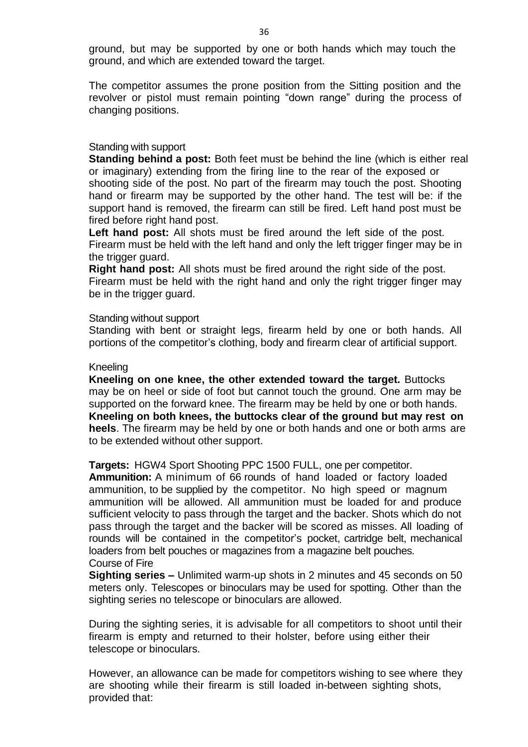ground, but may be supported by one or both hands which may touch the ground, and which are extended toward the target.

The competitor assumes the prone position from the Sitting position and the revolver or pistol must remain pointing "down range" during the process of changing positions.

Standing with support

**Standing behind a post:** Both feet must be behind the line (which is either real or imaginary) extending from the firing line to the rear of the exposed or shooting side of the post. No part of the firearm may touch the post. Shooting hand or firearm may be supported by the other hand. The test will be: if the support hand is removed, the firearm can still be fired. Left hand post must be fired before right hand post.

**Left hand post:** All shots must be fired around the left side of the post. Firearm must be held with the left hand and only the left trigger finger may be in the trigger guard.

**Right hand post:** All shots must be fired around the right side of the post. Firearm must be held with the right hand and only the right trigger finger may be in the trigger guard.

Standing without support

Standing with bent or straight legs, firearm held by one or both hands. All portions of the competitor's clothing, body and firearm clear of artificial support.

Kneeling

**Kneeling on one knee, the other extended toward the target.** Buttocks may be on heel or side of foot but cannot touch the ground. One arm may be supported on the forward knee. The firearm may be held by one or both hands.

**Kneeling on both knees, the buttocks clear of the ground but may rest on heels**. The firearm may be held by one or both hands and one or both arms are to be extended without other support.

**Targets:** HGW4 Sport Shooting PPC 1500 FULL, one per competitor.

**Ammunition:** A minimum of 66 rounds of hand loaded or factory loaded ammunition, to be supplied by the competitor. No high speed or magnum ammunition will be allowed. All ammunition must be loaded for and produce sufficient velocity to pass through the target and the backer. Shots which do not pass through the target and the backer will be scored as misses. All loading of rounds will be contained in the competitor's pocket, cartridge belt, mechanical loaders from belt pouches or magazines from a magazine belt pouches.

Course of Fire

**Sighting series –** Unlimited warm-up shots in 2 minutes and 45 seconds on 50 meters only. Telescopes or binoculars may be used for spotting. Other than the sighting series no telescope or binoculars are allowed.

During the sighting series, it is advisable for all competitors to shoot until their firearm is empty and returned to their holster, before using either their telescope or binoculars.

However, an allowance can be made for competitors wishing to see where they are shooting while their firearm is still loaded in-between sighting shots, provided that: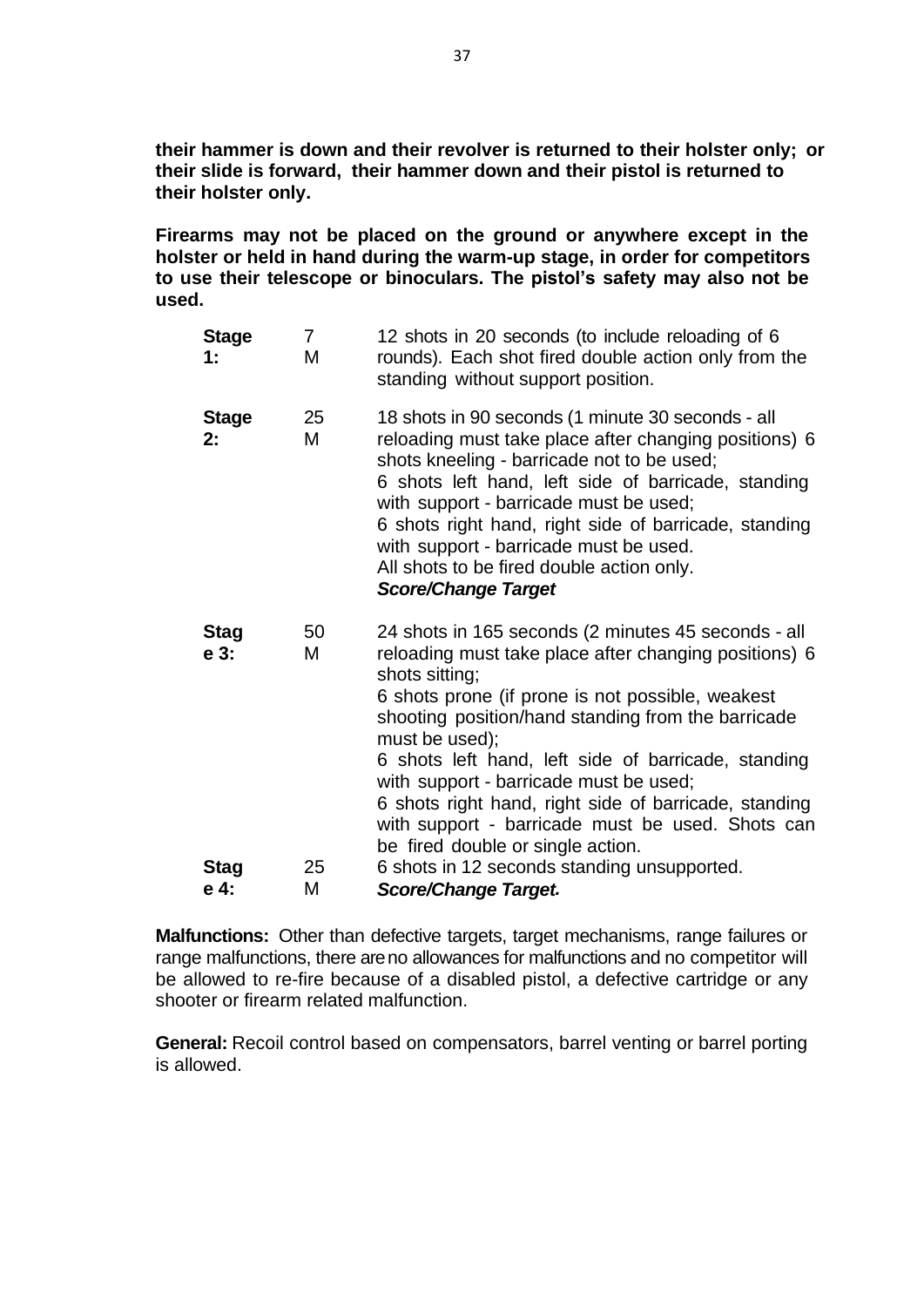**their hammer is down and their revolver is returned to their holster only; or their slide is forward, their hammer down and their pistol is returned to their holster only.**

**Firearms may not be placed on the ground or anywhere except in the holster or held in hand during the warm-up stage, in order for competitors to use their telescope or binoculars. The pistol's safety may also not be used.**

| | | |
|---|---|---|
| **Stage 1:** | 7 M | 12 shots in 20 seconds (to include reloading of 6 rounds). Each shot fired double action only from the standing without support position. |
| **Stage 2:** | 25 M | 18 shots in 90 seconds (1 minute 30 seconds - all reloading must take place after changing positions) 6 shots kneeling - barricade not to be used;<br>6 shots left hand, left side of barricade, standing with support - barricade must be used;<br>6 shots right hand, right side of barricade, standing with support - barricade must be used.<br>All shots to be fired double action only.<br>***Score/Change Target*** |
| **Stage 3:** | 50 M | 24 shots in 165 seconds (2 minutes 45 seconds - all reloading must take place after changing positions) 6 shots sitting;<br>6 shots prone (if prone is not possible, weakest shooting position/hand standing from the barricade must be used);<br>6 shots left hand, left side of barricade, standing with support - barricade must be used;<br>6 shots right hand, right side of barricade, standing with support - barricade must be used. Shots can be fired double or single action. |
| **Stage 4:** | 25 M | 6 shots in 12 seconds standing unsupported.<br>***Score/Change Target.*** |

**Malfunctions:** Other than defective targets, target mechanisms, range failures or range malfunctions, there are no allowances for malfunctions and no competitor will be allowed to re-fire because of a disabled pistol, a defective cartridge or any shooter or firearm related malfunction.

**General:** Recoil control based on compensators, barrel venting or barrel porting is allowed.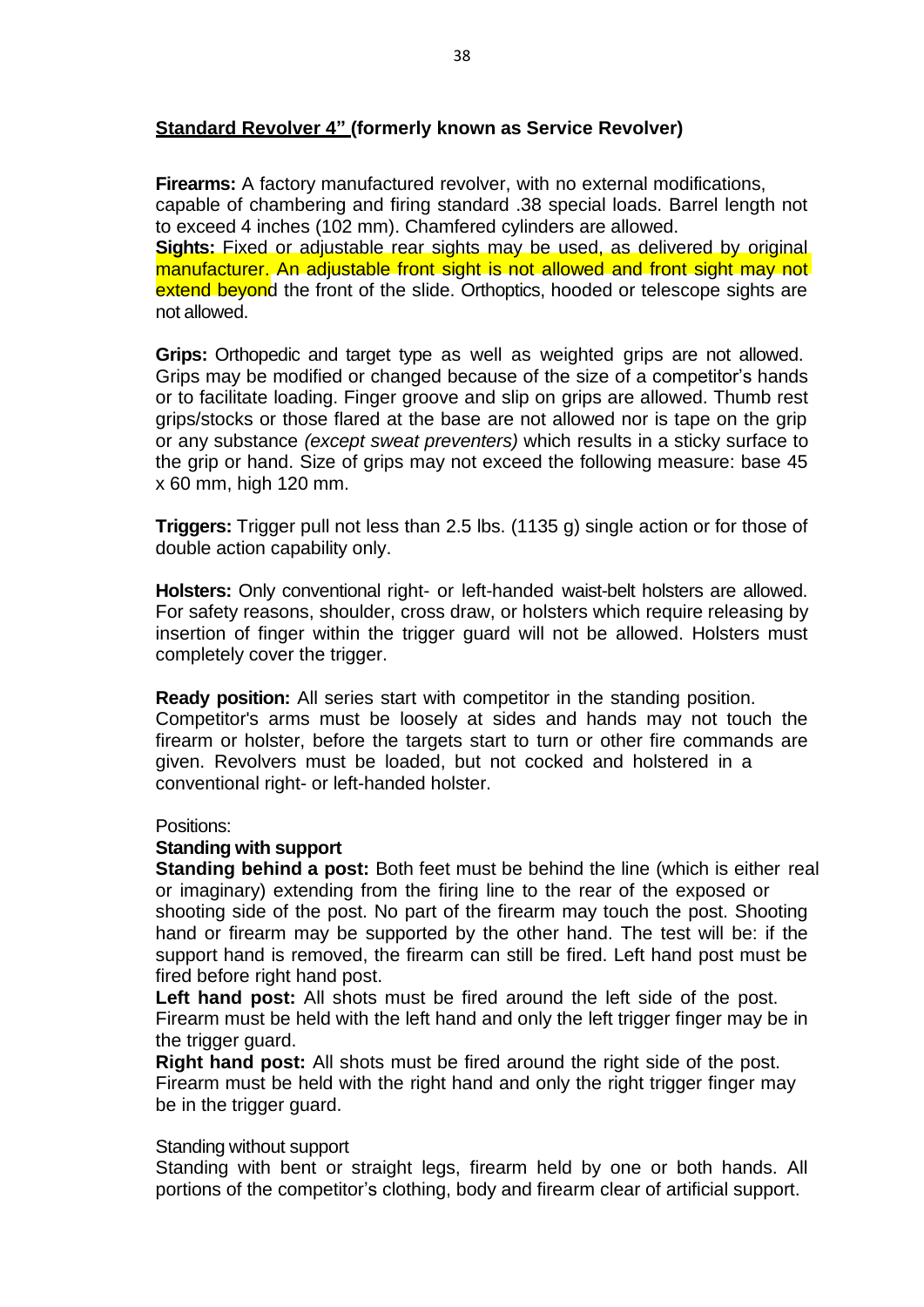## **Standard Revolver 4" (formerly known as Service Revolver)**

**Firearms:** A factory manufactured revolver, with no external modifications, capable of chambering and firing standard .38 special loads. Barrel length not to exceed 4 inches (102 mm). Chamfered cylinders are allowed.
**Sights:** Fixed or adjustable rear sights may be used, as delivered by original manufacturer. An adjustable front sight is not allowed and front sight may not extend beyond the front of the slide. Orthoptics, hooded or telescope sights are not allowed.

**Grips:** Orthopedic and target type as well as weighted grips are not allowed. Grips may be modified or changed because of the size of a competitor's hands or to facilitate loading. Finger groove and slip on grips are allowed. Thumb rest grips/stocks or those flared at the base are not allowed nor is tape on the grip or any substance *(except sweat preventers)* which results in a sticky surface to the grip or hand. Size of grips may not exceed the following measure: base 45 x 60 mm, high 120 mm.

**Triggers:** Trigger pull not less than 2.5 lbs. (1135 g) single action or for those of double action capability only.

**Holsters:** Only conventional right- or left-handed waist-belt holsters are allowed. For safety reasons, shoulder, cross draw, or holsters which require releasing by insertion of finger within the trigger guard will not be allowed. Holsters must completely cover the trigger.

**Ready position:** All series start with competitor in the standing position. Competitor's arms must be loosely at sides and hands may not touch the firearm or holster, before the targets start to turn or other fire commands are given. Revolvers must be loaded, but not cocked and holstered in a conventional right- or left-handed holster.

Positions:

**Standing with support**

**Standing behind a post:** Both feet must be behind the line (which is either real or imaginary) extending from the firing line to the rear of the exposed or shooting side of the post. No part of the firearm may touch the post. Shooting hand or firearm may be supported by the other hand. The test will be: if the support hand is removed, the firearm can still be fired. Left hand post must be fired before right hand post.

**Left hand post:** All shots must be fired around the left side of the post. Firearm must be held with the left hand and only the left trigger finger may be in the trigger guard.

**Right hand post:** All shots must be fired around the right side of the post. Firearm must be held with the right hand and only the right trigger finger may be in the trigger guard.

Standing without support

Standing with bent or straight legs, firearm held by one or both hands. All portions of the competitor's clothing, body and firearm clear of artificial support.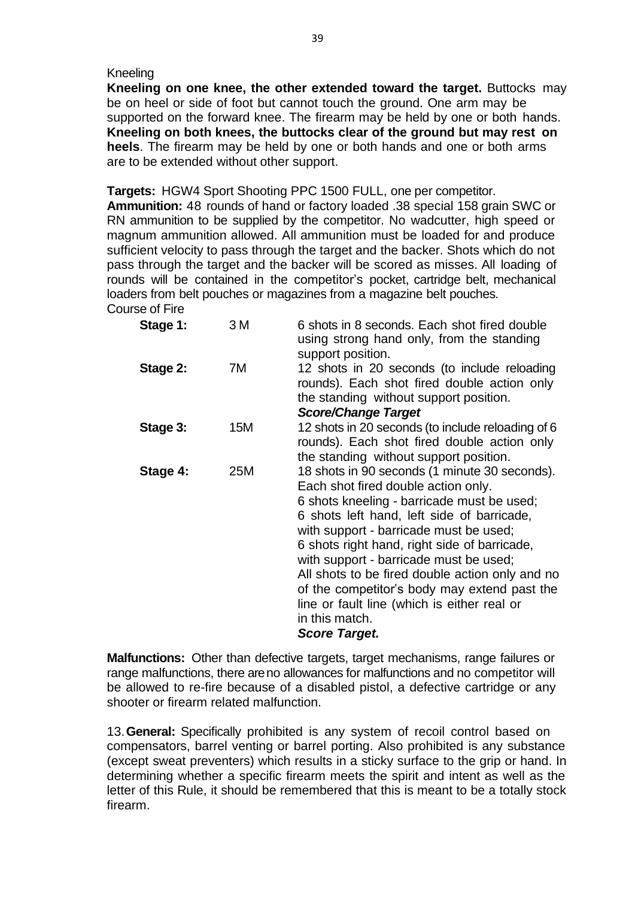Kneeling

**Kneeling on one knee, the other extended toward the target.** Buttocks may be on heel or side of foot but cannot touch the ground. One arm may be supported on the forward knee. The firearm may be held by one or both hands. **Kneeling on both knees, the buttocks clear of the ground but may rest on heels**. The firearm may be held by one or both hands and one or both arms are to be extended without other support.

**Targets:** HGW4 Sport Shooting PPC 1500 FULL, one per competitor.

**Ammunition:** 48 rounds of hand or factory loaded .38 special 158 grain SWC or RN ammunition to be supplied by the competitor. No wadcutter, high speed or magnum ammunition allowed. All ammunition must be loaded for and produce sufficient velocity to pass through the target and the backer. Shots which do not pass through the target and the backer will be scored as misses. All loading of rounds will be contained in the competitor's pocket, cartridge belt, mechanical loaders from belt pouches or magazines from a magazine belt pouches.

Course of Fire

| | | |
|---|---|---|
| **Stage 1:** | 3 M | 6 shots in 8 seconds. Each shot fired double using strong hand only, from the standing support position. |
| **Stage 2:** | 7M | 12 shots in 20 seconds (to include reloading rounds). Each shot fired double action only the standing without support position. ***Score/Change Target*** |
| **Stage 3:** | 15M | 12 shots in 20 seconds (to include reloading of 6 rounds). Each shot fired double action only the standing without support position. |
| **Stage 4:** | 25M | 18 shots in 90 seconds (1 minute 30 seconds). Each shot fired double action only. 6 shots kneeling - barricade must be used; 6 shots left hand, left side of barricade, with support - barricade must be used; 6 shots right hand, right side of barricade, with support - barricade must be used; All shots to be fired double action only and no of the competitor's body may extend past the line or fault line (which is either real or in this match. ***Score Target.*** |

**Malfunctions:** Other than defective targets, target mechanisms, range failures or range malfunctions, there are no allowances for malfunctions and no competitor will be allowed to re-fire because of a disabled pistol, a defective cartridge or any shooter or firearm related malfunction.

13. **General:** Specifically prohibited is any system of recoil control based on compensators, barrel venting or barrel porting. Also prohibited is any substance (except sweat preventers) which results in a sticky surface to the grip or hand. In determining whether a specific firearm meets the spirit and intent as well as the letter of this Rule, it should be remembered that this is meant to be a totally stock firearm.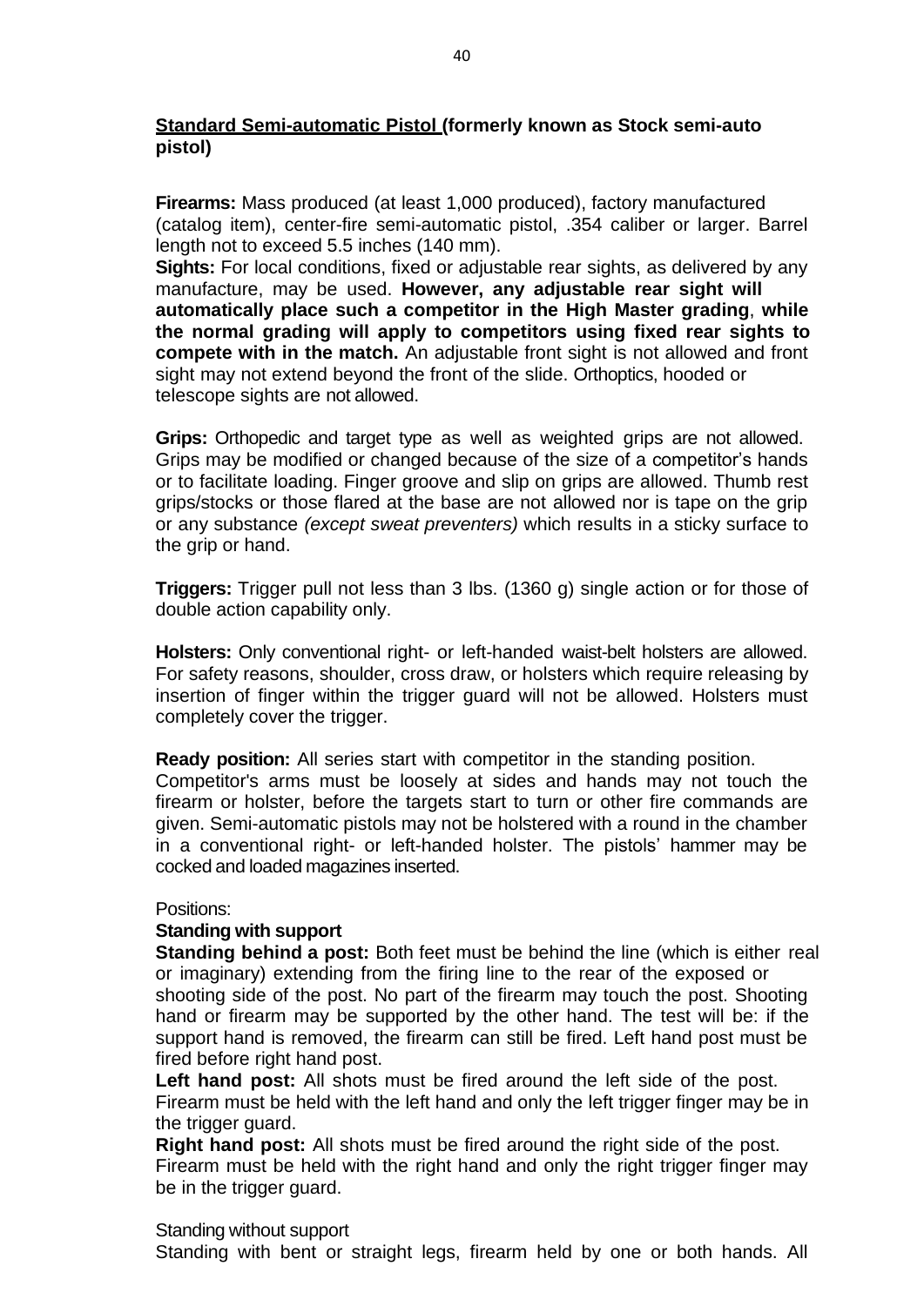## Standard Semi-automatic Pistol (formerly known as Stock semi-auto pistol)

**Firearms:** Mass produced (at least 1,000 produced), factory manufactured (catalog item), center-fire semi-automatic pistol, .354 caliber or larger. Barrel length not to exceed 5.5 inches (140 mm).

**Sights:** For local conditions, fixed or adjustable rear sights, as delivered by any manufacture, may be used. **However, any adjustable rear sight will automatically place such a competitor in the High Master grading**, **while the normal grading will apply to competitors using fixed rear sights to compete with in the match.** An adjustable front sight is not allowed and front sight may not extend beyond the front of the slide. Orthoptics, hooded or telescope sights are not allowed.

**Grips:** Orthopedic and target type as well as weighted grips are not allowed. Grips may be modified or changed because of the size of a competitor's hands or to facilitate loading. Finger groove and slip on grips are allowed. Thumb rest grips/stocks or those flared at the base are not allowed nor is tape on the grip or any substance *(except sweat preventers)* which results in a sticky surface to the grip or hand.

**Triggers:** Trigger pull not less than 3 lbs. (1360 g) single action or for those of double action capability only.

**Holsters:** Only conventional right- or left-handed waist-belt holsters are allowed. For safety reasons, shoulder, cross draw, or holsters which require releasing by insertion of finger within the trigger guard will not be allowed. Holsters must completely cover the trigger.

**Ready position:** All series start with competitor in the standing position. Competitor's arms must be loosely at sides and hands may not touch the firearm or holster, before the targets start to turn or other fire commands are given. Semi-automatic pistols may not be holstered with a round in the chamber in a conventional right- or left-handed holster. The pistols' hammer may be cocked and loaded magazines inserted.

Positions:

**Standing with support**

**Standing behind a post:** Both feet must be behind the line (which is either real or imaginary) extending from the firing line to the rear of the exposed or shooting side of the post. No part of the firearm may touch the post. Shooting hand or firearm may be supported by the other hand. The test will be: if the support hand is removed, the firearm can still be fired. Left hand post must be fired before right hand post.

**Left hand post:** All shots must be fired around the left side of the post. Firearm must be held with the left hand and only the left trigger finger may be in the trigger guard.

**Right hand post:** All shots must be fired around the right side of the post. Firearm must be held with the right hand and only the right trigger finger may be in the trigger guard.

Standing without support

Standing with bent or straight legs, firearm held by one or both hands. All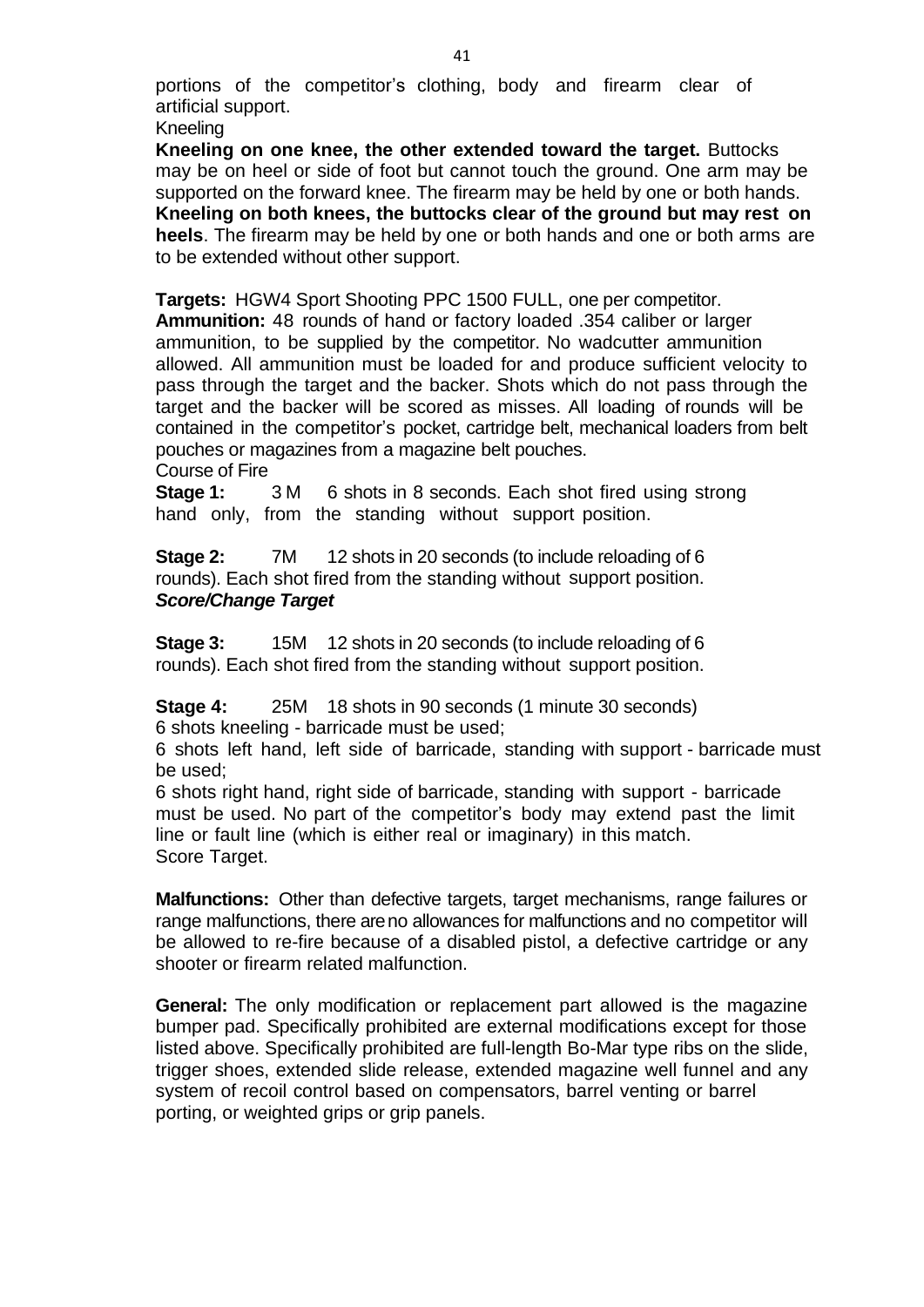portions of the competitor's clothing, body and firearm clear of artificial support.

Kneeling

**Kneeling on one knee, the other extended toward the target.** Buttocks may be on heel or side of foot but cannot touch the ground. One arm may be supported on the forward knee. The firearm may be held by one or both hands. **Kneeling on both knees, the buttocks clear of the ground but may rest on heels**. The firearm may be held by one or both hands and one or both arms are to be extended without other support.

**Targets:** HGW4 Sport Shooting PPC 1500 FULL, one per competitor.

**Ammunition:** 48 rounds of hand or factory loaded .354 caliber or larger ammunition, to be supplied by the competitor. No wadcutter ammunition allowed. All ammunition must be loaded for and produce sufficient velocity to pass through the target and the backer. Shots which do not pass through the target and the backer will be scored as misses. All loading of rounds will be contained in the competitor's pocket, cartridge belt, mechanical loaders from belt pouches or magazines from a magazine belt pouches.

Course of Fire

**Stage 1:** 3 M 6 shots in 8 seconds. Each shot fired using strong hand only, from the standing without support position.

**Stage 2:** 7M 12 shots in 20 seconds (to include reloading of 6 rounds). Each shot fired from the standing without support position.

***Score/Change Target***

**Stage 3:** 15M 12 shots in 20 seconds (to include reloading of 6 rounds). Each shot fired from the standing without support position.

**Stage 4:** 25M 18 shots in 90 seconds (1 minute 30 seconds)

6 shots kneeling - barricade must be used;

6 shots left hand, left side of barricade, standing with support - barricade must be used;

6 shots right hand, right side of barricade, standing with support - barricade must be used. No part of the competitor's body may extend past the limit line or fault line (which is either real or imaginary) in this match.

Score Target.

**Malfunctions:** Other than defective targets, target mechanisms, range failures or range malfunctions, there are no allowances for malfunctions and no competitor will be allowed to re-fire because of a disabled pistol, a defective cartridge or any shooter or firearm related malfunction.

**General:** The only modification or replacement part allowed is the magazine bumper pad. Specifically prohibited are external modifications except for those listed above. Specifically prohibited are full-length Bo-Mar type ribs on the slide, trigger shoes, extended slide release, extended magazine well funnel and any system of recoil control based on compensators, barrel venting or barrel porting, or weighted grips or grip panels.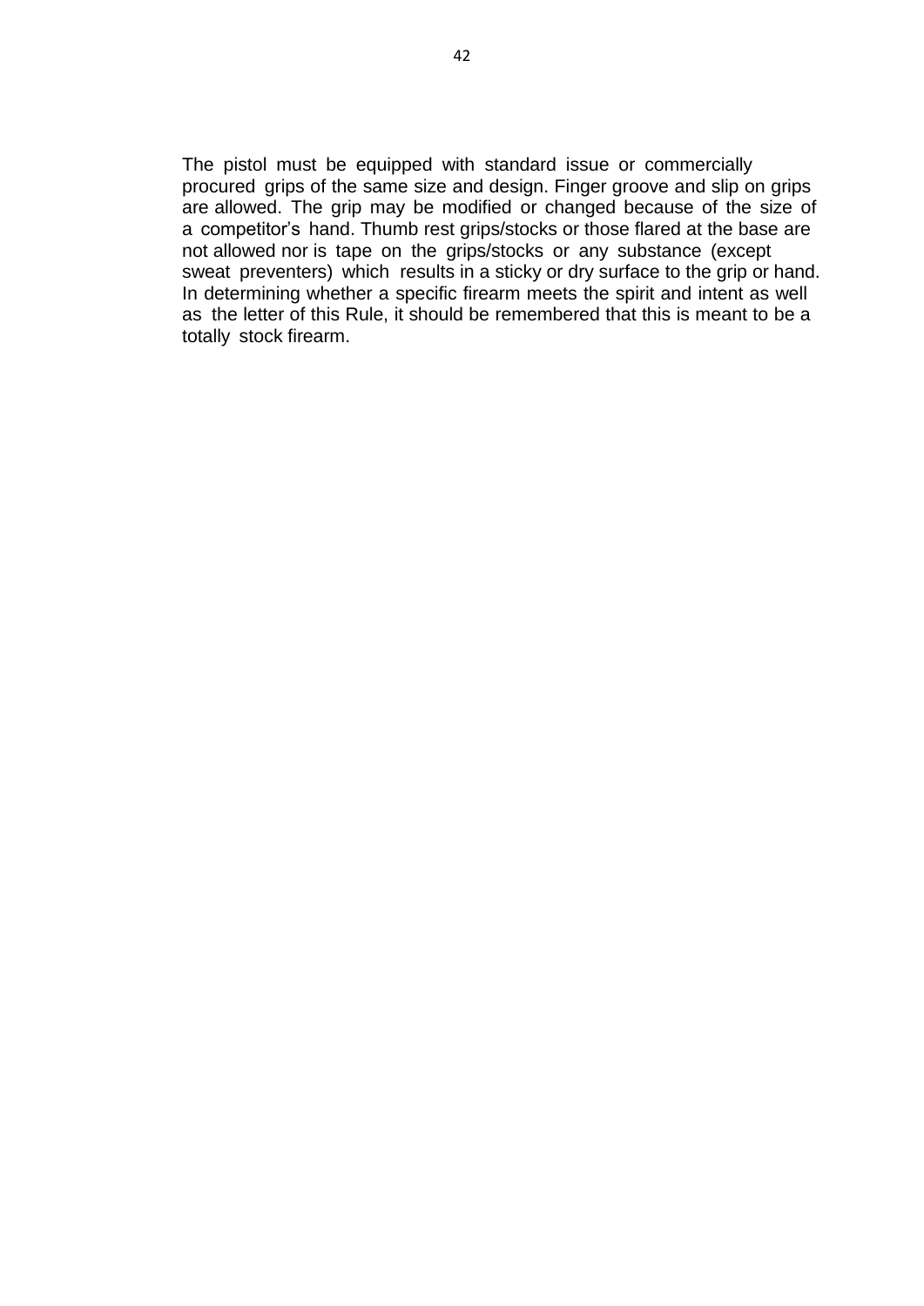The pistol must be equipped with standard issue or commercially procured grips of the same size and design. Finger groove and slip on grips are allowed. The grip may be modified or changed because of the size of a competitor's hand. Thumb rest grips/stocks or those flared at the base are not allowed nor is tape on the grips/stocks or any substance (except sweat preventers) which results in a sticky or dry surface to the grip or hand. In determining whether a specific firearm meets the spirit and intent as well as the letter of this Rule, it should be remembered that this is meant to be a totally stock firearm.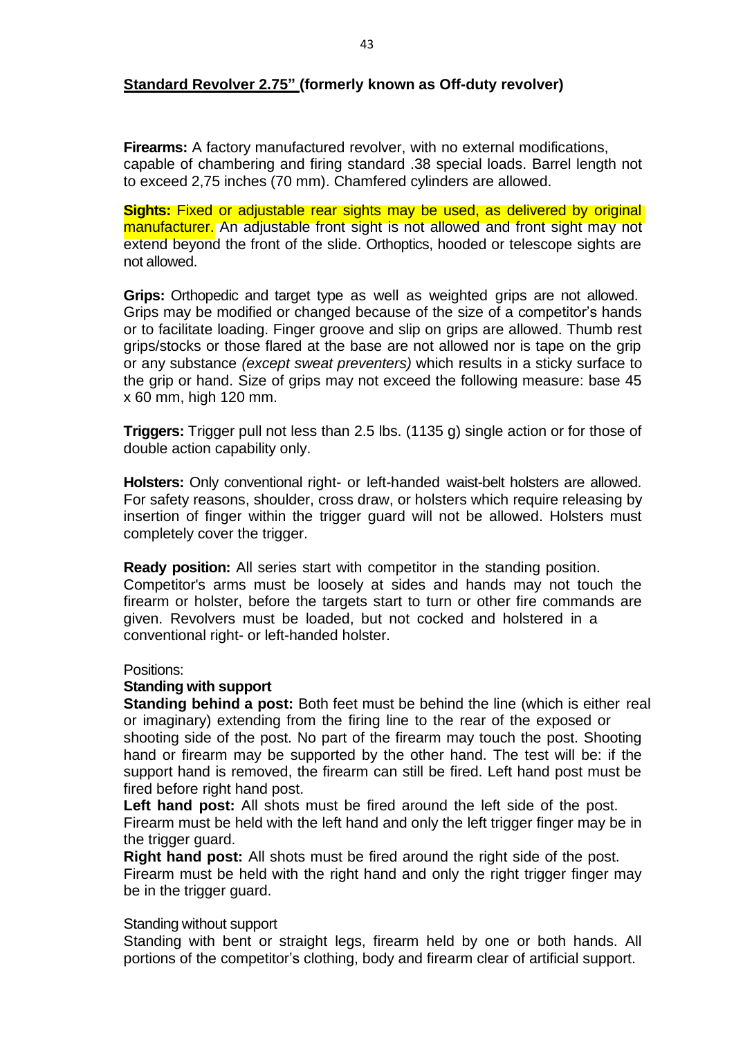**Standard Revolver 2.75" (formerly known as Off-duty revolver)**

**Firearms:** A factory manufactured revolver, with no external modifications, capable of chambering and firing standard .38 special loads. Barrel length not to exceed 2,75 inches (70 mm). Chamfered cylinders are allowed.

**Sights:** Fixed or adjustable rear sights may be used, as delivered by original manufacturer. An adjustable front sight is not allowed and front sight may not extend beyond the front of the slide. Orthoptics, hooded or telescope sights are not allowed.

**Grips:** Orthopedic and target type as well as weighted grips are not allowed. Grips may be modified or changed because of the size of a competitor's hands or to facilitate loading. Finger groove and slip on grips are allowed. Thumb rest grips/stocks or those flared at the base are not allowed nor is tape on the grip or any substance *(except sweat preventers)* which results in a sticky surface to the grip or hand. Size of grips may not exceed the following measure: base 45 x 60 mm, high 120 mm.

**Triggers:** Trigger pull not less than 2.5 lbs. (1135 g) single action or for those of double action capability only.

**Holsters:** Only conventional right- or left-handed waist-belt holsters are allowed. For safety reasons, shoulder, cross draw, or holsters which require releasing by insertion of finger within the trigger guard will not be allowed. Holsters must completely cover the trigger.

**Ready position:** All series start with competitor in the standing position. Competitor's arms must be loosely at sides and hands may not touch the firearm or holster, before the targets start to turn or other fire commands are given. Revolvers must be loaded, but not cocked and holstered in a conventional right- or left-handed holster.

Positions:

**Standing with support**

**Standing behind a post:** Both feet must be behind the line (which is either real or imaginary) extending from the firing line to the rear of the exposed or shooting side of the post. No part of the firearm may touch the post. Shooting hand or firearm may be supported by the other hand. The test will be: if the support hand is removed, the firearm can still be fired. Left hand post must be fired before right hand post.

**Left hand post:** All shots must be fired around the left side of the post. Firearm must be held with the left hand and only the left trigger finger may be in the trigger guard.

**Right hand post:** All shots must be fired around the right side of the post. Firearm must be held with the right hand and only the right trigger finger may be in the trigger guard.

Standing without support

Standing with bent or straight legs, firearm held by one or both hands. All portions of the competitor's clothing, body and firearm clear of artificial support.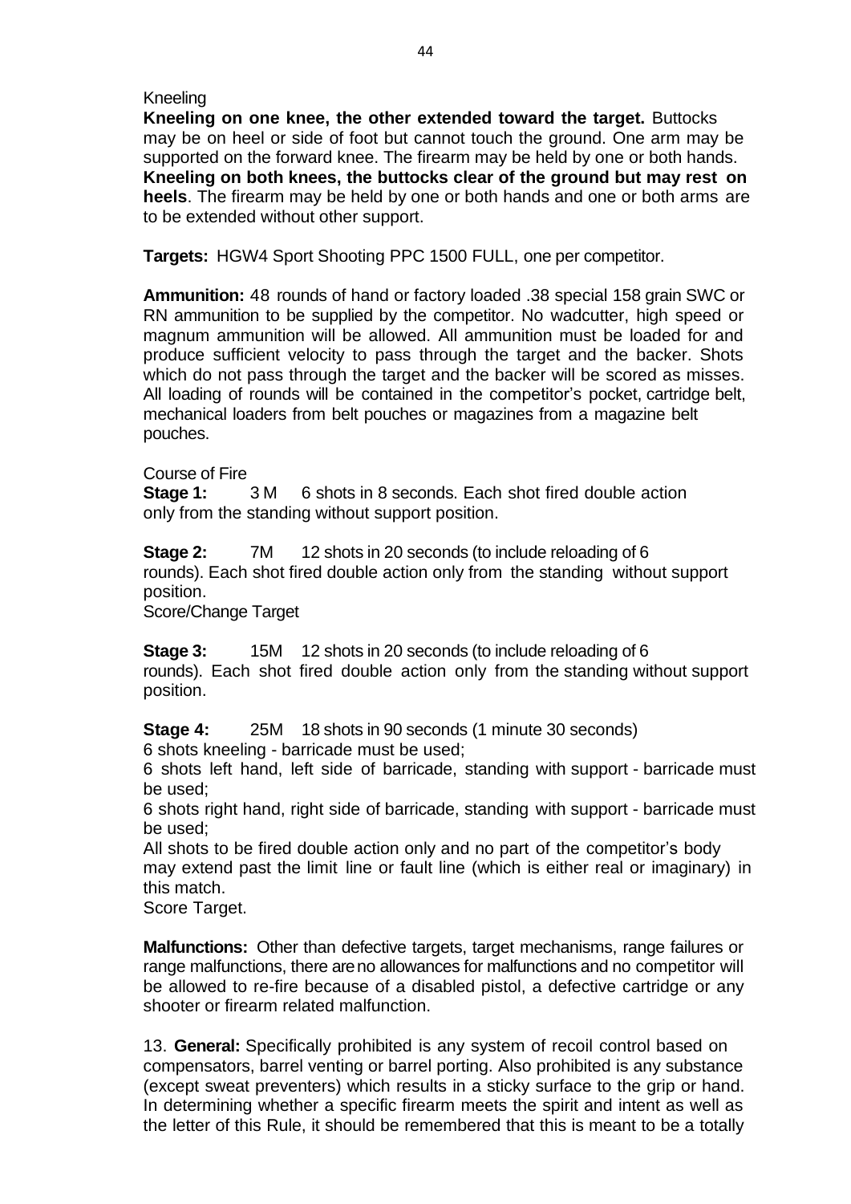Kneeling

**Kneeling on one knee, the other extended toward the target.** Buttocks may be on heel or side of foot but cannot touch the ground. One arm may be supported on the forward knee. The firearm may be held by one or both hands. **Kneeling on both knees, the buttocks clear of the ground but may rest on heels**. The firearm may be held by one or both hands and one or both arms are to be extended without other support.

**Targets:** HGW4 Sport Shooting PPC 1500 FULL, one per competitor.

**Ammunition:** 48 rounds of hand or factory loaded .38 special 158 grain SWC or RN ammunition to be supplied by the competitor. No wadcutter, high speed or magnum ammunition will be allowed. All ammunition must be loaded for and produce sufficient velocity to pass through the target and the backer. Shots which do not pass through the target and the backer will be scored as misses. All loading of rounds will be contained in the competitor's pocket, cartridge belt, mechanical loaders from belt pouches or magazines from a magazine belt pouches.

Course of Fire

**Stage 1:** 3 M 6 shots in 8 seconds. Each shot fired double action only from the standing without support position.

**Stage 2:** 7M 12 shots in 20 seconds (to include reloading of 6 rounds). Each shot fired double action only from the standing without support position.

Score/Change Target

**Stage 3:** 15M 12 shots in 20 seconds (to include reloading of 6 rounds). Each shot fired double action only from the standing without support position.

**Stage 4:** 25M 18 shots in 90 seconds (1 minute 30 seconds)

6 shots kneeling - barricade must be used;

6 shots left hand, left side of barricade, standing with support - barricade must be used;

6 shots right hand, right side of barricade, standing with support - barricade must be used;

All shots to be fired double action only and no part of the competitor's body may extend past the limit line or fault line (which is either real or imaginary) in this match.

Score Target.

**Malfunctions:** Other than defective targets, target mechanisms, range failures or range malfunctions, there are no allowances for malfunctions and no competitor will be allowed to re-fire because of a disabled pistol, a defective cartridge or any shooter or firearm related malfunction.

13. **General:** Specifically prohibited is any system of recoil control based on compensators, barrel venting or barrel porting. Also prohibited is any substance (except sweat preventers) which results in a sticky surface to the grip or hand. In determining whether a specific firearm meets the spirit and intent as well as the letter of this Rule, it should be remembered that this is meant to be a totally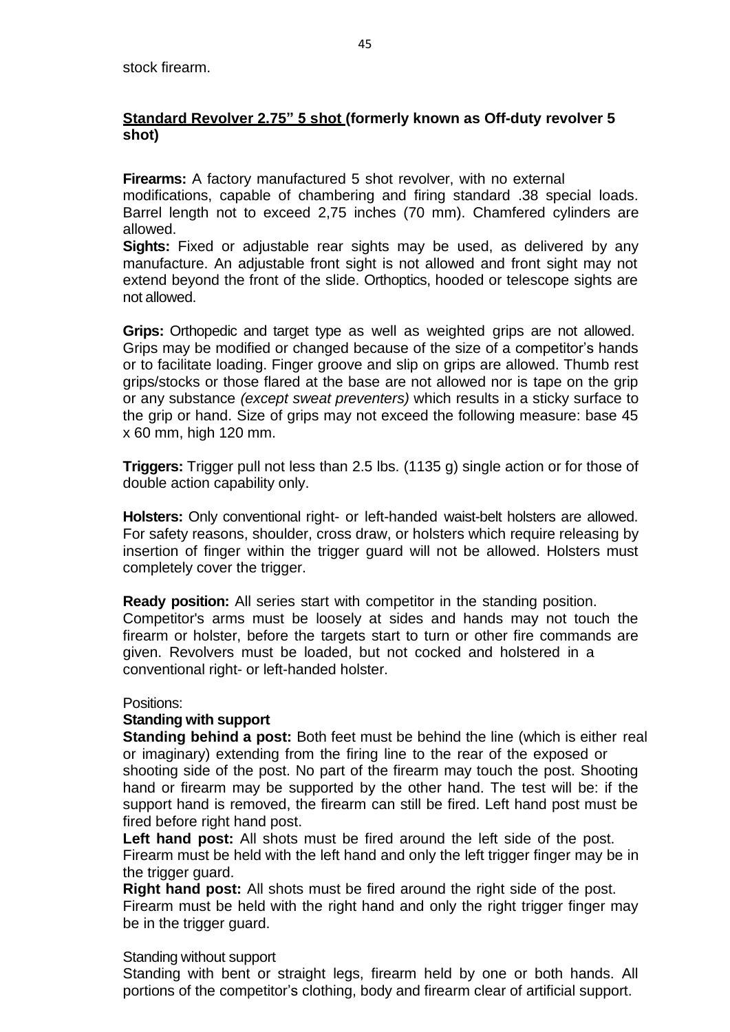stock firearm.

## Standard Revolver 2.75" 5 shot (formerly known as Off-duty revolver 5 shot)

**Firearms:** A factory manufactured 5 shot revolver, with no external modifications, capable of chambering and firing standard .38 special loads. Barrel length not to exceed 2,75 inches (70 mm). Chamfered cylinders are allowed.

**Sights:** Fixed or adjustable rear sights may be used, as delivered by any manufacture. An adjustable front sight is not allowed and front sight may not extend beyond the front of the slide. Orthoptics, hooded or telescope sights are not allowed.

**Grips:** Orthopedic and target type as well as weighted grips are not allowed. Grips may be modified or changed because of the size of a competitor's hands or to facilitate loading. Finger groove and slip on grips are allowed. Thumb rest grips/stocks or those flared at the base are not allowed nor is tape on the grip or any substance *(except sweat preventers)* which results in a sticky surface to the grip or hand. Size of grips may not exceed the following measure: base 45 x 60 mm, high 120 mm.

**Triggers:** Trigger pull not less than 2.5 lbs. (1135 g) single action or for those of double action capability only.

**Holsters:** Only conventional right- or left-handed waist-belt holsters are allowed. For safety reasons, shoulder, cross draw, or holsters which require releasing by insertion of finger within the trigger guard will not be allowed. Holsters must completely cover the trigger.

**Ready position:** All series start with competitor in the standing position. Competitor's arms must be loosely at sides and hands may not touch the firearm or holster, before the targets start to turn or other fire commands are given. Revolvers must be loaded, but not cocked and holstered in a conventional right- or left-handed holster.

Positions:

**Standing with support**

**Standing behind a post:** Both feet must be behind the line (which is either real or imaginary) extending from the firing line to the rear of the exposed or shooting side of the post. No part of the firearm may touch the post. Shooting hand or firearm may be supported by the other hand. The test will be: if the support hand is removed, the firearm can still be fired. Left hand post must be fired before right hand post.

**Left hand post:** All shots must be fired around the left side of the post. Firearm must be held with the left hand and only the left trigger finger may be in the trigger guard.

**Right hand post:** All shots must be fired around the right side of the post. Firearm must be held with the right hand and only the right trigger finger may be in the trigger guard.

Standing without support

Standing with bent or straight legs, firearm held by one or both hands. All portions of the competitor's clothing, body and firearm clear of artificial support.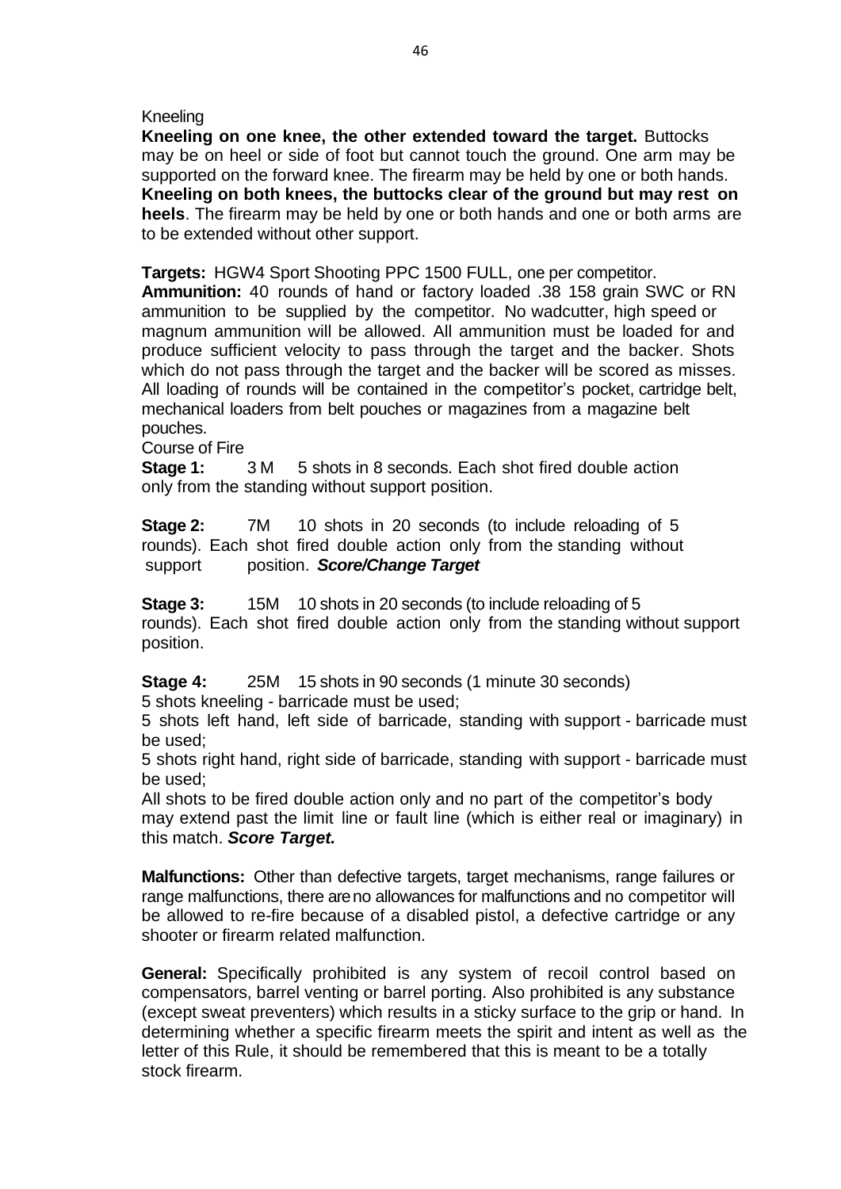Kneeling

**Kneeling on one knee, the other extended toward the target.** Buttocks may be on heel or side of foot but cannot touch the ground. One arm may be supported on the forward knee. The firearm may be held by one or both hands. **Kneeling on both knees, the buttocks clear of the ground but may rest on heels**. The firearm may be held by one or both hands and one or both arms are to be extended without other support.

**Targets:** HGW4 Sport Shooting PPC 1500 FULL, one per competitor.

**Ammunition:** 40 rounds of hand or factory loaded .38 158 grain SWC or RN ammunition to be supplied by the competitor. No wadcutter, high speed or magnum ammunition will be allowed. All ammunition must be loaded for and produce sufficient velocity to pass through the target and the backer. Shots which do not pass through the target and the backer will be scored as misses. All loading of rounds will be contained in the competitor's pocket, cartridge belt, mechanical loaders from belt pouches or magazines from a magazine belt pouches.

Course of Fire

**Stage 1:** 3 M 5 shots in 8 seconds. Each shot fired double action only from the standing without support position.

**Stage 2:** 7M 10 shots in 20 seconds (to include reloading of 5 rounds). Each shot fired double action only from the standing without support position. ***Score/Change Target***

**Stage 3:** 15M 10 shots in 20 seconds (to include reloading of 5 rounds). Each shot fired double action only from the standing without support position.

**Stage 4:** 25M 15 shots in 90 seconds (1 minute 30 seconds)

5 shots kneeling - barricade must be used;

5 shots left hand, left side of barricade, standing with support - barricade must be used;

5 shots right hand, right side of barricade, standing with support - barricade must be used;

All shots to be fired double action only and no part of the competitor's body may extend past the limit line or fault line (which is either real or imaginary) in this match. ***Score Target.***

**Malfunctions:** Other than defective targets, target mechanisms, range failures or range malfunctions, there are no allowances for malfunctions and no competitor will be allowed to re-fire because of a disabled pistol, a defective cartridge or any shooter or firearm related malfunction.

**General:** Specifically prohibited is any system of recoil control based on compensators, barrel venting or barrel porting. Also prohibited is any substance (except sweat preventers) which results in a sticky surface to the grip or hand. In determining whether a specific firearm meets the spirit and intent as well as the letter of this Rule, it should be remembered that this is meant to be a totally stock firearm.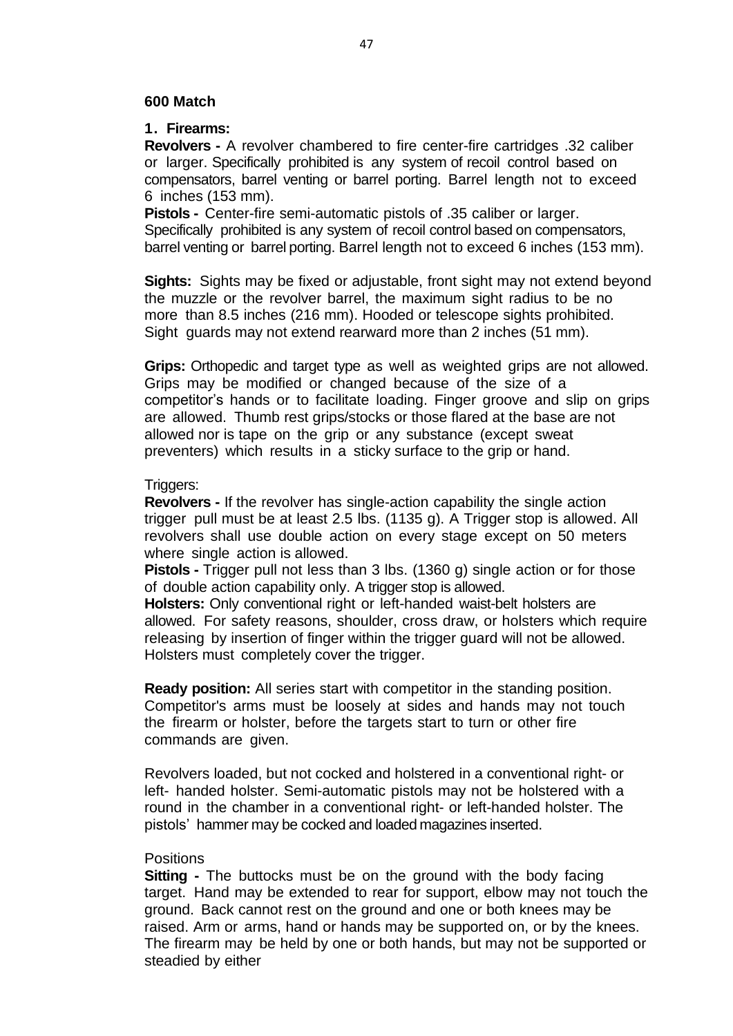**600 Match**

**1. Firearms:**

**Revolvers -** A revolver chambered to fire center-fire cartridges .32 caliber or larger. Specifically prohibited is any system of recoil control based on compensators, barrel venting or barrel porting. Barrel length not to exceed 6 inches (153 mm).

**Pistols -** Center-fire semi-automatic pistols of .35 caliber or larger. Specifically prohibited is any system of recoil control based on compensators, barrel venting or barrel porting. Barrel length not to exceed 6 inches (153 mm).

**Sights:** Sights may be fixed or adjustable, front sight may not extend beyond the muzzle or the revolver barrel, the maximum sight radius to be no more than 8.5 inches (216 mm). Hooded or telescope sights prohibited. Sight guards may not extend rearward more than 2 inches (51 mm).

**Grips:** Orthopedic and target type as well as weighted grips are not allowed. Grips may be modified or changed because of the size of a competitor's hands or to facilitate loading. Finger groove and slip on grips are allowed. Thumb rest grips/stocks or those flared at the base are not allowed nor is tape on the grip or any substance (except sweat preventers) which results in a sticky surface to the grip or hand.

Triggers:

**Revolvers -** If the revolver has single-action capability the single action trigger pull must be at least 2.5 lbs. (1135 g). A Trigger stop is allowed. All revolvers shall use double action on every stage except on 50 meters where single action is allowed.

**Pistols -** Trigger pull not less than 3 lbs. (1360 g) single action or for those of double action capability only. A trigger stop is allowed.

**Holsters:** Only conventional right or left-handed waist-belt holsters are allowed. For safety reasons, shoulder, cross draw, or holsters which require releasing by insertion of finger within the trigger guard will not be allowed. Holsters must completely cover the trigger.

**Ready position:** All series start with competitor in the standing position. Competitor's arms must be loosely at sides and hands may not touch the firearm or holster, before the targets start to turn or other fire commands are given.

Revolvers loaded, but not cocked and holstered in a conventional right- or left- handed holster. Semi-automatic pistols may not be holstered with a round in the chamber in a conventional right- or left-handed holster. The pistols' hammer may be cocked and loaded magazines inserted.

Positions

**Sitting -** The buttocks must be on the ground with the body facing target. Hand may be extended to rear for support, elbow may not touch the ground. Back cannot rest on the ground and one or both knees may be raised. Arm or arms, hand or hands may be supported on, or by the knees. The firearm may be held by one or both hands, but may not be supported or steadied by either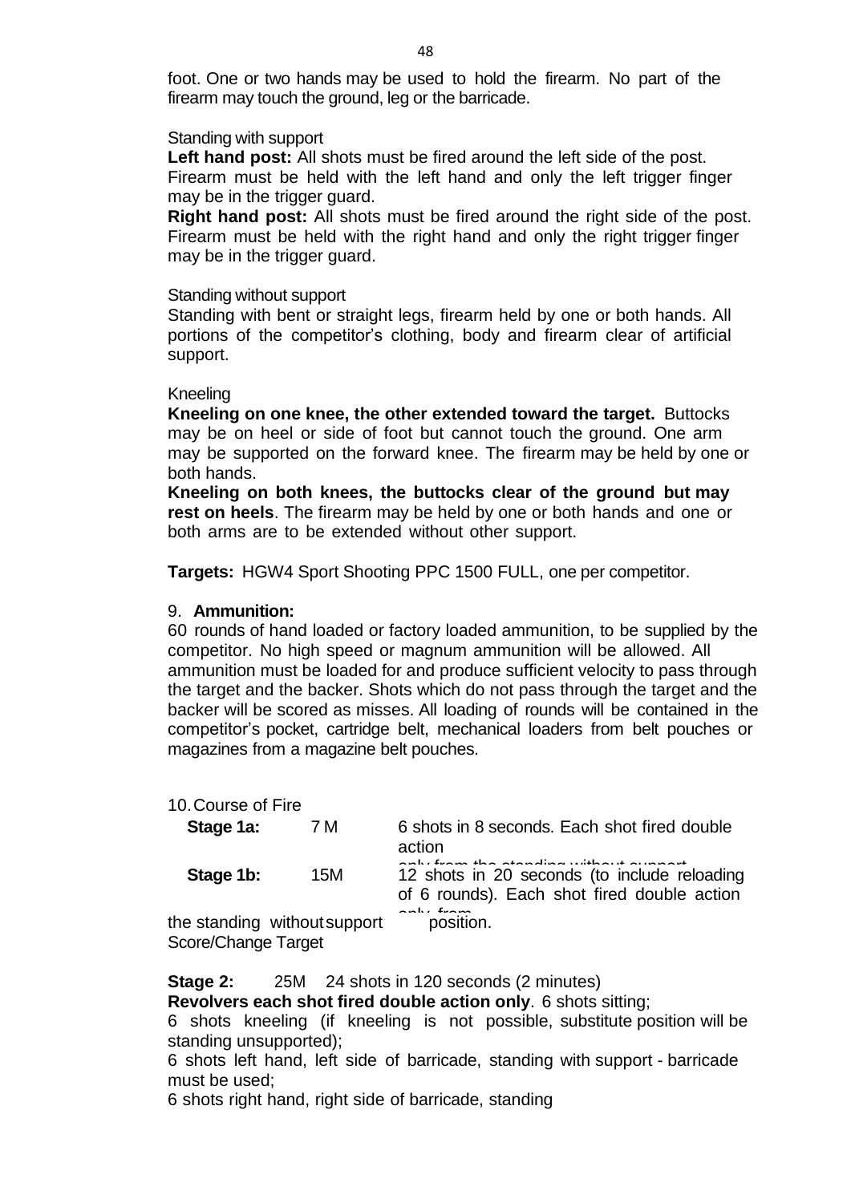foot. One or two hands may be used to hold the firearm. No part of the firearm may touch the ground, leg or the barricade.

Standing with support

**Left hand post:** All shots must be fired around the left side of the post. Firearm must be held with the left hand and only the left trigger finger may be in the trigger guard.

**Right hand post:** All shots must be fired around the right side of the post. Firearm must be held with the right hand and only the right trigger finger may be in the trigger guard.

Standing without support

Standing with bent or straight legs, firearm held by one or both hands. All portions of the competitor's clothing, body and firearm clear of artificial support.

Kneeling

**Kneeling on one knee, the other extended toward the target.** Buttocks may be on heel or side of foot but cannot touch the ground. One arm may be supported on the forward knee. The firearm may be held by one or both hands.

**Kneeling on both knees, the buttocks clear of the ground but may rest on heels**. The firearm may be held by one or both hands and one or both arms are to be extended without other support.

**Targets:** HGW4 Sport Shooting PPC 1500 FULL, one per competitor.

9. **Ammunition:**

60 rounds of hand loaded or factory loaded ammunition, to be supplied by the competitor. No high speed or magnum ammunition will be allowed. All ammunition must be loaded for and produce sufficient velocity to pass through the target and the backer. Shots which do not pass through the target and the backer will be scored as misses. All loading of rounds will be contained in the competitor's pocket, cartridge belt, mechanical loaders from belt pouches or magazines from a magazine belt pouches.

10. Course of Fire

**Stage 1a:** 7 M 6 shots in 8 seconds. Each shot fired double action only from the standing without support

**Stage 1b:** 15M 12 shots in 20 seconds (to include reloading of 6 rounds). Each shot fired double action only from the standing without support position.

Score/Change Target

**Stage 2:** 25M 24 shots in 120 seconds (2 minutes)

**Revolvers each shot fired double action only**. 6 shots sitting;

6 shots kneeling (if kneeling is not possible, substitute position will be standing unsupported);

6 shots left hand, left side of barricade, standing with support - barricade must be used;

6 shots right hand, right side of barricade, standing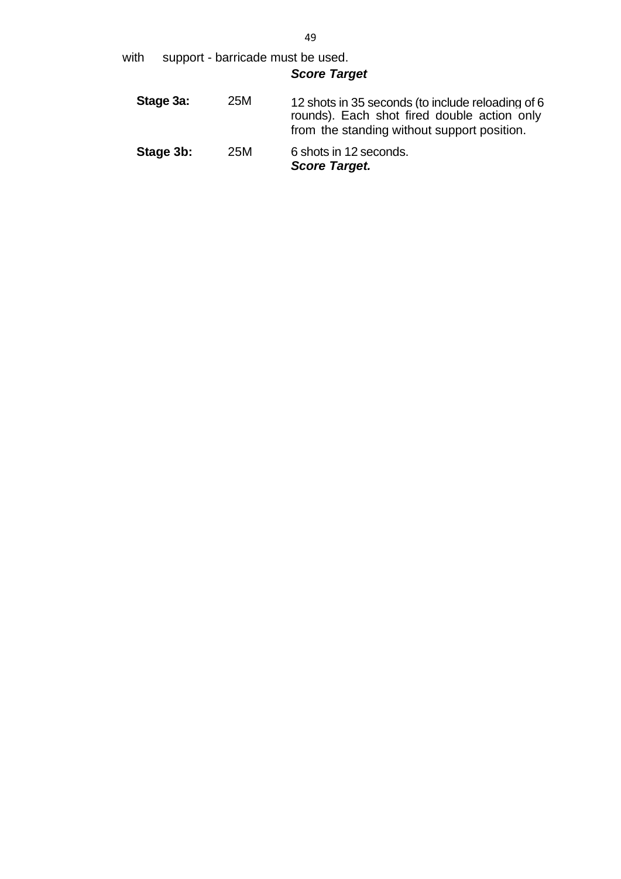with support - barricade must be used.

***Score Target***

| | | |
|---|---|---|
| **Stage 3a:** | 25M | 12 shots in 35 seconds (to include reloading of 6 rounds). Each shot fired double action only from the standing without support position. |
| **Stage 3b:** | 25M | 6 shots in 12 seconds. ***Score Target.*** |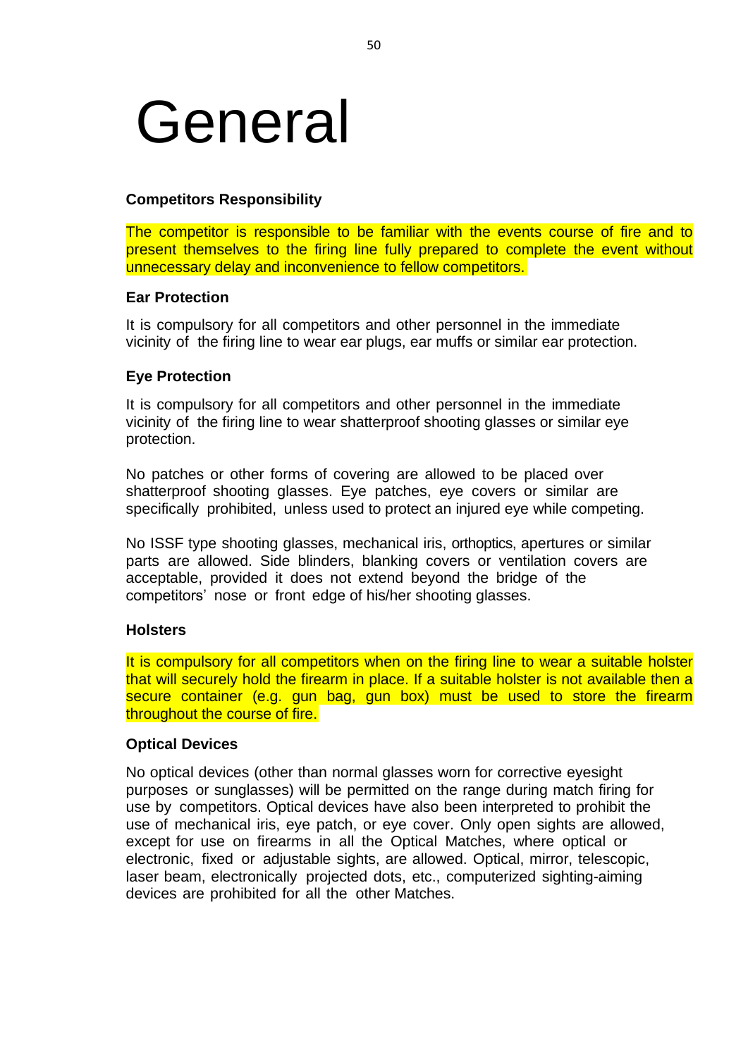# General

**Competitors Responsibility**

The competitor is responsible to be familiar with the events course of fire and to present themselves to the firing line fully prepared to complete the event without unnecessary delay and inconvenience to fellow competitors.

**Ear Protection**

It is compulsory for all competitors and other personnel in the immediate vicinity of the firing line to wear ear plugs, ear muffs or similar ear protection.

**Eye Protection**

It is compulsory for all competitors and other personnel in the immediate vicinity of the firing line to wear shatterproof shooting glasses or similar eye protection.

No patches or other forms of covering are allowed to be placed over shatterproof shooting glasses. Eye patches, eye covers or similar are specifically prohibited, unless used to protect an injured eye while competing.

No ISSF type shooting glasses, mechanical iris, orthoptics, apertures or similar parts are allowed. Side blinders, blanking covers or ventilation covers are acceptable, provided it does not extend beyond the bridge of the competitors' nose or front edge of his/her shooting glasses.

**Holsters**

It is compulsory for all competitors when on the firing line to wear a suitable holster that will securely hold the firearm in place. If a suitable holster is not available then a secure container (e.g. gun bag, gun box) must be used to store the firearm throughout the course of fire.

**Optical Devices**

No optical devices (other than normal glasses worn for corrective eyesight purposes or sunglasses) will be permitted on the range during match firing for use by competitors. Optical devices have also been interpreted to prohibit the use of mechanical iris, eye patch, or eye cover. Only open sights are allowed, except for use on firearms in all the Optical Matches, where optical or electronic, fixed or adjustable sights, are allowed. Optical, mirror, telescopic, laser beam, electronically projected dots, etc., computerized sighting-aiming devices are prohibited for all the other Matches.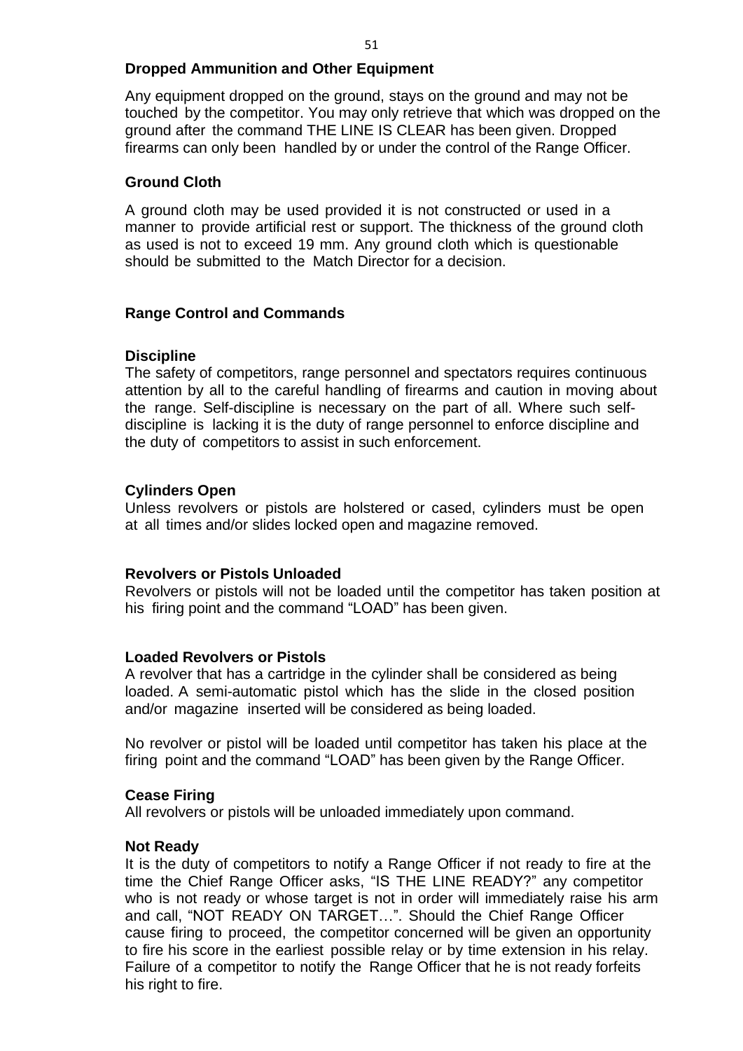### Dropped Ammunition and Other Equipment

Any equipment dropped on the ground, stays on the ground and may not be touched by the competitor. You may only retrieve that which was dropped on the ground after the command THE LINE IS CLEAR has been given. Dropped firearms can only been handled by or under the control of the Range Officer.

### Ground Cloth

A ground cloth may be used provided it is not constructed or used in a manner to provide artificial rest or support. The thickness of the ground cloth as used is not to exceed 19 mm. Any ground cloth which is questionable should be submitted to the Match Director for a decision.

## Range Control and Commands

### Discipline

The safety of competitors, range personnel and spectators requires continuous attention by all to the careful handling of firearms and caution in moving about the range. Self-discipline is necessary on the part of all. Where such self-discipline is lacking it is the duty of range personnel to enforce discipline and the duty of competitors to assist in such enforcement.

### Cylinders Open

Unless revolvers or pistols are holstered or cased, cylinders must be open at all times and/or slides locked open and magazine removed.

### Revolvers or Pistols Unloaded

Revolvers or pistols will not be loaded until the competitor has taken position at his firing point and the command "LOAD" has been given.

### Loaded Revolvers or Pistols

A revolver that has a cartridge in the cylinder shall be considered as being loaded. A semi-automatic pistol which has the slide in the closed position and/or magazine inserted will be considered as being loaded.

No revolver or pistol will be loaded until competitor has taken his place at the firing point and the command "LOAD" has been given by the Range Officer.

### Cease Firing

All revolvers or pistols will be unloaded immediately upon command.

### Not Ready

It is the duty of competitors to notify a Range Officer if not ready to fire at the time the Chief Range Officer asks, "IS THE LINE READY?" any competitor who is not ready or whose target is not in order will immediately raise his arm and call, "NOT READY ON TARGET…". Should the Chief Range Officer cause firing to proceed, the competitor concerned will be given an opportunity to fire his score in the earliest possible relay or by time extension in his relay. Failure of a competitor to notify the Range Officer that he is not ready forfeits his right to fire.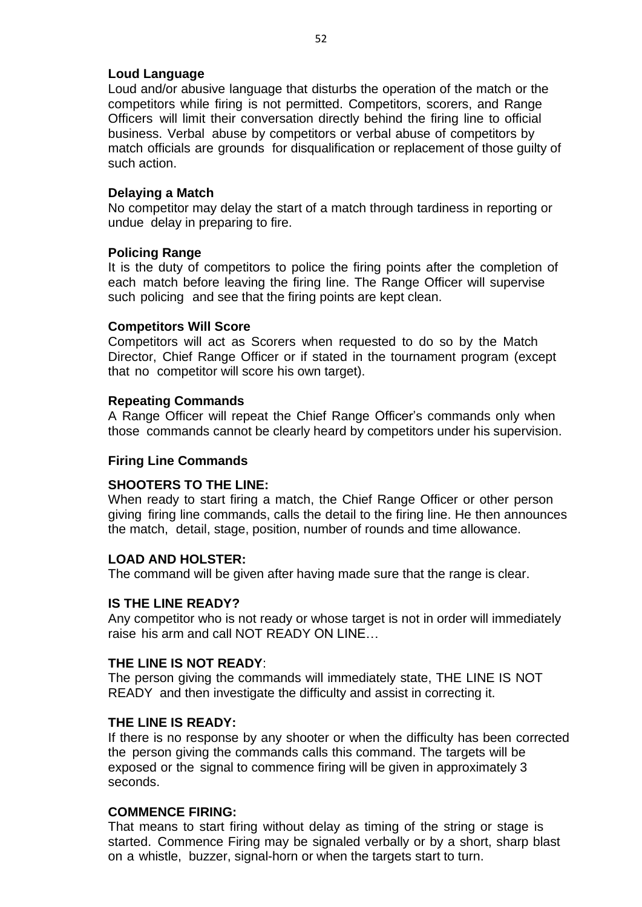**Loud Language**

Loud and/or abusive language that disturbs the operation of the match or the competitors while firing is not permitted. Competitors, scorers, and Range Officers will limit their conversation directly behind the firing line to official business. Verbal abuse by competitors or verbal abuse of competitors by match officials are grounds for disqualification or replacement of those guilty of such action.

**Delaying a Match**

No competitor may delay the start of a match through tardiness in reporting or undue delay in preparing to fire.

**Policing Range**

It is the duty of competitors to police the firing points after the completion of each match before leaving the firing line. The Range Officer will supervise such policing and see that the firing points are kept clean.

**Competitors Will Score**

Competitors will act as Scorers when requested to do so by the Match Director, Chief Range Officer or if stated in the tournament program (except that no competitor will score his own target).

**Repeating Commands**

A Range Officer will repeat the Chief Range Officer's commands only when those commands cannot be clearly heard by competitors under his supervision.

**Firing Line Commands**

**SHOOTERS TO THE LINE:**

When ready to start firing a match, the Chief Range Officer or other person giving firing line commands, calls the detail to the firing line. He then announces the match, detail, stage, position, number of rounds and time allowance.

**LOAD AND HOLSTER:**

The command will be given after having made sure that the range is clear.

**IS THE LINE READY?**

Any competitor who is not ready or whose target is not in order will immediately raise his arm and call NOT READY ON LINE…

**THE LINE IS NOT READY**:

The person giving the commands will immediately state, THE LINE IS NOT READY and then investigate the difficulty and assist in correcting it.

**THE LINE IS READY:**

If there is no response by any shooter or when the difficulty has been corrected the person giving the commands calls this command. The targets will be exposed or the signal to commence firing will be given in approximately 3 seconds.

**COMMENCE FIRING:**

That means to start firing without delay as timing of the string or stage is started. Commence Firing may be signaled verbally or by a short, sharp blast on a whistle, buzzer, signal-horn or when the targets start to turn.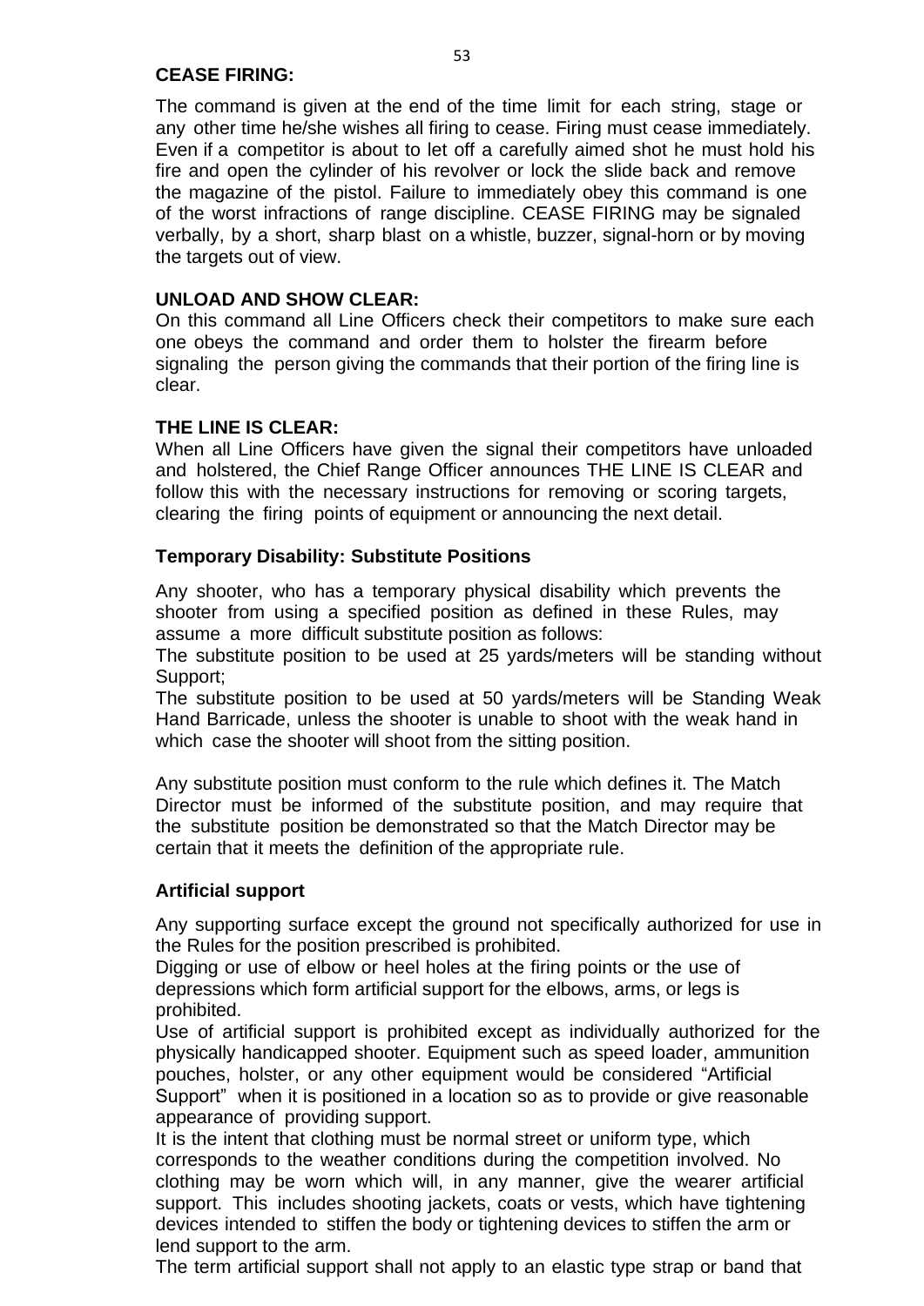**CEASE FIRING:**

The command is given at the end of the time limit for each string, stage or any other time he/she wishes all firing to cease. Firing must cease immediately. Even if a competitor is about to let off a carefully aimed shot he must hold his fire and open the cylinder of his revolver or lock the slide back and remove the magazine of the pistol. Failure to immediately obey this command is one of the worst infractions of range discipline. CEASE FIRING may be signaled verbally, by a short, sharp blast on a whistle, buzzer, signal-horn or by moving the targets out of view.

**UNLOAD AND SHOW CLEAR:**

On this command all Line Officers check their competitors to make sure each one obeys the command and order them to holster the firearm before signaling the person giving the commands that their portion of the firing line is clear.

**THE LINE IS CLEAR:**

When all Line Officers have given the signal their competitors have unloaded and holstered, the Chief Range Officer announces THE LINE IS CLEAR and follow this with the necessary instructions for removing or scoring targets, clearing the firing points of equipment or announcing the next detail.

**Temporary Disability: Substitute Positions**

Any shooter, who has a temporary physical disability which prevents the shooter from using a specified position as defined in these Rules, may assume a more difficult substitute position as follows:

The substitute position to be used at 25 yards/meters will be standing without Support;

The substitute position to be used at 50 yards/meters will be Standing Weak Hand Barricade, unless the shooter is unable to shoot with the weak hand in which case the shooter will shoot from the sitting position.

Any substitute position must conform to the rule which defines it. The Match Director must be informed of the substitute position, and may require that the substitute position be demonstrated so that the Match Director may be certain that it meets the definition of the appropriate rule.

**Artificial support**

Any supporting surface except the ground not specifically authorized for use in the Rules for the position prescribed is prohibited.

Digging or use of elbow or heel holes at the firing points or the use of depressions which form artificial support for the elbows, arms, or legs is prohibited.

Use of artificial support is prohibited except as individually authorized for the physically handicapped shooter. Equipment such as speed loader, ammunition pouches, holster, or any other equipment would be considered “Artificial Support” when it is positioned in a location so as to provide or give reasonable appearance of providing support.

It is the intent that clothing must be normal street or uniform type, which corresponds to the weather conditions during the competition involved. No clothing may be worn which will, in any manner, give the wearer artificial support. This includes shooting jackets, coats or vests, which have tightening devices intended to stiffen the body or tightening devices to stiffen the arm or lend support to the arm.

The term artificial support shall not apply to an elastic type strap or band that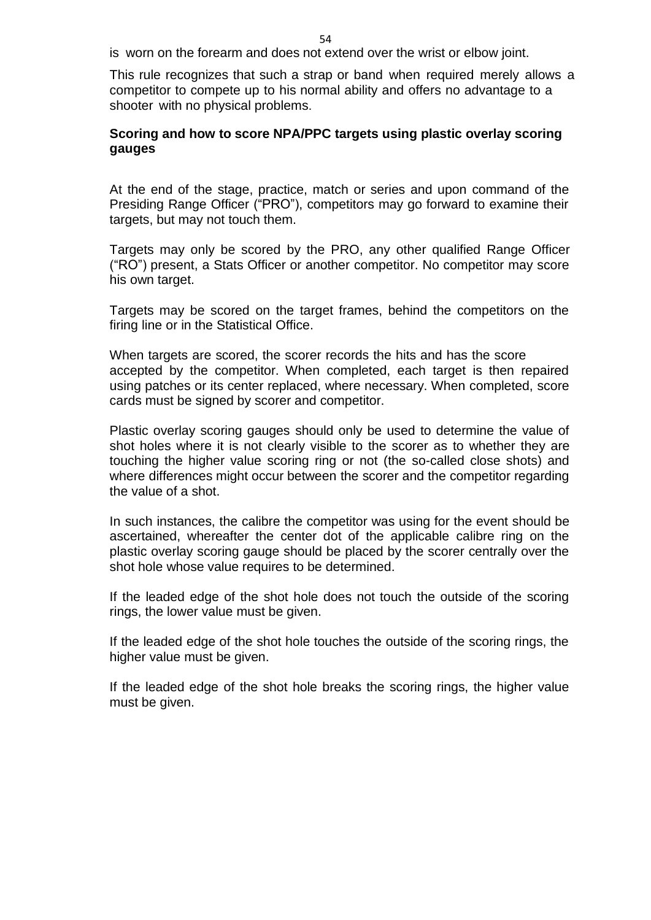is worn on the forearm and does not extend over the wrist or elbow joint.

This rule recognizes that such a strap or band when required merely allows a competitor to compete up to his normal ability and offers no advantage to a shooter with no physical problems.

**Scoring and how to score NPA/PPC targets using plastic overlay scoring gauges**

At the end of the stage, practice, match or series and upon command of the Presiding Range Officer ("PRO"), competitors may go forward to examine their targets, but may not touch them.

Targets may only be scored by the PRO, any other qualified Range Officer ("RO") present, a Stats Officer or another competitor. No competitor may score his own target.

Targets may be scored on the target frames, behind the competitors on the firing line or in the Statistical Office.

When targets are scored, the scorer records the hits and has the score accepted by the competitor. When completed, each target is then repaired using patches or its center replaced, where necessary. When completed, score cards must be signed by scorer and competitor.

Plastic overlay scoring gauges should only be used to determine the value of shot holes where it is not clearly visible to the scorer as to whether they are touching the higher value scoring ring or not (the so-called close shots) and where differences might occur between the scorer and the competitor regarding the value of a shot.

In such instances, the calibre the competitor was using for the event should be ascertained, whereafter the center dot of the applicable calibre ring on the plastic overlay scoring gauge should be placed by the scorer centrally over the shot hole whose value requires to be determined.

If the leaded edge of the shot hole does not touch the outside of the scoring rings, the lower value must be given.

If the leaded edge of the shot hole touches the outside of the scoring rings, the higher value must be given.

If the leaded edge of the shot hole breaks the scoring rings, the higher value must be given.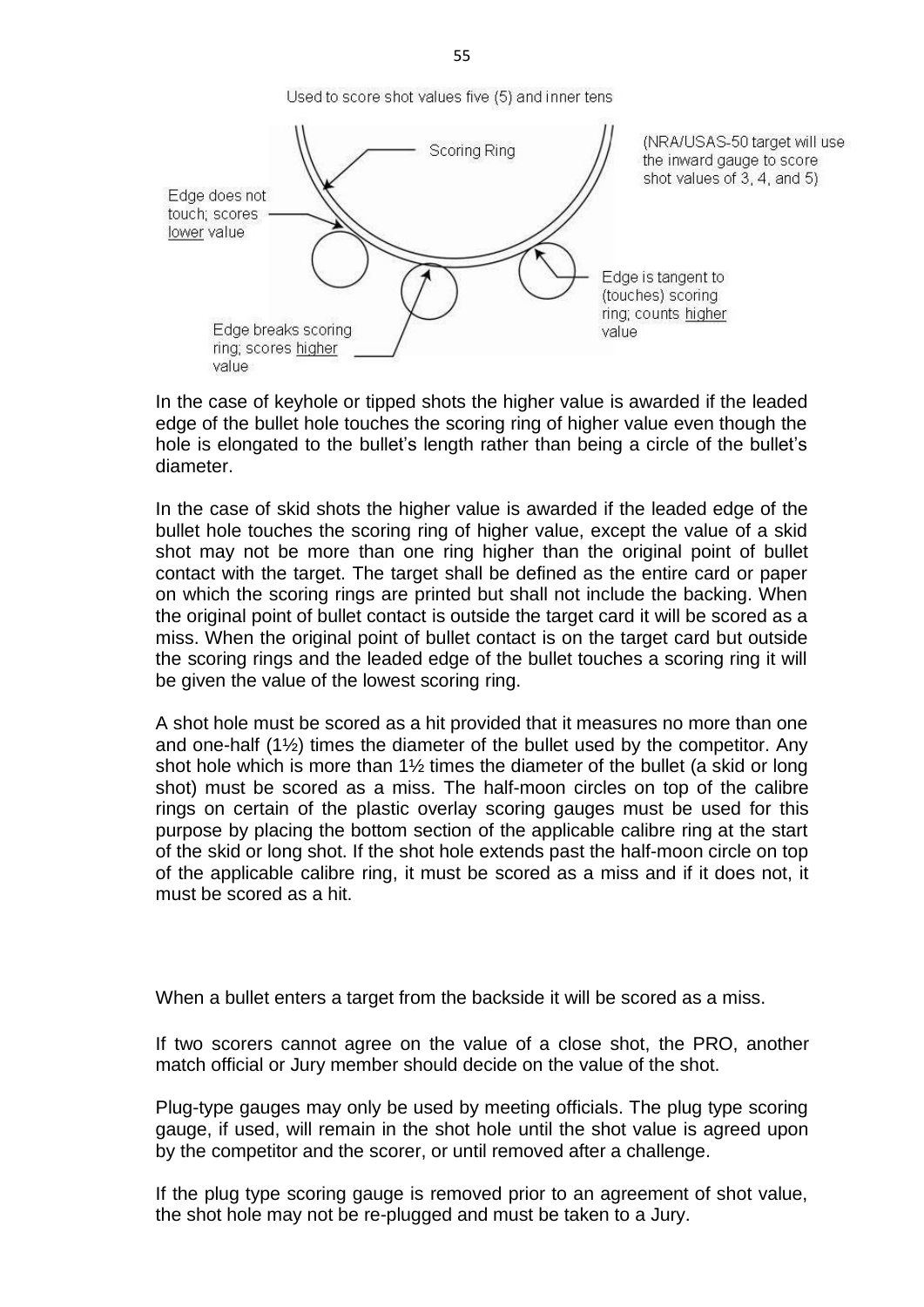Used to score shot values five (5) and inner tens

Scoring Ring

(NRA/USAS-50 target will use the inward gauge to score shot values of 3, 4, and 5)

Edge does not touch; scores lower value

Edge is tangent to (touches) scoring ring; counts higher value

Edge breaks scoring ring; scores higher value

In the case of keyhole or tipped shots the higher value is awarded if the leaded edge of the bullet hole touches the scoring ring of higher value even though the hole is elongated to the bullet's length rather than being a circle of the bullet's diameter.

In the case of skid shots the higher value is awarded if the leaded edge of the bullet hole touches the scoring ring of higher value, except the value of a skid shot may not be more than one ring higher than the original point of bullet contact with the target. The target shall be defined as the entire card or paper on which the scoring rings are printed but shall not include the backing. When the original point of bullet contact is outside the target card it will be scored as a miss. When the original point of bullet contact is on the target card but outside the scoring rings and the leaded edge of the bullet touches a scoring ring it will be given the value of the lowest scoring ring.

A shot hole must be scored as a hit provided that it measures no more than one and one-half (1½) times the diameter of the bullet used by the competitor. Any shot hole which is more than 1½ times the diameter of the bullet (a skid or long shot) must be scored as a miss. The half-moon circles on top of the calibre rings on certain of the plastic overlay scoring gauges must be used for this purpose by placing the bottom section of the applicable calibre ring at the start of the skid or long shot. If the shot hole extends past the half-moon circle on top of the applicable calibre ring, it must be scored as a miss and if it does not, it must be scored as a hit.

When a bullet enters a target from the backside it will be scored as a miss.

If two scorers cannot agree on the value of a close shot, the PRO, another match official or Jury member should decide on the value of the shot.

Plug-type gauges may only be used by meeting officials. The plug type scoring gauge, if used, will remain in the shot hole until the shot value is agreed upon by the competitor and the scorer, or until removed after a challenge.

If the plug type scoring gauge is removed prior to an agreement of shot value, the shot hole may not be re-plugged and must be taken to a Jury.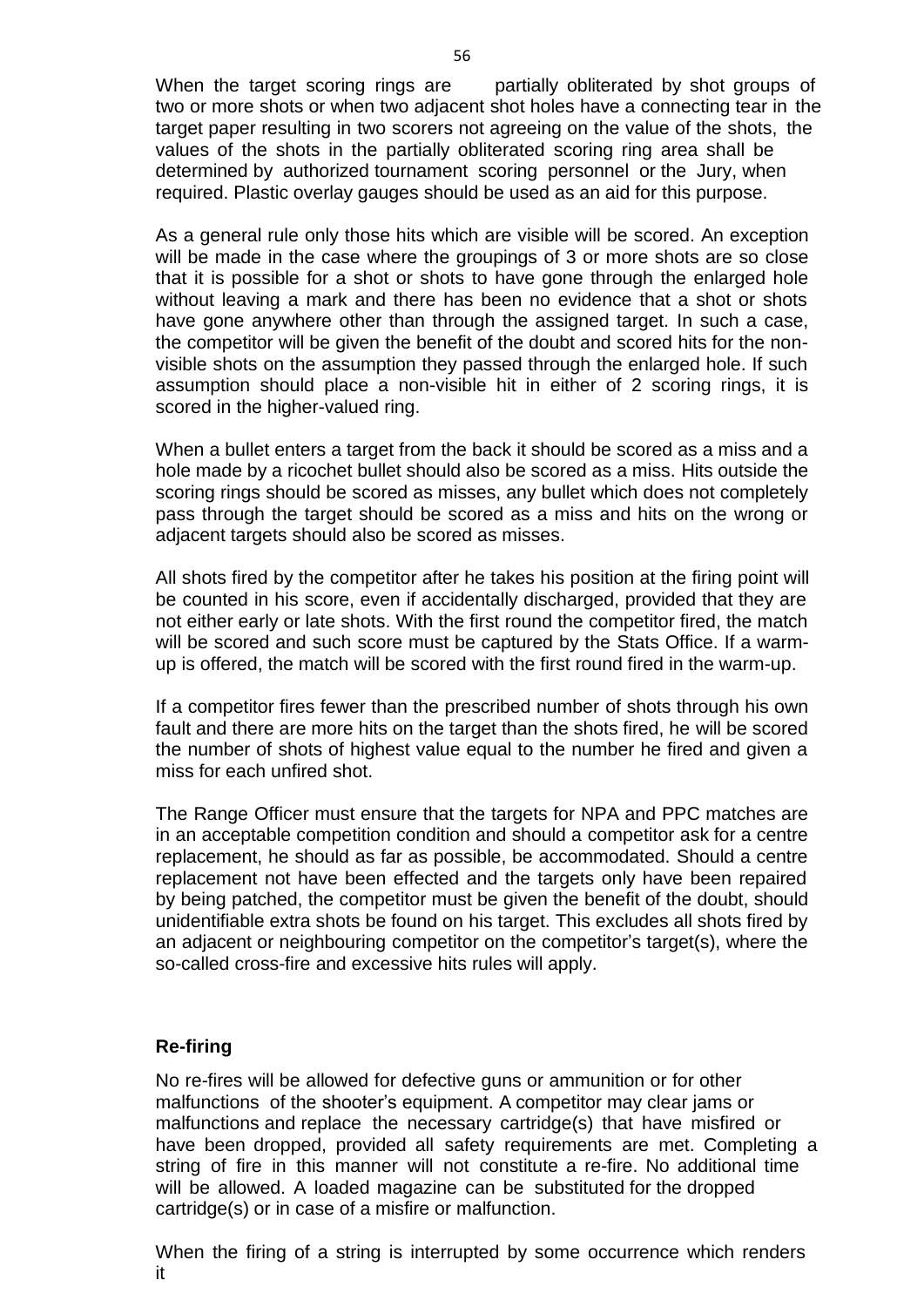When the target scoring rings are partially obliterated by shot groups of two or more shots or when two adjacent shot holes have a connecting tear in the target paper resulting in two scorers not agreeing on the value of the shots, the values of the shots in the partially obliterated scoring ring area shall be determined by authorized tournament scoring personnel or the Jury, when required. Plastic overlay gauges should be used as an aid for this purpose.

As a general rule only those hits which are visible will be scored. An exception will be made in the case where the groupings of 3 or more shots are so close that it is possible for a shot or shots to have gone through the enlarged hole without leaving a mark and there has been no evidence that a shot or shots have gone anywhere other than through the assigned target. In such a case, the competitor will be given the benefit of the doubt and scored hits for the non-visible shots on the assumption they passed through the enlarged hole. If such assumption should place a non-visible hit in either of 2 scoring rings, it is scored in the higher-valued ring.

When a bullet enters a target from the back it should be scored as a miss and a hole made by a ricochet bullet should also be scored as a miss. Hits outside the scoring rings should be scored as misses, any bullet which does not completely pass through the target should be scored as a miss and hits on the wrong or adjacent targets should also be scored as misses.

All shots fired by the competitor after he takes his position at the firing point will be counted in his score, even if accidentally discharged, provided that they are not either early or late shots. With the first round the competitor fired, the match will be scored and such score must be captured by the Stats Office. If a warm-up is offered, the match will be scored with the first round fired in the warm-up.

If a competitor fires fewer than the prescribed number of shots through his own fault and there are more hits on the target than the shots fired, he will be scored the number of shots of highest value equal to the number he fired and given a miss for each unfired shot.

The Range Officer must ensure that the targets for NPA and PPC matches are in an acceptable competition condition and should a competitor ask for a centre replacement, he should as far as possible, be accommodated. Should a centre replacement not have been effected and the targets only have been repaired by being patched, the competitor must be given the benefit of the doubt, should unidentifiable extra shots be found on his target. This excludes all shots fired by an adjacent or neighbouring competitor on the competitor's target(s), where the so-called cross-fire and excessive hits rules will apply.

**Re-firing**

No re-fires will be allowed for defective guns or ammunition or for other malfunctions of the shooter's equipment. A competitor may clear jams or malfunctions and replace the necessary cartridge(s) that have misfired or have been dropped, provided all safety requirements are met. Completing a string of fire in this manner will not constitute a re-fire. No additional time will be allowed. A loaded magazine can be substituted for the dropped cartridge(s) or in case of a misfire or malfunction.

When the firing of a string is interrupted by some occurrence which renders it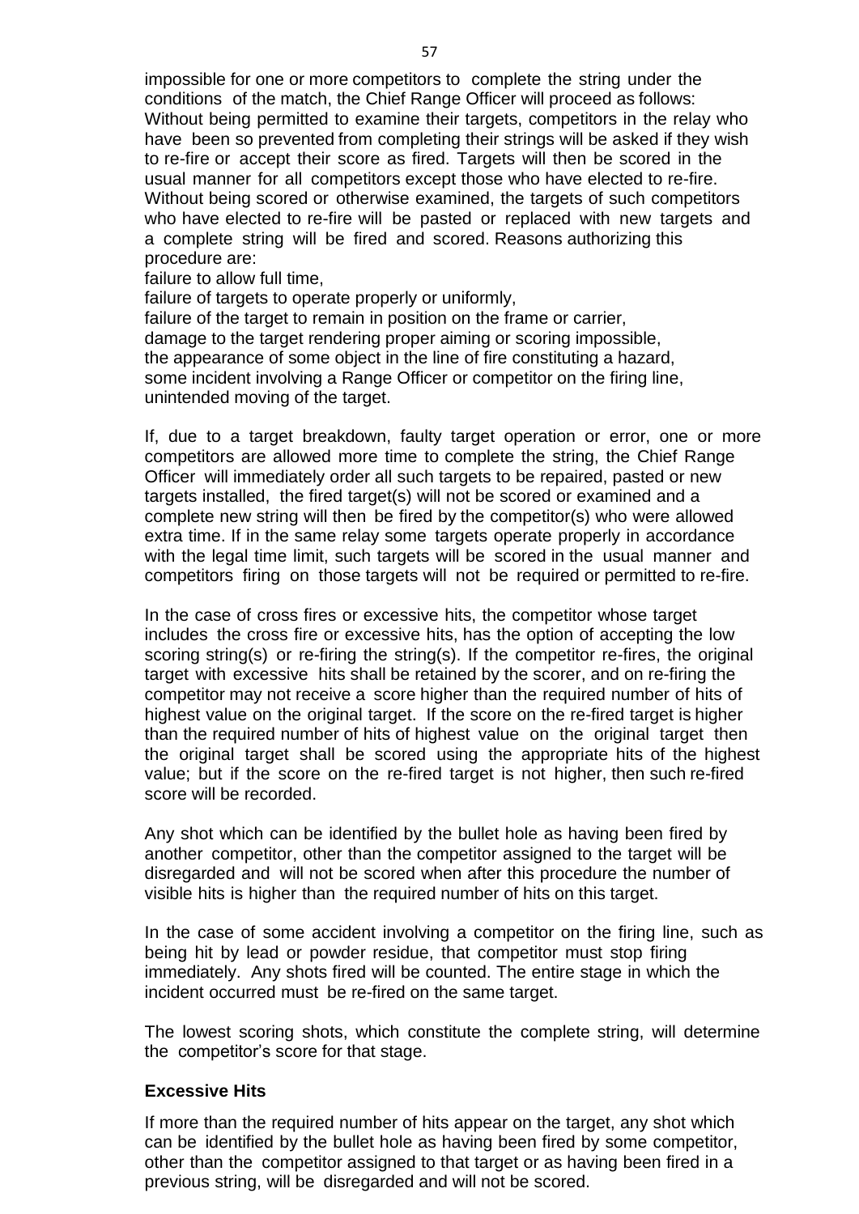impossible for one or more competitors to complete the string under the conditions of the match, the Chief Range Officer will proceed as follows: Without being permitted to examine their targets, competitors in the relay who have been so prevented from completing their strings will be asked if they wish to re-fire or accept their score as fired. Targets will then be scored in the usual manner for all competitors except those who have elected to re-fire. Without being scored or otherwise examined, the targets of such competitors who have elected to re-fire will be pasted or replaced with new targets and a complete string will be fired and scored. Reasons authorizing this procedure are:

failure to allow full time,
failure of targets to operate properly or uniformly,
failure of the target to remain in position on the frame or carrier,
damage to the target rendering proper aiming or scoring impossible,
the appearance of some object in the line of fire constituting a hazard,
some incident involving a Range Officer or competitor on the firing line,
unintended moving of the target.

If, due to a target breakdown, faulty target operation or error, one or more competitors are allowed more time to complete the string, the Chief Range Officer will immediately order all such targets to be repaired, pasted or new targets installed, the fired target(s) will not be scored or examined and a complete new string will then be fired by the competitor(s) who were allowed extra time. If in the same relay some targets operate properly in accordance with the legal time limit, such targets will be scored in the usual manner and competitors firing on those targets will not be required or permitted to re-fire.

In the case of cross fires or excessive hits, the competitor whose target includes the cross fire or excessive hits, has the option of accepting the low scoring string(s) or re-firing the string(s). If the competitor re-fires, the original target with excessive hits shall be retained by the scorer, and on re-firing the competitor may not receive a score higher than the required number of hits of highest value on the original target. If the score on the re-fired target is higher than the required number of hits of highest value on the original target then the original target shall be scored using the appropriate hits of the highest value; but if the score on the re-fired target is not higher, then such re-fired score will be recorded.

Any shot which can be identified by the bullet hole as having been fired by another competitor, other than the competitor assigned to the target will be disregarded and will not be scored when after this procedure the number of visible hits is higher than the required number of hits on this target.

In the case of some accident involving a competitor on the firing line, such as being hit by lead or powder residue, that competitor must stop firing immediately. Any shots fired will be counted. The entire stage in which the incident occurred must be re-fired on the same target.

The lowest scoring shots, which constitute the complete string, will determine the competitor's score for that stage.

### Excessive Hits

If more than the required number of hits appear on the target, any shot which can be identified by the bullet hole as having been fired by some competitor, other than the competitor assigned to that target or as having been fired in a previous string, will be disregarded and will not be scored.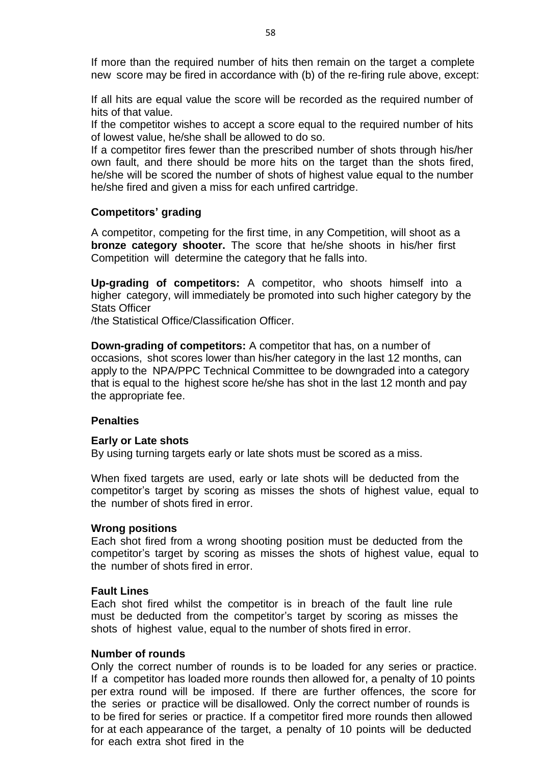If more than the required number of hits then remain on the target a complete new score may be fired in accordance with (b) of the re-firing rule above, except:

If all hits are equal value the score will be recorded as the required number of hits of that value.
If the competitor wishes to accept a score equal to the required number of hits of lowest value, he/she shall be allowed to do so.
If a competitor fires fewer than the prescribed number of shots through his/her own fault, and there should be more hits on the target than the shots fired, he/she will be scored the number of shots of highest value equal to the number he/she fired and given a miss for each unfired cartridge.

**Competitors' grading**

A competitor, competing for the first time, in any Competition, will shoot as a **bronze category shooter.** The score that he/she shoots in his/her first Competition will determine the category that he falls into.

**Up-grading of competitors:** A competitor, who shoots himself into a higher category, will immediately be promoted into such higher category by the Stats Officer
/the Statistical Office/Classification Officer.

**Down-grading of competitors:** A competitor that has, on a number of occasions, shot scores lower than his/her category in the last 12 months, can apply to the NPA/PPC Technical Committee to be downgraded into a category that is equal to the highest score he/she has shot in the last 12 month and pay the appropriate fee.

**Penalties**

**Early or Late shots**
By using turning targets early or late shots must be scored as a miss.

When fixed targets are used, early or late shots will be deducted from the competitor's target by scoring as misses the shots of highest value, equal to the number of shots fired in error.

**Wrong positions**
Each shot fired from a wrong shooting position must be deducted from the competitor's target by scoring as misses the shots of highest value, equal to the number of shots fired in error.

**Fault Lines**
Each shot fired whilst the competitor is in breach of the fault line rule must be deducted from the competitor's target by scoring as misses the shots of highest value, equal to the number of shots fired in error.

**Number of rounds**
Only the correct number of rounds is to be loaded for any series or practice. If a competitor has loaded more rounds then allowed for, a penalty of 10 points per extra round will be imposed. If there are further offences, the score for the series or practice will be disallowed. Only the correct number of rounds is to be fired for series or practice. If a competitor fired more rounds then allowed for at each appearance of the target, a penalty of 10 points will be deducted for each extra shot fired in the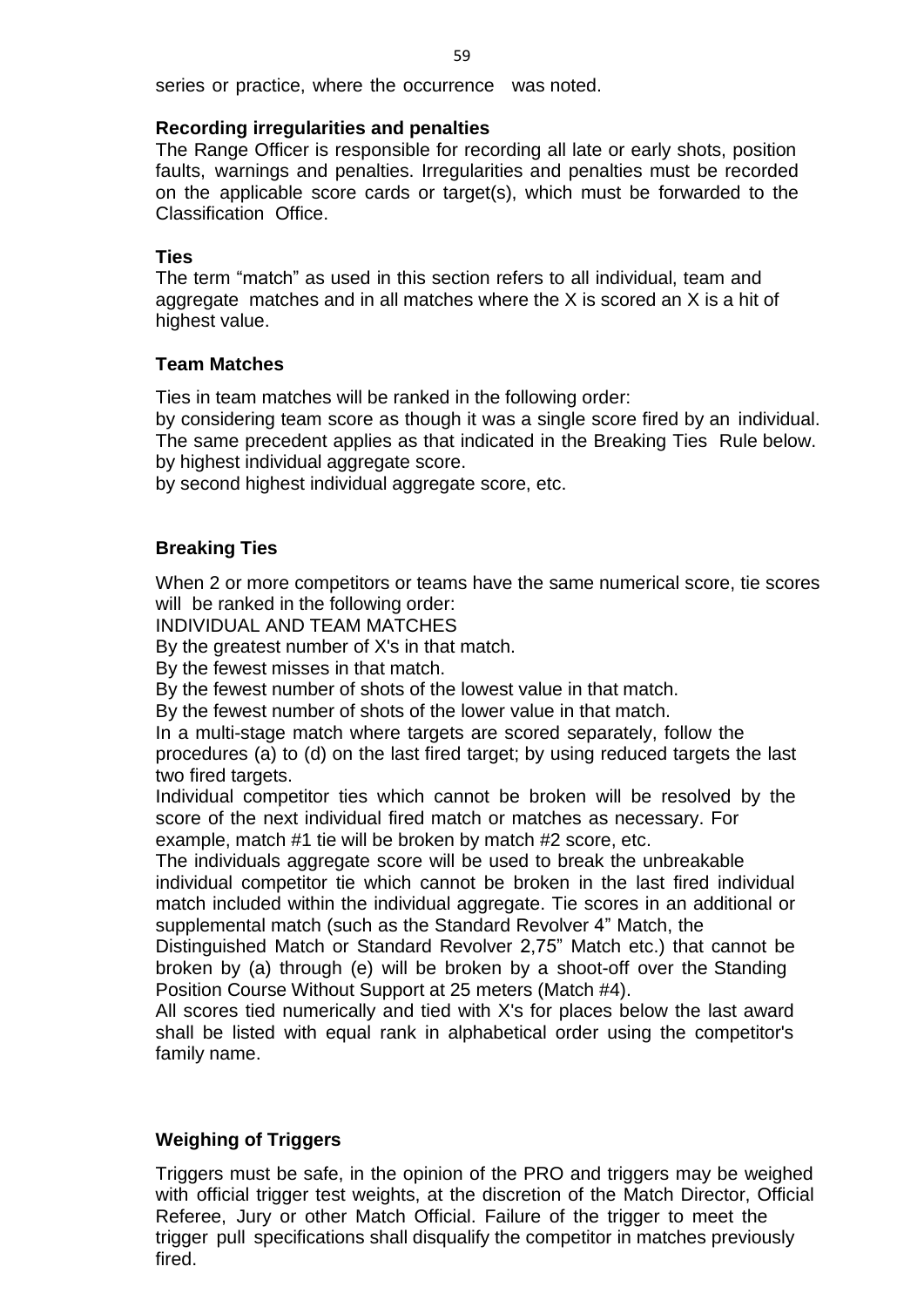series or practice, where the occurrence was noted.

**Recording irregularities and penalties**

The Range Officer is responsible for recording all late or early shots, position faults, warnings and penalties. Irregularities and penalties must be recorded on the applicable score cards or target(s), which must be forwarded to the Classification Office.

**Ties**

The term "match" as used in this section refers to all individual, team and aggregate matches and in all matches where the X is scored an X is a hit of highest value.

**Team Matches**

Ties in team matches will be ranked in the following order:

by considering team score as though it was a single score fired by an individual. The same precedent applies as that indicated in the Breaking Ties Rule below.

by highest individual aggregate score.

by second highest individual aggregate score, etc.

**Breaking Ties**

When 2 or more competitors or teams have the same numerical score, tie scores will be ranked in the following order:

INDIVIDUAL AND TEAM MATCHES

By the greatest number of X's in that match.

By the fewest misses in that match.

By the fewest number of shots of the lowest value in that match.

By the fewest number of shots of the lower value in that match.

In a multi-stage match where targets are scored separately, follow the procedures (a) to (d) on the last fired target; by using reduced targets the last two fired targets.

Individual competitor ties which cannot be broken will be resolved by the score of the next individual fired match or matches as necessary. For example, match #1 tie will be broken by match #2 score, etc.

The individuals aggregate score will be used to break the unbreakable individual competitor tie which cannot be broken in the last fired individual match included within the individual aggregate. Tie scores in an additional or supplemental match (such as the Standard Revolver 4" Match, the Distinguished Match or Standard Revolver 2,75" Match etc.) that cannot be broken by (a) through (e) will be broken by a shoot-off over the Standing Position Course Without Support at 25 meters (Match #4).

All scores tied numerically and tied with X's for places below the last award shall be listed with equal rank in alphabetical order using the competitor's family name.

**Weighing of Triggers**

Triggers must be safe, in the opinion of the PRO and triggers may be weighed with official trigger test weights, at the discretion of the Match Director, Official Referee, Jury or other Match Official. Failure of the trigger to meet the trigger pull specifications shall disqualify the competitor in matches previously fired.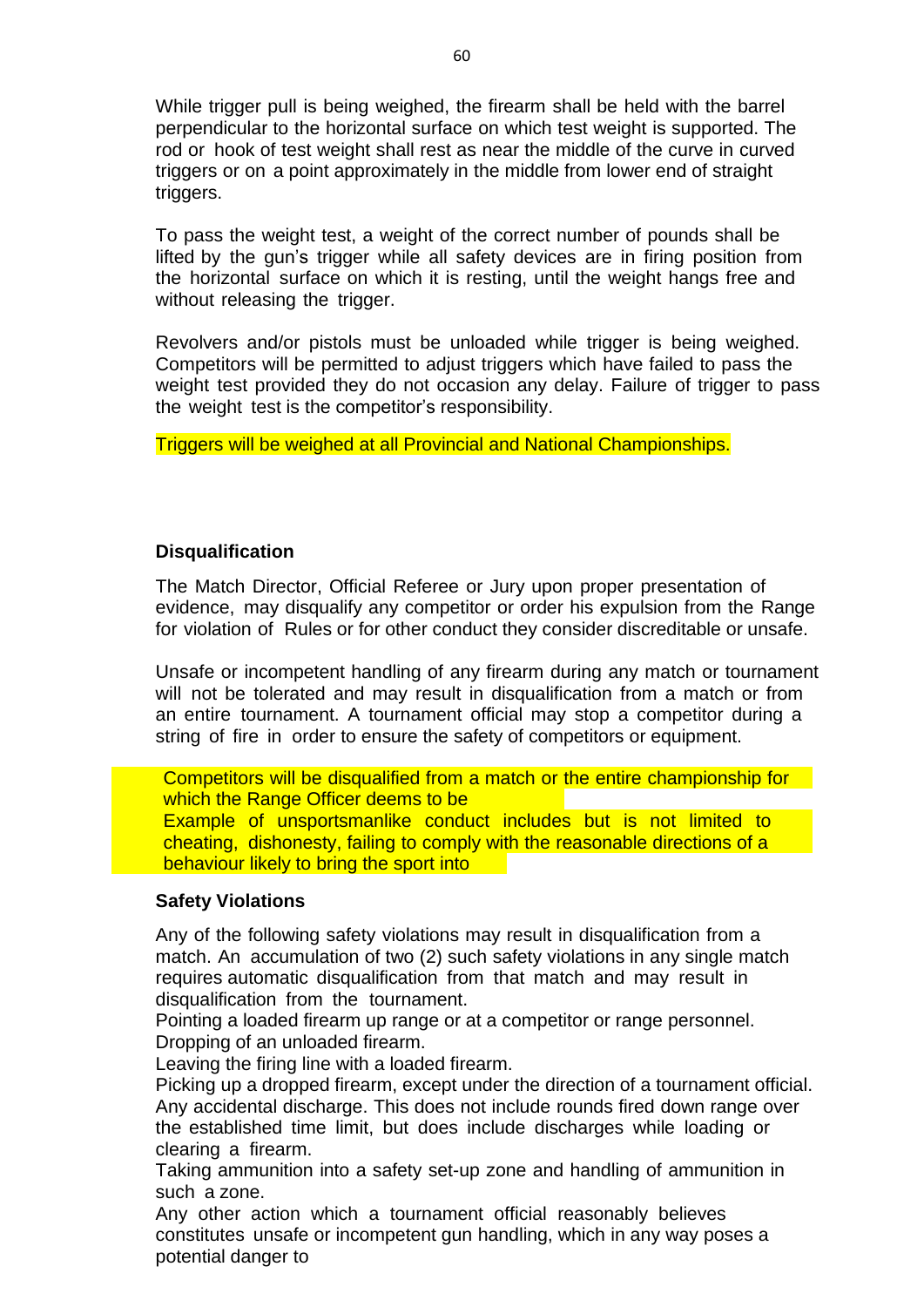While trigger pull is being weighed, the firearm shall be held with the barrel perpendicular to the horizontal surface on which test weight is supported. The rod or hook of test weight shall rest as near the middle of the curve in curved triggers or on a point approximately in the middle from lower end of straight triggers.

To pass the weight test, a weight of the correct number of pounds shall be lifted by the gun's trigger while all safety devices are in firing position from the horizontal surface on which it is resting, until the weight hangs free and without releasing the trigger.

Revolvers and/or pistols must be unloaded while trigger is being weighed. Competitors will be permitted to adjust triggers which have failed to pass the weight test provided they do not occasion any delay. Failure of trigger to pass the weight test is the competitor's responsibility.

Triggers will be weighed at all Provincial and National Championships.

**Disqualification**

The Match Director, Official Referee or Jury upon proper presentation of evidence, may disqualify any competitor or order his expulsion from the Range for violation of Rules or for other conduct they consider discreditable or unsafe.

Unsafe or incompetent handling of any firearm during any match or tournament will not be tolerated and may result in disqualification from a match or from an entire tournament. A tournament official may stop a competitor during a string of fire in order to ensure the safety of competitors or equipment.

Competitors will be disqualified from a match or the entire championship for which the Range Officer deems to be
Example of unsportsmanlike conduct includes but is not limited to cheating, dishonesty, failing to comply with the reasonable directions of a behaviour likely to bring the sport into

**Safety Violations**

Any of the following safety violations may result in disqualification from a match. An accumulation of two (2) such safety violations in any single match requires automatic disqualification from that match and may result in disqualification from the tournament.
Pointing a loaded firearm up range or at a competitor or range personnel.
Dropping of an unloaded firearm.
Leaving the firing line with a loaded firearm.
Picking up a dropped firearm, except under the direction of a tournament official.
Any accidental discharge. This does not include rounds fired down range over the established time limit, but does include discharges while loading or clearing a firearm.
Taking ammunition into a safety set-up zone and handling of ammunition in such a zone.
Any other action which a tournament official reasonably believes constitutes unsafe or incompetent gun handling, which in any way poses a potential danger to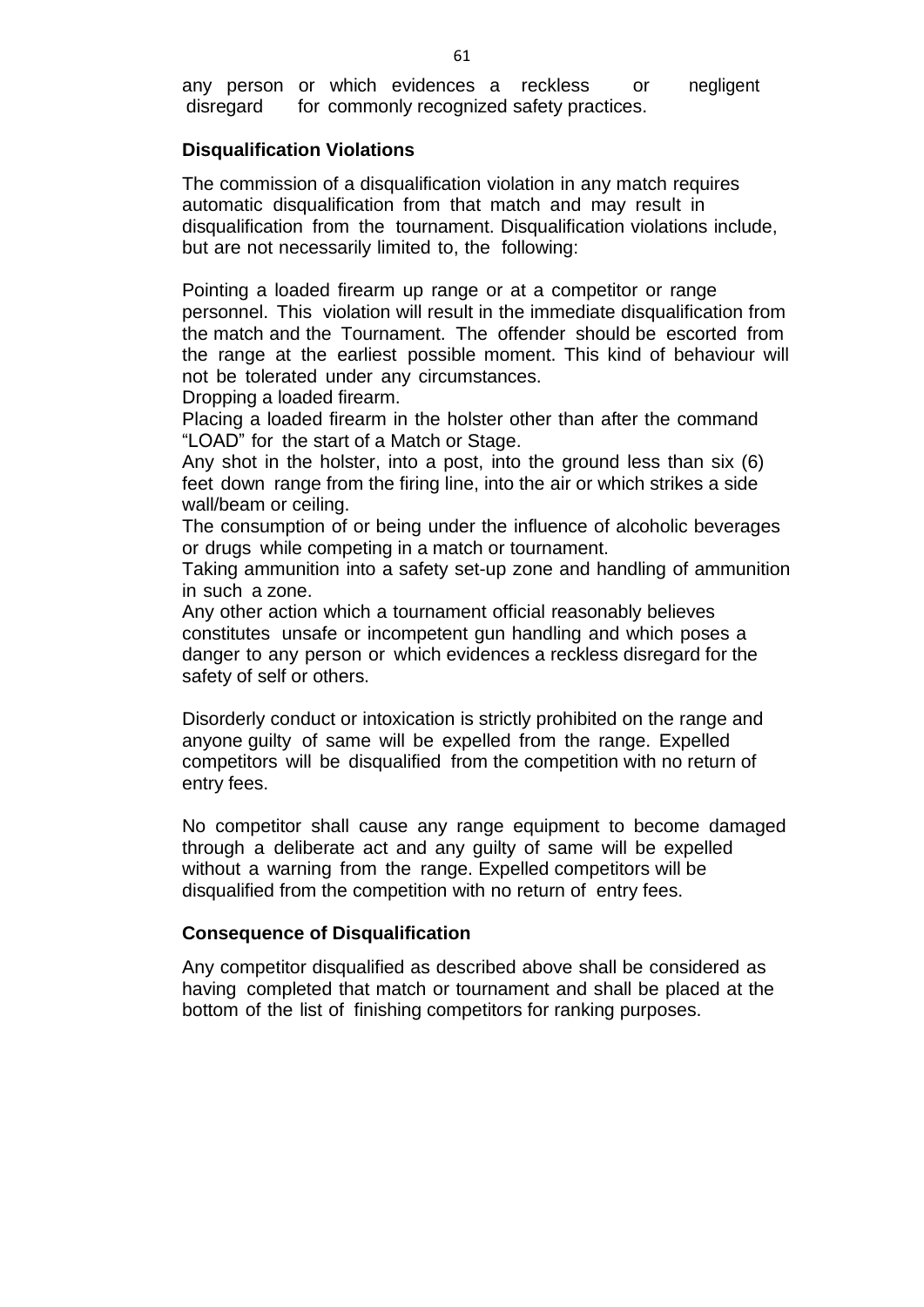any person or which evidences a reckless or negligent disregard for commonly recognized safety practices.

**Disqualification Violations**

The commission of a disqualification violation in any match requires automatic disqualification from that match and may result in disqualification from the tournament. Disqualification violations include, but are not necessarily limited to, the following:

Pointing a loaded firearm up range or at a competitor or range personnel. This violation will result in the immediate disqualification from the match and the Tournament. The offender should be escorted from the range at the earliest possible moment. This kind of behaviour will not be tolerated under any circumstances.
Dropping a loaded firearm.
Placing a loaded firearm in the holster other than after the command "LOAD" for the start of a Match or Stage.
Any shot in the holster, into a post, into the ground less than six (6) feet down range from the firing line, into the air or which strikes a side wall/beam or ceiling.
The consumption of or being under the influence of alcoholic beverages or drugs while competing in a match or tournament.
Taking ammunition into a safety set-up zone and handling of ammunition in such a zone.
Any other action which a tournament official reasonably believes constitutes unsafe or incompetent gun handling and which poses a danger to any person or which evidences a reckless disregard for the safety of self or others.

Disorderly conduct or intoxication is strictly prohibited on the range and anyone guilty of same will be expelled from the range. Expelled competitors will be disqualified from the competition with no return of entry fees.

No competitor shall cause any range equipment to become damaged through a deliberate act and any guilty of same will be expelled without a warning from the range. Expelled competitors will be disqualified from the competition with no return of entry fees.

**Consequence of Disqualification**

Any competitor disqualified as described above shall be considered as having completed that match or tournament and shall be placed at the bottom of the list of finishing competitors for ranking purposes.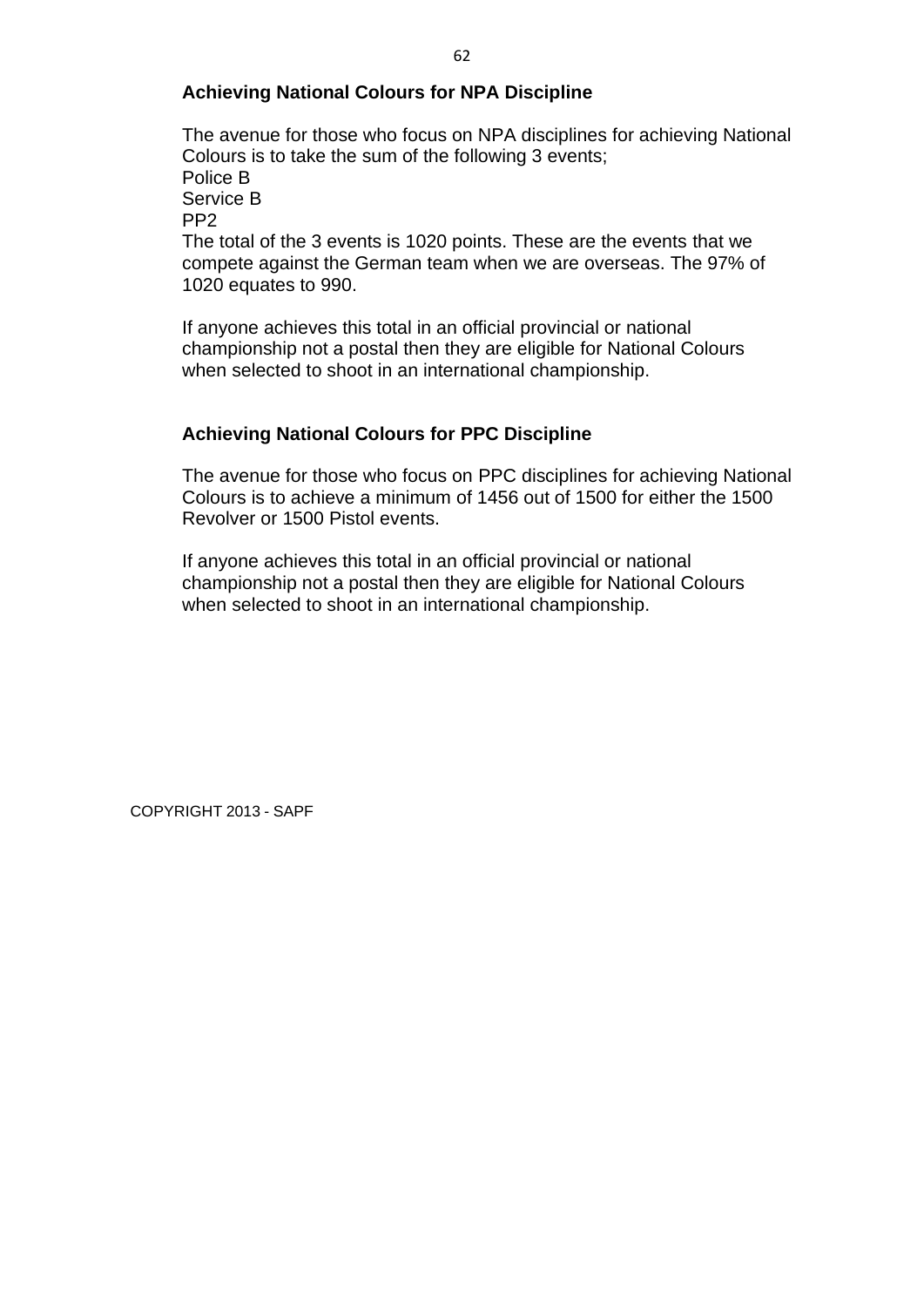## Achieving National Colours for NPA Discipline

The avenue for those who focus on NPA disciplines for achieving National Colours is to take the sum of the following 3 events;
Police B
Service B
PP2
The total of the 3 events is 1020 points. These are the events that we compete against the German team when we are overseas. The 97% of 1020 equates to 990.

If anyone achieves this total in an official provincial or national championship not a postal then they are eligible for National Colours when selected to shoot in an international championship.

## Achieving National Colours for PPC Discipline

The avenue for those who focus on PPC disciplines for achieving National Colours is to achieve a minimum of 1456 out of 1500 for either the 1500 Revolver or 1500 Pistol events.

If anyone achieves this total in an official provincial or national championship not a postal then they are eligible for National Colours when selected to shoot in an international championship.

COPYRIGHT 2013 - SAPF